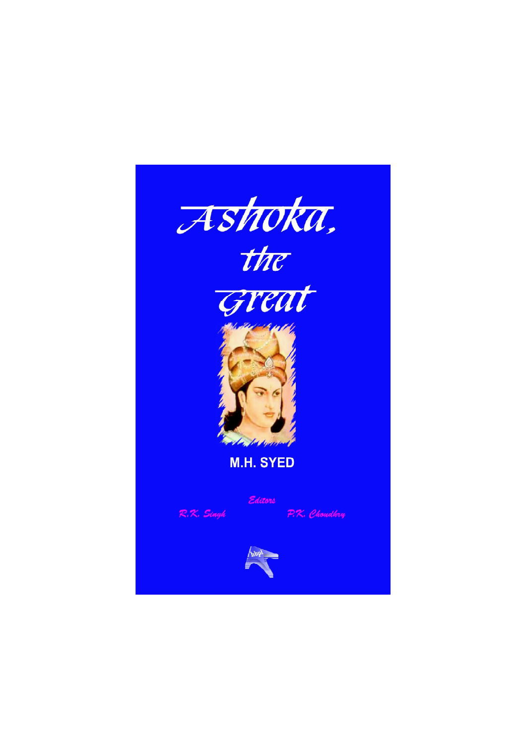# Ashoka, the Great

**M.H. SYED**

*Editors*

*R.K. Singh* *P.K. Choudhry*

hbpl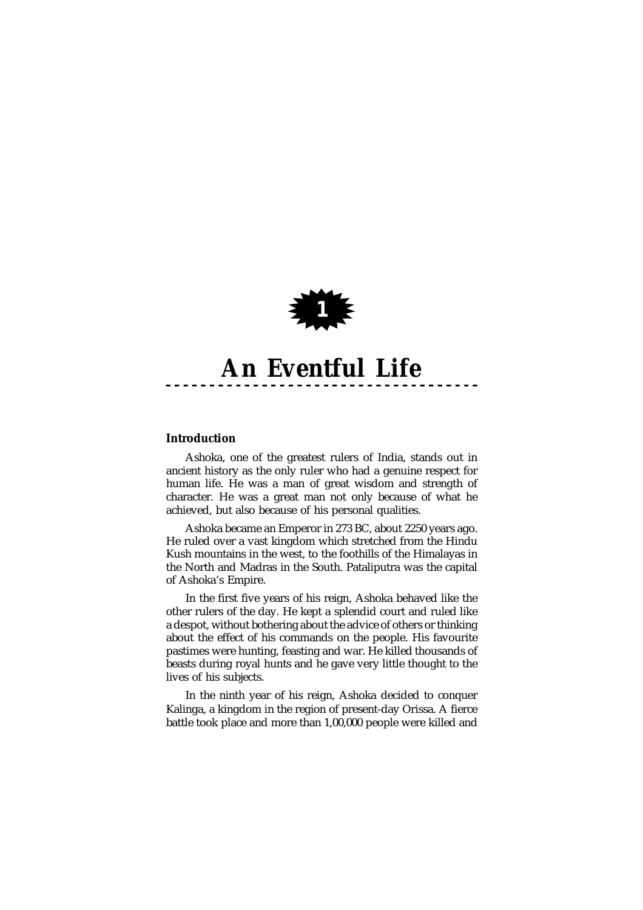# 1

# An Eventful Life

### Introduction

Ashoka, one of the greatest rulers of India, stands out in ancient history as the only ruler who had a genuine respect for human life. He was a man of great wisdom and strength of character. He was a great man not only because of what he achieved, but also because of his personal qualities.

Ashoka became an Emperor in 273 BC, about 2250 years ago. He ruled over a vast kingdom which stretched from the Hindu Kush mountains in the west, to the foothills of the Himalayas in the North and Madras in the South. Pataliputra was the capital of Ashoka's Empire.

In the first five years of his reign, Ashoka behaved like the other rulers of the day. He kept a splendid court and ruled like a despot, without bothering about the advice of others or thinking about the effect of his commands on the people. His favourite pastimes were hunting, feasting and war. He killed thousands of beasts during royal hunts and he gave very little thought to the lives of his subjects.

In the ninth year of his reign, Ashoka decided to conquer Kalinga, a kingdom in the region of present-day Orissa. A fierce battle took place and more than 1,00,000 people were killed and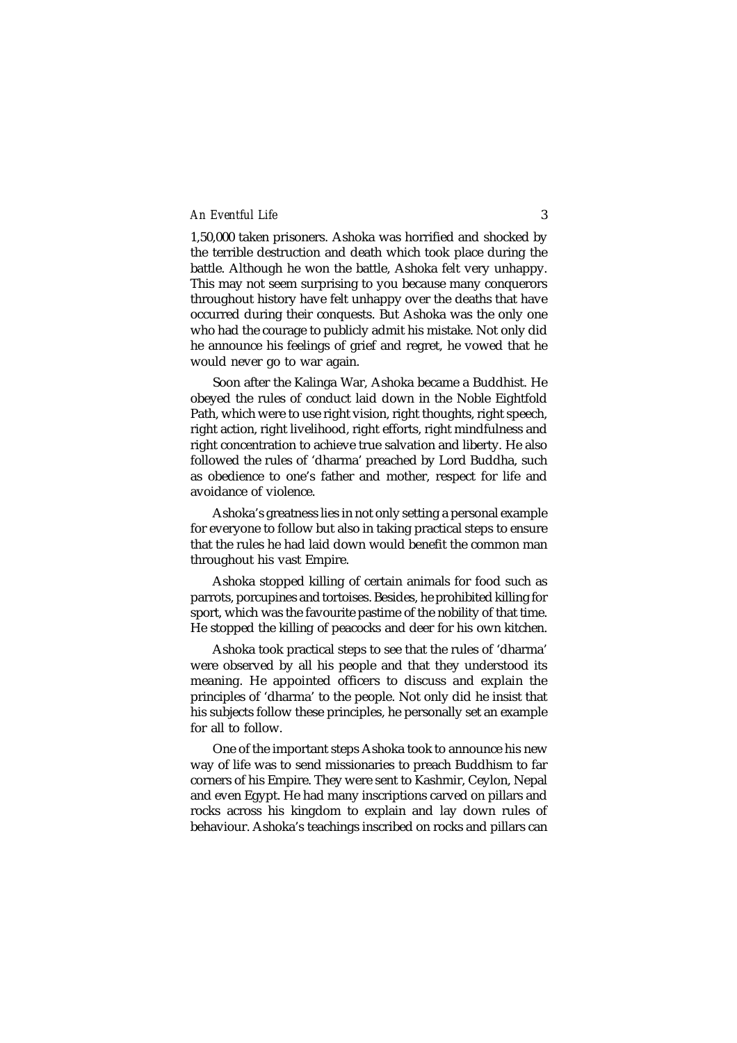1,50,000 taken prisoners. Ashoka was horrified and shocked by the terrible destruction and death which took place during the battle. Although he won the battle, Ashoka felt very unhappy. This may not seem surprising to you because many conquerors throughout history have felt unhappy over the deaths that have occurred during their conquests. But Ashoka was the only one who had the courage to publicly admit his mistake. Not only did he announce his feelings of grief and regret, he vowed that he would never go to war again.

Soon after the Kalinga War, Ashoka became a Buddhist. He obeyed the rules of conduct laid down in the Noble Eightfold Path, which were to use right vision, right thoughts, right speech, right action, right livelihood, right efforts, right mindfulness and right concentration to achieve true salvation and liberty. He also followed the rules of 'dharma' preached by Lord Buddha, such as obedience to one's father and mother, respect for life and avoidance of violence.

Ashoka's greatness lies in not only setting a personal example for everyone to follow but also in taking practical steps to ensure that the rules he had laid down would benefit the common man throughout his vast Empire.

Ashoka stopped killing of certain animals for food such as parrots, porcupines and tortoises. Besides, he prohibited killing for sport, which was the favourite pastime of the nobility of that time. He stopped the killing of peacocks and deer for his own kitchen.

Ashoka took practical steps to see that the rules of 'dharma' were observed by all his people and that they understood its meaning. He appointed officers to discuss and explain the principles of 'dharma' to the people. Not only did he insist that his subjects follow these principles, he personally set an example for all to follow.

One of the important steps Ashoka took to announce his new way of life was to send missionaries to preach Buddhism to far corners of his Empire. They were sent to Kashmir, Ceylon, Nepal and even Egypt. He had many inscriptions carved on pillars and rocks across his kingdom to explain and lay down rules of behaviour. Ashoka's teachings inscribed on rocks and pillars can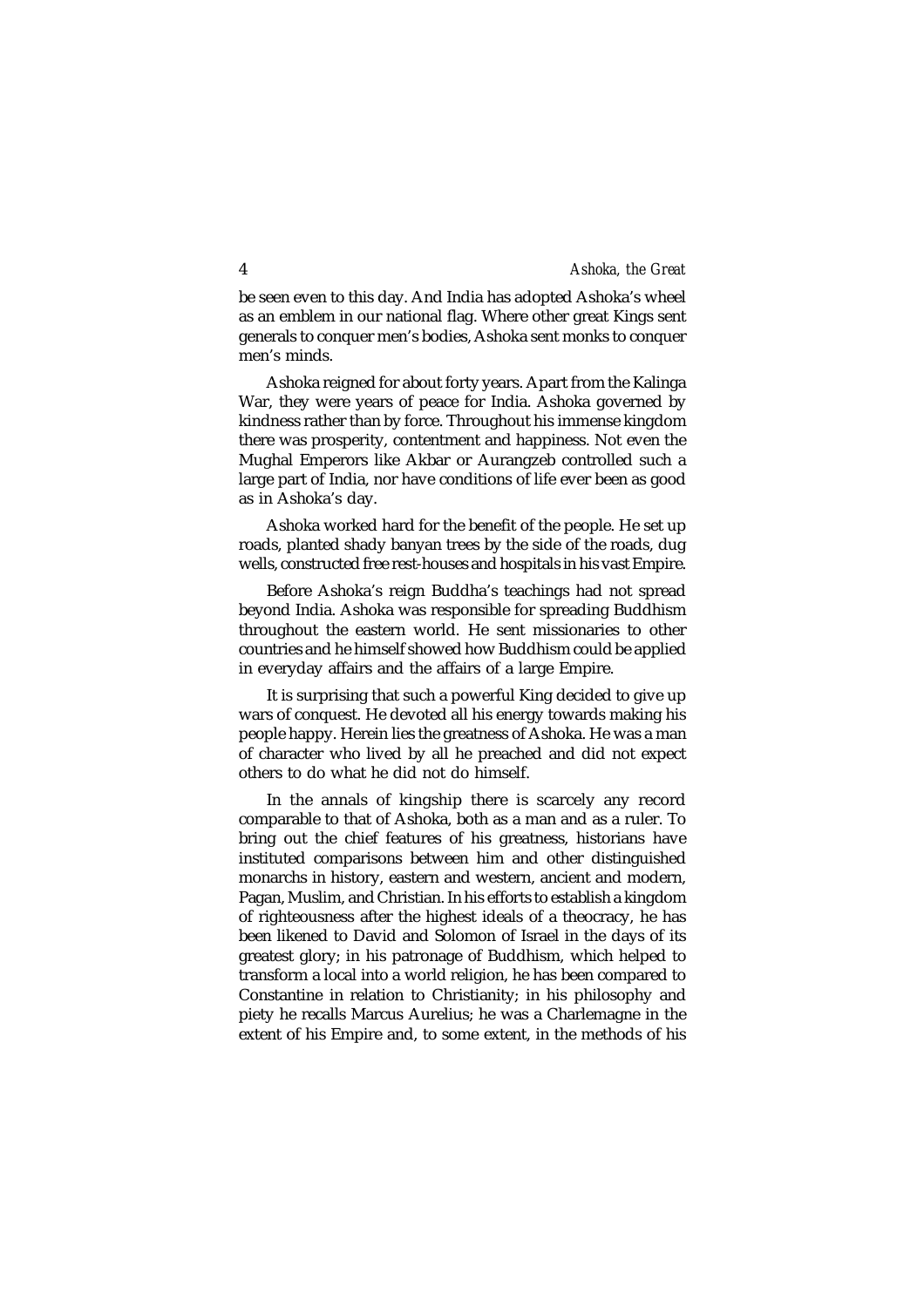be seen even to this day. And India has adopted Ashoka's wheel as an emblem in our national flag. Where other great Kings sent generals to conquer men's bodies, Ashoka sent monks to conquer men's minds.

Ashoka reigned for about forty years. Apart from the Kalinga War, they were years of peace for India. Ashoka governed by kindness rather than by force. Throughout his immense kingdom there was prosperity, contentment and happiness. Not even the Mughal Emperors like Akbar or Aurangzeb controlled such a large part of India, nor have conditions of life ever been as good as in Ashoka's day.

Ashoka worked hard for the benefit of the people. He set up roads, planted shady banyan trees by the side of the roads, dug wells, constructed free rest-houses and hospitals in his vast Empire.

Before Ashoka's reign Buddha's teachings had not spread beyond India. Ashoka was responsible for spreading Buddhism throughout the eastern world. He sent missionaries to other countries and he himself showed how Buddhism could be applied in everyday affairs and the affairs of a large Empire.

It is surprising that such a powerful King decided to give up wars of conquest. He devoted all his energy towards making his people happy. Herein lies the greatness of Ashoka. He was a man of character who lived by all he preached and did not expect others to do what he did not do himself.

In the annals of kingship there is scarcely any record comparable to that of Ashoka, both as a man and as a ruler. To bring out the chief features of his greatness, historians have instituted comparisons between him and other distinguished monarchs in history, eastern and western, ancient and modern, Pagan, Muslim, and Christian. In his efforts to establish a kingdom of righteousness after the highest ideals of a theocracy, he has been likened to David and Solomon of Israel in the days of its greatest glory; in his patronage of Buddhism, which helped to transform a local into a world religion, he has been compared to Constantine in relation to Christianity; in his philosophy and piety he recalls Marcus Aurelius; he was a Charlemagne in the extent of his Empire and, to some extent, in the methods of his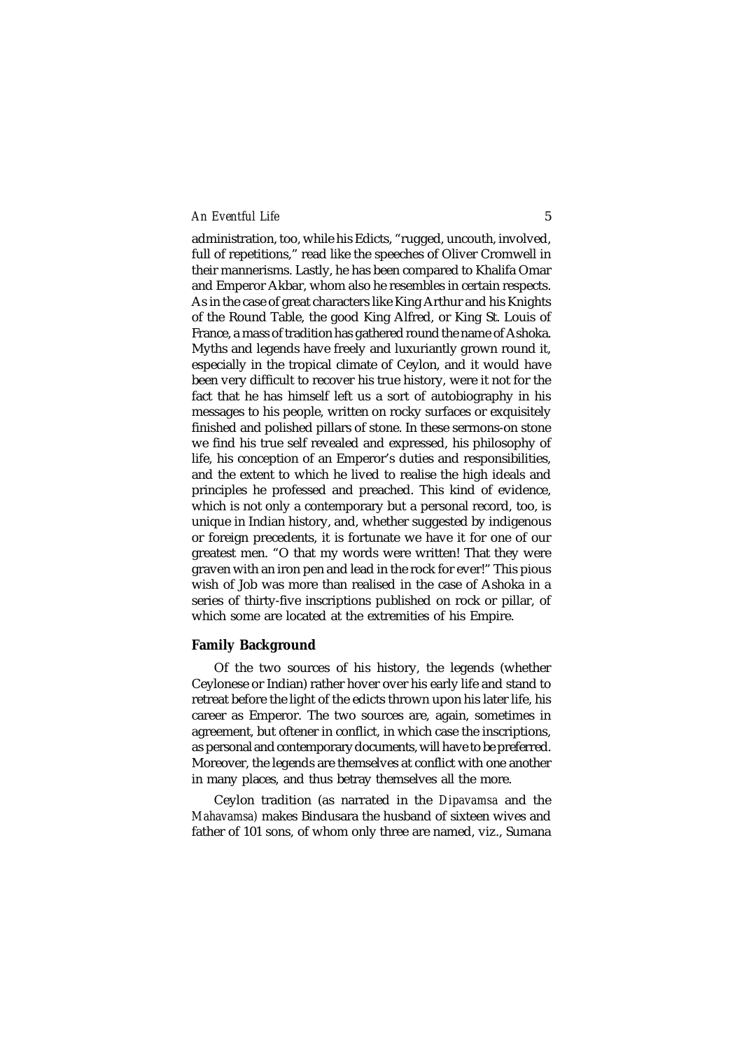administration, too, while his Edicts, "rugged, uncouth, involved, full of repetitions," read like the speeches of Oliver Cromwell in their mannerisms. Lastly, he has been compared to Khalifa Omar and Emperor Akbar, whom also he resembles in certain respects. As in the case of great characters like King Arthur and his Knights of the Round Table, the good King Alfred, or King St. Louis of France, a mass of tradition has gathered round the name of Ashoka. Myths and legends have freely and luxuriantly grown round it, especially in the tropical climate of Ceylon, and it would have been very difficult to recover his true history, were it not for the fact that he has himself left us a sort of autobiography in his messages to his people, written on rocky surfaces or exquisitely finished and polished pillars of stone. In these sermons-on stone we find his true self revealed and expressed, his philosophy of life, his conception of an Emperor's duties and responsibilities, and the extent to which he lived to realise the high ideals and principles he professed and preached. This kind of evidence, which is not only a contemporary but a personal record, too, is unique in Indian history, and, whether suggested by indigenous or foreign precedents, it is fortunate we have it for one of our greatest men. "O that my words were written! That they were graven with an iron pen and lead in the rock for ever!" This pious wish of Job was more than realised in the case of Ashoka in a series of thirty-five inscriptions published on rock or pillar, of which some are located at the extremities of his Empire.

## Family Background

Of the two sources of his history, the legends (whether Ceylonese or Indian) rather hover over his early life and stand to retreat before the light of the edicts thrown upon his later life, his career as Emperor. The two sources are, again, sometimes in agreement, but oftener in conflict, in which case the inscriptions, as personal and contemporary documents, will have to be preferred. Moreover, the legends are themselves at conflict with one another in many places, and thus betray themselves all the more.

Ceylon tradition (as narrated in the *Dipavamsa* and the *Mahavamsa*) makes Bindusara the husband of sixteen wives and father of 101 sons, of whom only three are named, viz., Sumana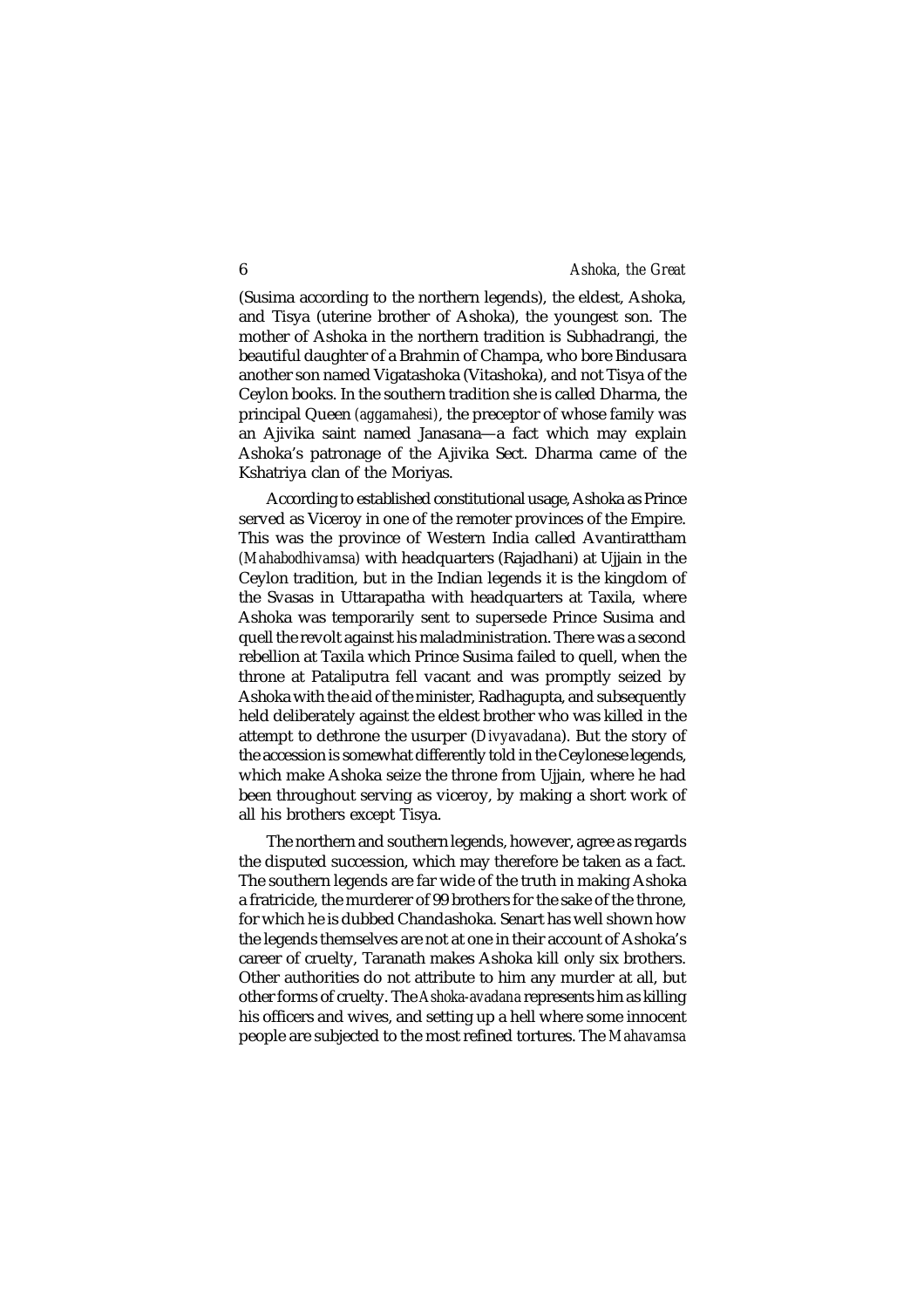(Susima according to the northern legends), the eldest, Ashoka, and Tisya (uterine brother of Ashoka), the youngest son. The mother of Ashoka in the northern tradition is Subhadrangi, the beautiful daughter of a Brahmin of Champa, who bore Bindusara another son named Vigatashoka (Vitashoka), and not Tisya of the Ceylon books. In the southern tradition she is called Dharma, the principal Queen *(aggamahesi)*, the preceptor of whose family was an Ajivika saint named Janasana—a fact which may explain Ashoka's patronage of the Ajivika Sect. Dharma came of the Kshatriya clan of the Moriyas.

According to established constitutional usage, Ashoka as Prince served as Viceroy in one of the remoter provinces of the Empire. This was the province of Western India called Avantirattham *(Mahabodhivamsa)* with headquarters (Rajadhani) at Ujjain in the Ceylon tradition, but in the Indian legends it is the kingdom of the Svasas in Uttarapatha with headquarters at Taxila, where Ashoka was temporarily sent to supersede Prince Susima and quell the revolt against his maladministration. There was a second rebellion at Taxila which Prince Susima failed to quell, when the throne at Pataliputra fell vacant and was promptly seized by Ashoka with the aid of the minister, Radhagupta, and subsequently held deliberately against the eldest brother who was killed in the attempt to dethrone the usurper (*Divyavadana*). But the story of the accession is somewhat differently told in the Ceylonese legends, which make Ashoka seize the throne from Ujjain, where he had been throughout serving as viceroy, by making a short work of all his brothers except Tisya.

The northern and southern legends, however, agree as regards the disputed succession, which may therefore be taken as a fact. The southern legends are far wide of the truth in making Ashoka a fratricide, the murderer of 99 brothers for the sake of the throne, for which he is dubbed Chandashoka. Senart has well shown how the legends themselves are not at one in their account of Ashoka's career of cruelty, Taranath makes Ashoka kill only six brothers. Other authorities do not attribute to him any murder at all, but other forms of cruelty. The *Ashoka-avadana* represents him as killing his officers and wives, and setting up a hell where some innocent people are subjected to the most refined tortures. The *Mahavamsa*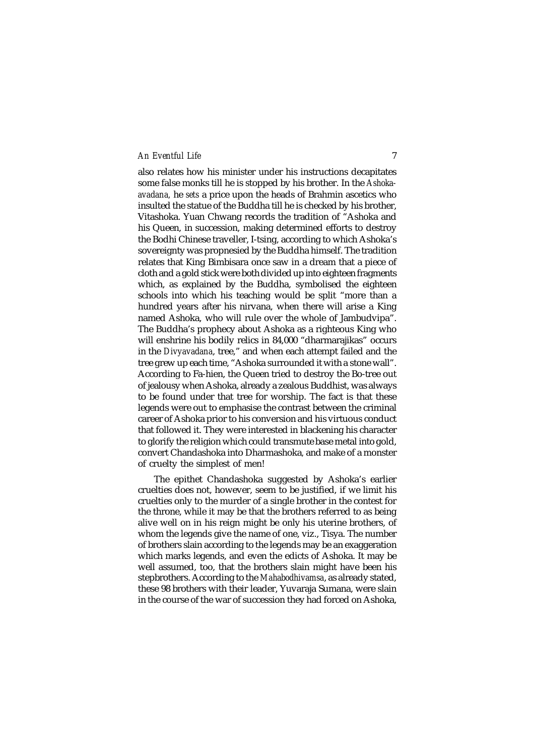also relates how his minister under his instructions decapitates some false monks till he is stopped by his brother. In the *Ashoka-avadana,* he *sets* a price upon the heads of Brahmin ascetics who insulted the statue of the Buddha till he is checked by his brother, Vitashoka. Yuan Chwang records the tradition of "Ashoka and his Queen, in succession, making determined efforts to destroy the Bodhi Chinese traveller, I-tsing, according to which Ashoka's sovereignty was propnesied by the Buddha himself. The tradition relates that King Bimbisara once saw in a dream that a piece of cloth and a gold stick were both divided up into eighteen fragments which, as explained by the Buddha, symbolised the eighteen schools into which his teaching would be split "more than a hundred years after his nirvana, when there will arise a King named Ashoka, who will rule over the whole of Jambudvipa". The Buddha's prophecy about Ashoka as a righteous King who will enshrine his bodily relics in 84,000 "dharmarajikas" occurs in the *Divyavadana*, tree," and when each attempt failed and the tree grew up each time, "Ashoka surrounded it with a stone wall". According to Fa-hien, the Queen tried to destroy the Bo-tree out of jealousy when Ashoka, already a zealous Buddhist, was always to be found under that tree for worship. The fact is that these legends were out to emphasise the contrast between the criminal career of Ashoka prior to his conversion and his virtuous conduct that followed it. They were interested in blackening his character to glorify the religion which could transmute base metal into gold, convert Chandashoka into Dharmashoka, and make of a monster of cruelty the simplest of men!

The epithet Chandashoka suggested by Ashoka's earlier cruelties does not, however, seem to be justified, if we limit his cruelties only to the murder of a single brother in the contest for the throne, while it may be that the brothers referred to as being alive well on in his reign might be only his uterine brothers, of whom the legends give the name of one, viz., Tisya. The number of brothers slain according to the legends may be an exaggeration which marks legends, and even the edicts of Ashoka. It may be well assumed, too, that the brothers slain might have been his stepbrothers. According to the *Mahabodhivamsa*, as already stated, these 98 brothers with their leader, Yuvaraja Sumana, were slain in the course of the war of succession they had forced on Ashoka,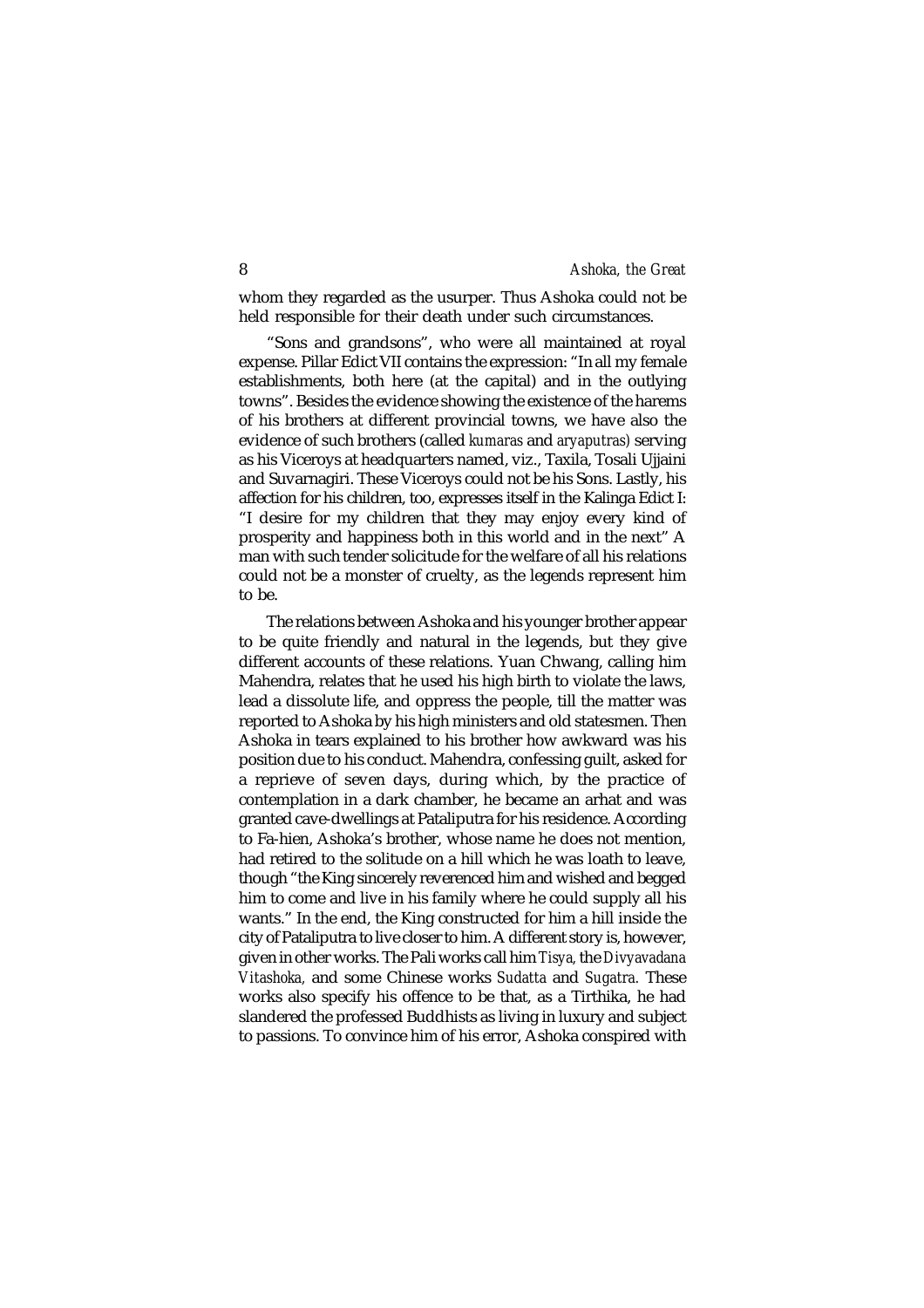whom they regarded as the usurper. Thus Ashoka could not be held responsible for their death under such circumstances.

"Sons and grandsons", who were all maintained at royal expense. Pillar Edict VII contains the expression: "In all my female establishments, both here (at the capital) and in the outlying towns". Besides the evidence showing the existence of the harems of his brothers at different provincial towns, we have also the evidence of such brothers (called *kumaras* and *aryaputras)* serving as his Viceroys at headquarters named, viz., Taxila, Tosali Ujjaini and Suvarnagiri. These Viceroys could not be his Sons. Lastly, his affection for his children, too, expresses itself in the Kalinga Edict I: "I desire for my children that they may enjoy every kind of prosperity and happiness both in this world and in the next" A man with such tender solicitude for the welfare of all his relations could not be a monster of cruelty, as the legends represent him to be.

The relations between Ashoka and his younger brother appear to be quite friendly and natural in the legends, but they give different accounts of these relations. Yuan Chwang, calling him Mahendra, relates that he used his high birth to violate the laws, lead a dissolute life, and oppress the people, till the matter was reported to Ashoka by his high ministers and old statesmen. Then Ashoka in tears explained to his brother how awkward was his position due to his conduct. Mahendra, confessing guilt, asked for a reprieve of seven days, during which, by the practice of contemplation in a dark chamber, he became an arhat and was granted cave-dwellings at Pataliputra for his residence. According to Fa-hien, Ashoka's brother, whose name he does not mention, had retired to the solitude on a hill which he was loath to leave, though "the King sincerely reverenced him and wished and begged him to come and live in his family where he could supply all his wants." In the end, the King constructed for him a hill inside the city of Pataliputra to live closer to him. A different story is, however, given in other works. The Pali works call him *Tisya*, the *Divyavadana Vitashoka*, and some Chinese works *Sudatta* and *Sugatra*. These works also specify his offence to be that, as a Tirthika, he had slandered the professed Buddhists as living in luxury and subject to passions. To convince him of his error, Ashoka conspired with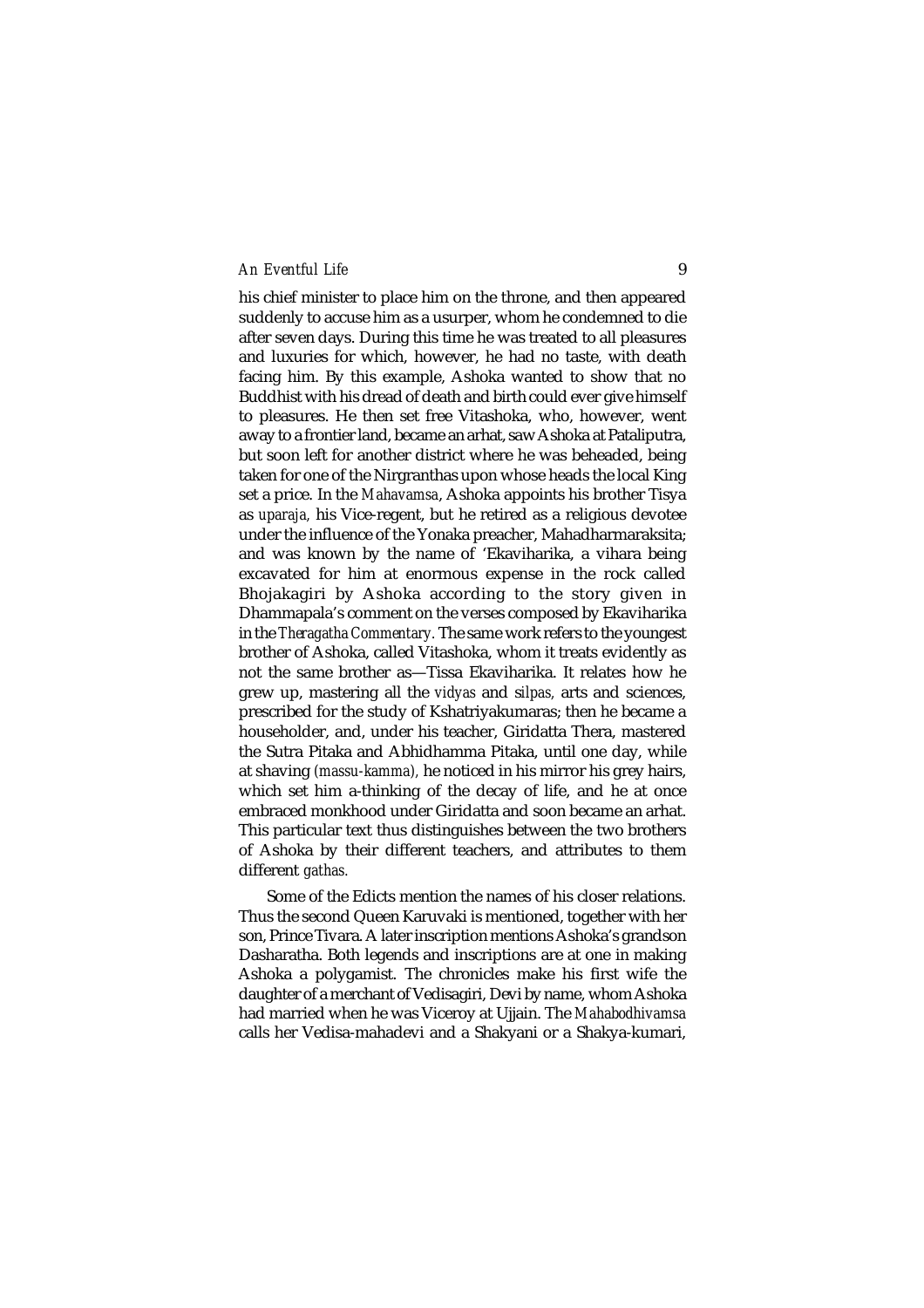his chief minister to place him on the throne, and then appeared suddenly to accuse him as a usurper, whom he condemned to die after seven days. During this time he was treated to all pleasures and luxuries for which, however, he had no taste, with death facing him. By this example, Ashoka wanted to show that no Buddhist with his dread of death and birth could ever give himself to pleasures. He then set free Vitashoka, who, however, went away to a frontier land, became an arhat, saw Ashoka at Pataliputra, but soon left for another district where he was beheaded, being taken for one of the Nirgranthas upon whose heads the local King set a price. In the *Mahavamsa*, Ashoka appoints his brother Tisya as *uparaja,* his Vice-regent, but he retired as a religious devotee under the influence of the Yonaka preacher, Mahadharmaraksita; and was known by the name of 'Ekaviharika, a vihara being excavated for him at enormous expense in the rock called Bhojakagiri by Ashoka according to the story given in Dhammapala's comment on the verses composed by Ekaviharika in the *Theragatha Commentary.* The same work refers to the youngest brother of Ashoka, called Vitashoka, whom it treats evidently as not the same brother as—Tissa Ekaviharika. It relates how he grew up, mastering all the *vidyas* and *silpas,* arts and sciences, prescribed for the study of Kshatriyakumaras; then he became a householder, and, under his teacher, Giridatta Thera, mastered the Sutra Pitaka and Abhidhamma Pitaka, until one day, while at shaving *(massu-kamma),* he noticed in his mirror his grey hairs, which set him a-thinking of the decay of life, and he at once embraced monkhood under Giridatta and soon became an arhat. This particular text thus distinguishes between the two brothers of Ashoka by their different teachers, and attributes to them different *gathas.*

Some of the Edicts mention the names of his closer relations. Thus the second Queen Karuvaki is mentioned, together with her son, Prince Tivara. A later inscription mentions Ashoka's grandson Dasharatha. Both legends and inscriptions are at one in making Ashoka a polygamist. The chronicles make his first wife the daughter of a merchant of Vedisagiri, Devi by name, whom Ashoka had married when he was Viceroy at Ujjain. The *Mahabodhivamsa* calls her Vedisa-mahadevi and a Shakyani or a Shakya-kumari,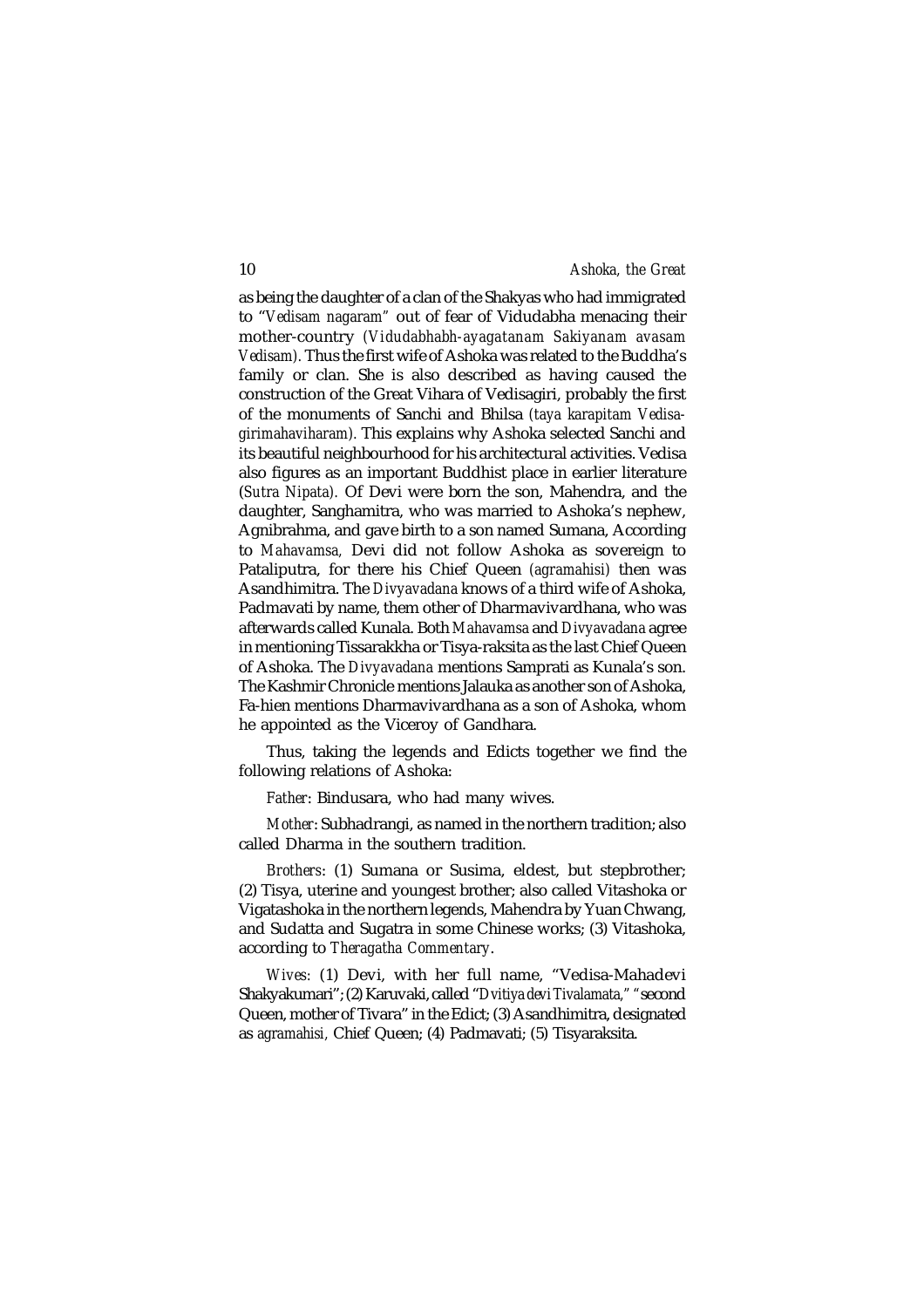as being the daughter of a clan of the Shakyas who had immigrated to "*Vedisam nagaram*" out of fear of Vidudabha menacing their mother-country (*Vidudabhabh-ayagatanam Sakiyanam avasam Vedisam*). Thus the first wife of Ashoka was related to the Buddha's family or clan. She is also described as having caused the construction of the Great Vihara of Vedisagiri, probably the first of the monuments of Sanchi and Bhilsa (*taya karapitam Vedisa-girimahaviharam*). This explains why Ashoka selected Sanchi and its beautiful neighbourhood for his architectural activities. Vedisa also figures as an important Buddhist place in earlier literature (*Sutra Nipata*). Of Devi were born the son, Mahendra, and the daughter, Sanghamitra, who was married to Ashoka's nephew, Agnibrahma, and gave birth to a son named Sumana, According to *Mahavamsa*, Devi did not follow Ashoka as sovereign to Pataliputra, for there his Chief Queen (*agramahisi*) then was Asandhimitra. The *Divyavadana* knows of a third wife of Ashoka, Padmavati by name, them other of Dharmavivardhana, who was afterwards called Kunala. Both *Mahavamsa* and *Divyavadana* agree in mentioning Tissarakkha or Tisya-raksita as the last Chief Queen of Ashoka. The *Divyavadana* mentions Samprati as Kunala's son. The Kashmir Chronicle mentions Jalauka as another son of Ashoka, Fa-hien mentions Dharmavivardhana as a son of Ashoka, whom he appointed as the Viceroy of Gandhara.

Thus, taking the legends and Edicts together we find the following relations of Ashoka:

*Father*: Bindusara, who had many wives.

*Mother*: Subhadrangi, as named in the northern tradition; also called Dharma in the southern tradition.

*Brothers*: (1) Sumana or Susima, eldest, but stepbrother; (2) Tisya, uterine and youngest brother; also called Vitashoka or Vigatashoka in the northern legends, Mahendra by Yuan Chwang, and Sudatta and Sugatra in some Chinese works; (3) Vitashoka, according to *Theragatha Commentary*.

*Wives*: (1) Devi, with her full name, "Vedisa-Mahadevi Shakyakumari"; (2) Karuvaki, called "*Dvitiya devi Tivalamata*," "second Queen, mother of Tivara" in the Edict; (3) Asandhimitra, designated as *agramahisi*, Chief Queen; (4) Padmavati; (5) Tisyaraksita.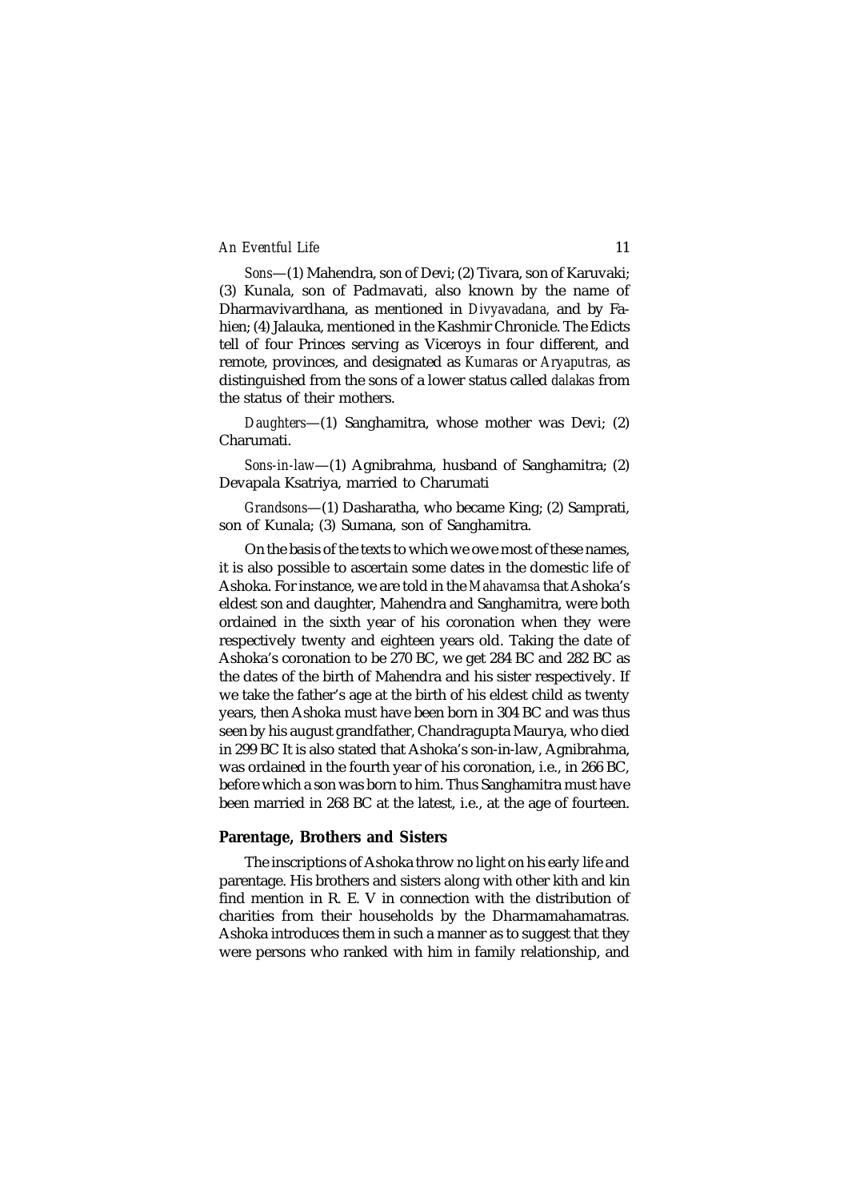*Sons*—(1) Mahendra, son of Devi; (2) Tivara, son of Karuvaki; (3) Kunala, son of Padmavati, also known by the name of Dharmavivardhana, as mentioned in *Divyavadana,* and by Fa-hien; (4) Jalauka, mentioned in the Kashmir Chronicle. The Edicts tell of four Princes serving as Viceroys in four different, and remote, provinces, and designated as *Kumaras* or *Aryaputras,* as distinguished from the sons of a lower status called *dalakas* from the status of their mothers.

*Daughters*—(1) Sanghamitra, whose mother was Devi; (2) Charumati.

*Sons-in-law*—(1) Agnibrahma, husband of Sanghamitra; (2) Devapala Ksatriya, married to Charumati

*Grandsons*—(1) Dasharatha, who became King; (2) Samprati, son of Kunala; (3) Sumana, son of Sanghamitra.

On the basis of the texts to which we owe most of these names, it is also possible to ascertain some dates in the domestic life of Ashoka. For instance, we are told in the *Mahavamsa* that Ashoka's eldest son and daughter, Mahendra and Sanghamitra, were both ordained in the sixth year of his coronation when they were respectively twenty and eighteen years old. Taking the date of Ashoka's coronation to be 270 BC, we get 284 BC and 282 BC as the dates of the birth of Mahendra and his sister respectively. If we take the father's age at the birth of his eldest child as twenty years, then Ashoka must have been born in 304 BC and was thus seen by his august grandfather, Chandragupta Maurya, who died in 299 BC It is also stated that Ashoka's son-in-law, Agnibrahma, was ordained in the fourth year of his coronation, i.e., in 266 BC, before which a son was born to him. Thus Sanghamitra must have been married in 268 BC at the latest, i.e., at the age of fourteen.

## Parentage, Brothers and Sisters

The inscriptions of Ashoka throw no light on his early life and parentage. His brothers and sisters along with other kith and kin find mention in R. E. V in connection with the distribution of charities from their households by the Dharmamahamatras. Ashoka introduces them in such a manner as to suggest that they were persons who ranked with him in family relationship, and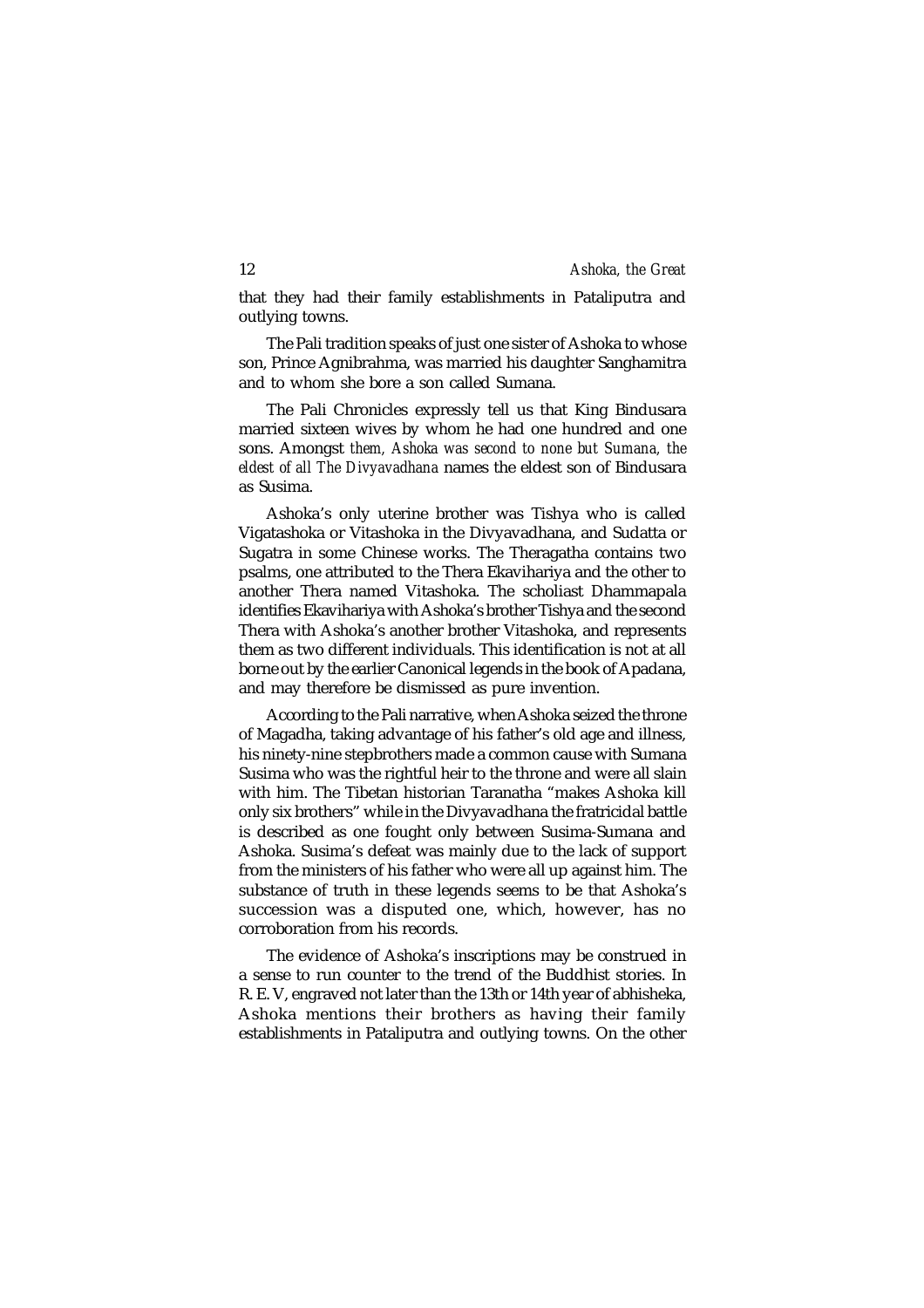that they had their family establishments in Pataliputra and outlying towns.

The Pali tradition speaks of just one sister of Ashoka to whose son, Prince Agnibrahma, was married his daughter Sanghamitra and to whom she bore a son called Sumana.

The Pali Chronicles expressly tell us that King Bindusara married sixteen wives by whom he had one hundred and one sons. Amongst *them, Ashoka was second to none but Sumana, the eldest of all The Divyavadhana* names the eldest son of Bindusara as Susima.

Ashoka's only uterine brother was Tishya who is called Vigatashoka or Vitashoka in the Divyavadhana, and Sudatta or Sugatra in some Chinese works. The Theragatha contains two psalms, one attributed to the Thera Ekavihariya and the other to another Thera named Vitashoka. The scholiast Dhammapala identifies Ekavihariya with Ashoka's brother Tishya and the second Thera with Ashoka's another brother Vitashoka, and represents them as two different individuals. This identification is not at all borne out by the earlier Canonical legends in the book of Apadana, and may therefore be dismissed as pure invention.

According to the Pali narrative, when Ashoka seized the throne of Magadha, taking advantage of his father's old age and illness, his ninety-nine stepbrothers made a common cause with Sumana Susima who was the rightful heir to the throne and were all slain with him. The Tibetan historian Taranatha "makes Ashoka kill only six brothers" while in the Divyavadhana the fratricidal battle is described as one fought only between Susima-Sumana and Ashoka. Susima's defeat was mainly due to the lack of support from the ministers of his father who were all up against him. The substance of truth in these legends seems to be that Ashoka's succession was a disputed one, which, however, has no corroboration from his records.

The evidence of Ashoka's inscriptions may be construed in a sense to run counter to the trend of the Buddhist stories. In R. E. V, engraved not later than the 13th or 14th year of abhisheka, Ashoka mentions their brothers as having their family establishments in Pataliputra and outlying towns. On the other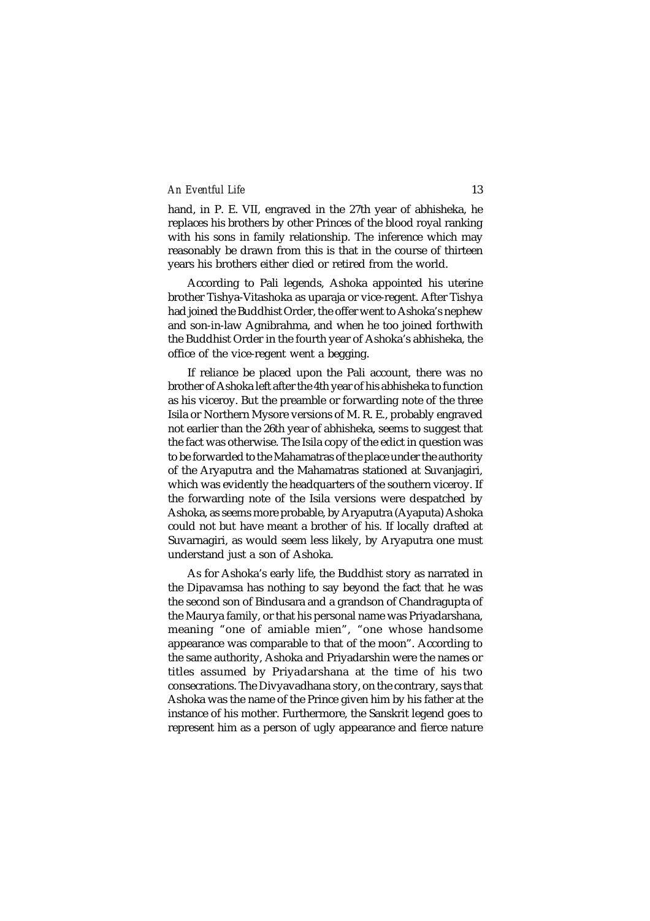hand, in P. E. VII, engraved in the 27th year of abhisheka, he replaces his brothers by other Princes of the blood royal ranking with his sons in family relationship. The inference which may reasonably be drawn from this is that in the course of thirteen years his brothers either died or retired from the world.

According to Pali legends, Ashoka appointed his uterine brother Tishya-Vitashoka as uparaja or vice-regent. After Tishya had joined the Buddhist Order, the offer went to Ashoka's nephew and son-in-law Agnibrahma, and when he too joined forthwith the Buddhist Order in the fourth year of Ashoka's abhisheka, the office of the vice-regent went a begging.

If reliance be placed upon the Pali account, there was no brother of Ashoka left after the 4th year of his abhisheka to function as his viceroy. But the preamble or forwarding note of the three Isila or Northern Mysore versions of M. R. E., probably engraved not earlier than the 26th year of abhisheka, seems to suggest that the fact was otherwise. The Isila copy of the edict in question was to be forwarded to the Mahamatras of the place under the authority of the Aryaputra and the Mahamatras stationed at Suvanjagiri, which was evidently the headquarters of the southern viceroy. If the forwarding note of the Isila versions were despatched by Ashoka, as seems more probable, by Aryaputra (Ayaputa) Ashoka could not but have meant a brother of his. If locally drafted at Suvarnagiri, as would seem less likely, by Aryaputra one must understand just a son of Ashoka.

As for Ashoka's early life, the Buddhist story as narrated in the Dipavamsa has nothing to say beyond the fact that he was the second son of Bindusara and a grandson of Chandragupta of the Maurya family, or that his personal name was Priyadarshana, meaning "one of amiable mien", "one whose handsome appearance was comparable to that of the moon". According to the same authority, Ashoka and Priyadarshin were the names or titles assumed by Priyadarshana at the time of his two consecrations. The Divyavadhana story, on the contrary, says that Ashoka was the name of the Prince given him by his father at the instance of his mother. Furthermore, the Sanskrit legend goes to represent him as a person of ugly appearance and fierce nature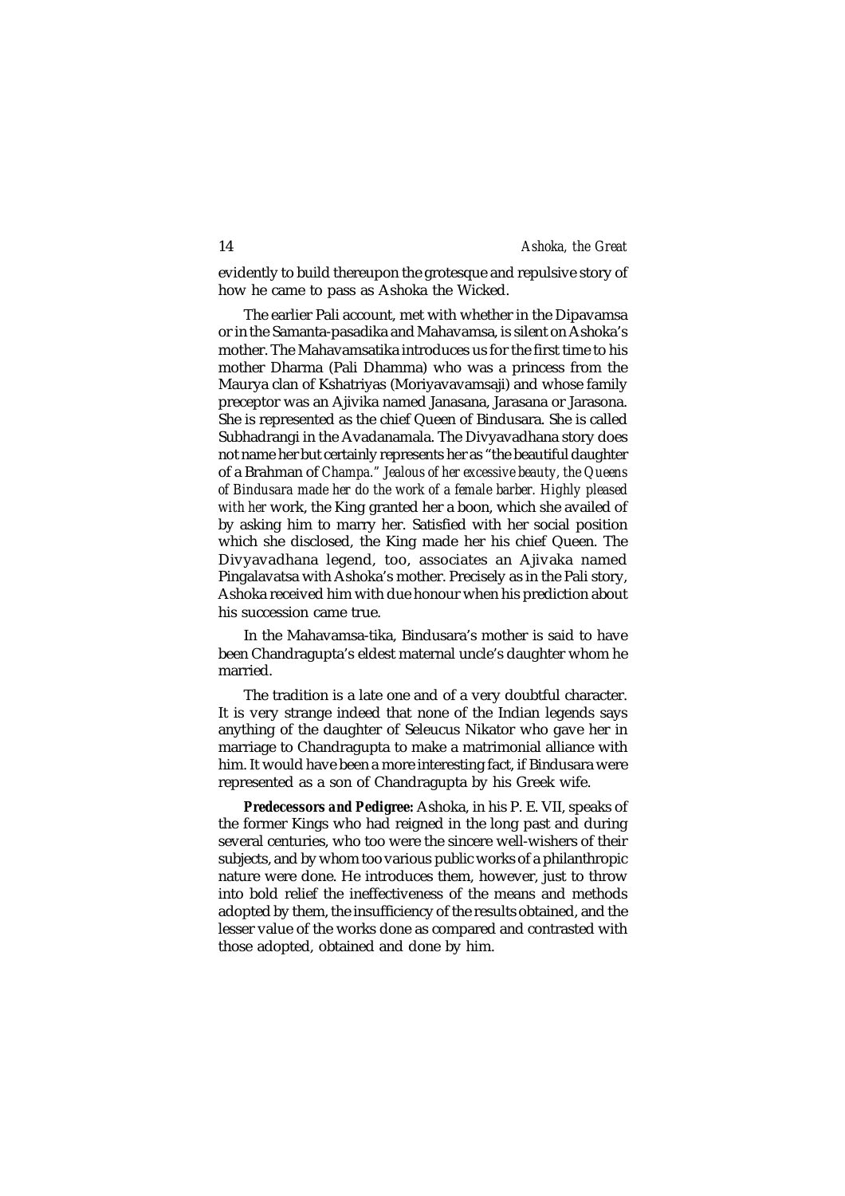evidently to build thereupon the grotesque and repulsive story of how he came to pass as Ashoka the Wicked.

The earlier Pali account, met with whether in the Dipavamsa or in the Samanta-pasadika and Mahavamsa, is silent on Ashoka's mother. The Mahavamsatika introduces us for the first time to his mother Dharma (Pali Dhamma) who was a princess from the Maurya clan of Kshatriyas (Moriyavavamsaji) and whose family preceptor was an Ajivika named Janasana, Jarasana or Jarasona. She is represented as the chief Queen of Bindusara. She is called Subhadrangi in the Avadanamala. The Divyavadhana story does not name her but certainly represents her as "the beautiful daughter of a Brahman of *Champa." Jealous of her excessive beauty, the Queens of Bindusara made her do the work of a female barber. Highly pleased with her* work, the King granted her a boon, which she availed of by asking him to marry her. Satisfied with her social position which she disclosed, the King made her his chief Queen. The Divyavadhana legend, too, associates an Ajivaka named Pingalavatsa with Ashoka's mother. Precisely as in the Pali story, Ashoka received him with due honour when his prediction about his succession came true.

In the Mahavamsa-tika, Bindusara's mother is said to have been Chandragupta's eldest maternal uncle's daughter whom he married.

The tradition is a late one and of a very doubtful character. It is very strange indeed that none of the Indian legends says anything of the daughter of Seleucus Nikator who gave her in marriage to Chandragupta to make a matrimonial alliance with him. It would have been a more interesting fact, if Bindusara were represented as a son of Chandragupta by his Greek wife.

**Predecessors and Pedigree:** Ashoka, in his P. E. VII, speaks of the former Kings who had reigned in the long past and during several centuries, who too were the sincere well-wishers of their subjects, and by whom too various public works of a philanthropic nature were done. He introduces them, however, just to throw into bold relief the ineffectiveness of the means and methods adopted by them, the insufficiency of the results obtained, and the lesser value of the works done as compared and contrasted with those adopted, obtained and done by him.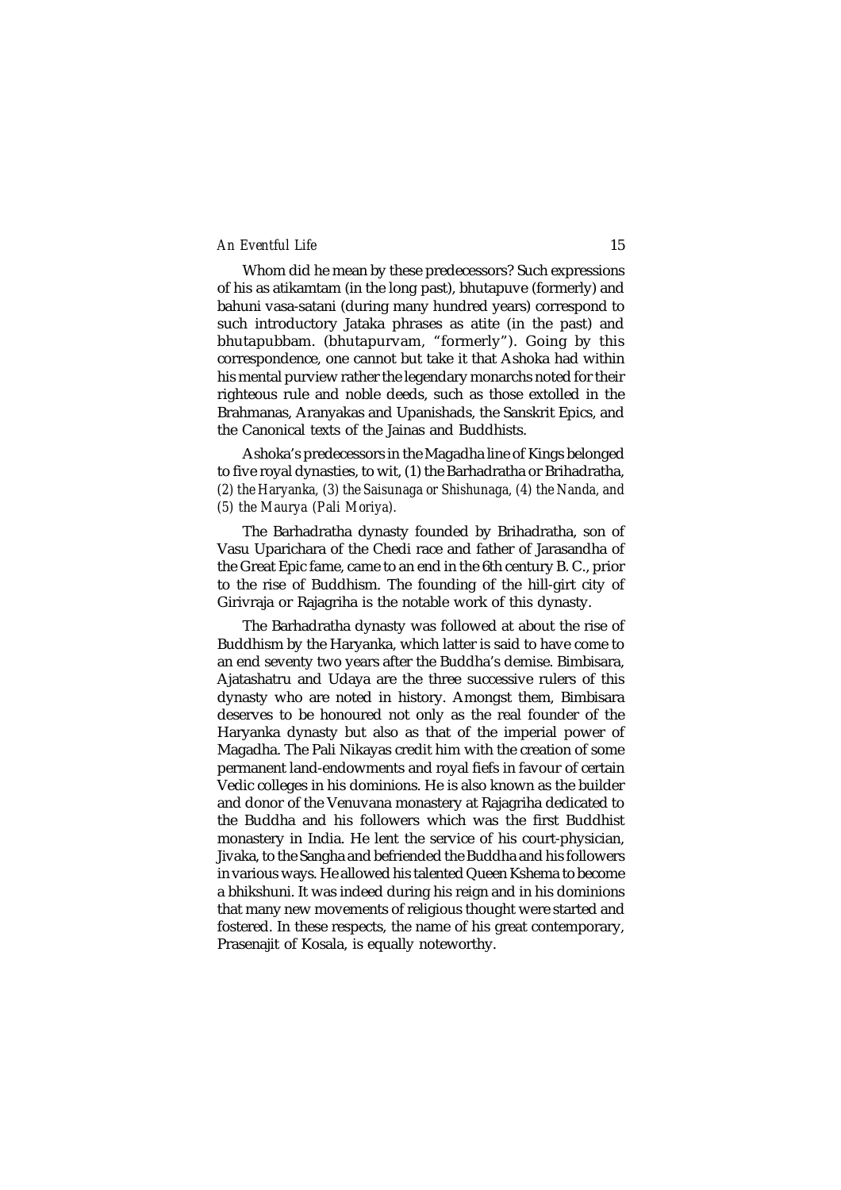Whom did he mean by these predecessors? Such expressions of his as atikamtam (in the long past), bhutapuve (formerly) and bahuni vasa-satani (during many hundred years) correspond to such introductory Jataka phrases as atite (in the past) and bhutapubbam. (bhutapurvam, "formerly"). Going by this correspondence, one cannot but take it that Ashoka had within his mental purview rather the legendary monarchs noted for their righteous rule and noble deeds, such as those extolled in the Brahmanas, Aranyakas and Upanishads, the Sanskrit Epics, and the Canonical texts of the Jainas and Buddhists.

Ashoka's predecessors in the Magadha line of Kings belonged to five royal dynasties, to wit, (1) the Barhadratha or Brihadratha, *(2) the Haryanka, (3) the Saisunaga or Shishunaga, (4) the Nanda, and (5) the Maurya (Pali Moriya).*

The Barhadratha dynasty founded by Brihadratha, son of Vasu Uparichara of the Chedi race and father of Jarasandha of the Great Epic fame, came to an end in the 6th century B. C., prior to the rise of Buddhism. The founding of the hill-girt city of Girivraja or Rajagriha is the notable work of this dynasty.

The Barhadratha dynasty was followed at about the rise of Buddhism by the Haryanka, which latter is said to have come to an end seventy two years after the Buddha's demise. Bimbisara, Ajatashatru and Udaya are the three successive rulers of this dynasty who are noted in history. Amongst them, Bimbisara deserves to be honoured not only as the real founder of the Haryanka dynasty but also as that of the imperial power of Magadha. The Pali Nikayas credit him with the creation of some permanent land-endowments and royal fiefs in favour of certain Vedic colleges in his dominions. He is also known as the builder and donor of the Venuvana monastery at Rajagriha dedicated to the Buddha and his followers which was the first Buddhist monastery in India. He lent the service of his court-physician, Jivaka, to the Sangha and befriended the Buddha and his followers in various ways. He allowed his talented Queen Kshema to become a bhikshuni. It was indeed during his reign and in his dominions that many new movements of religious thought were started and fostered. In these respects, the name of his great contemporary, Prasenajit of Kosala, is equally noteworthy.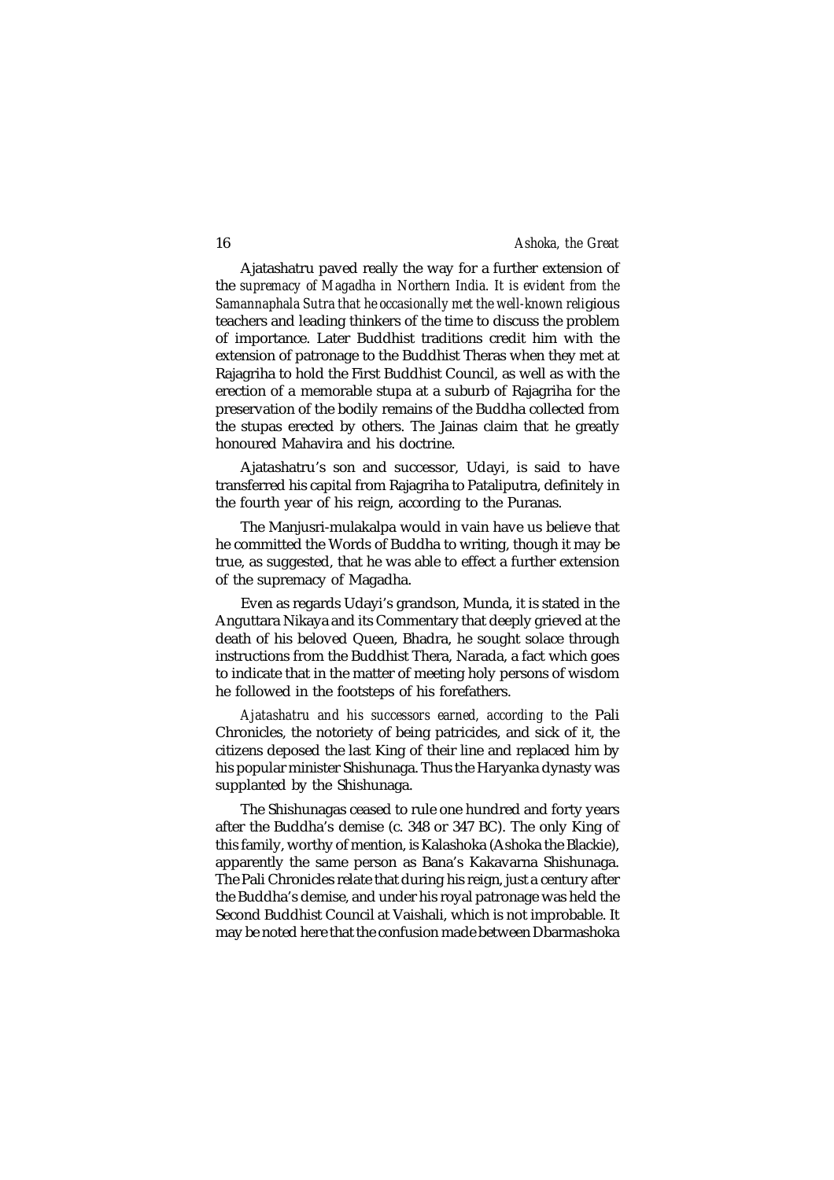Ajatashatru paved really the way for a further extension of the supremacy of Magadha in Northern India. It is evident from the Samannaphala Sutra that he occasionally met the well-known religious teachers and leading thinkers of the time to discuss the problem of importance. Later Buddhist traditions credit him with the extension of patronage to the Buddhist Theras when they met at Rajagriha to hold the First Buddhist Council, as well as with the erection of a memorable stupa at a suburb of Rajagriha for the preservation of the bodily remains of the Buddha collected from the stupas erected by others. The Jainas claim that he greatly honoured Mahavira and his doctrine.

Ajatashatru's son and successor, Udayi, is said to have transferred his capital from Rajagriha to Pataliputra, definitely in the fourth year of his reign, according to the Puranas.

The Manjusri-mulakalpa would in vain have us believe that he committed the Words of Buddha to writing, though it may be true, as suggested, that he was able to effect a further extension of the supremacy of Magadha.

Even as regards Udayi's grandson, Munda, it is stated in the Anguttara Nikaya and its Commentary that deeply grieved at the death of his beloved Queen, Bhadra, he sought solace through instructions from the Buddhist Thera, Narada, a fact which goes to indicate that in the matter of meeting holy persons of wisdom he followed in the footsteps of his forefathers.

Ajatashatru and his successors earned, according to the Pali Chronicles, the notoriety of being patricides, and sick of it, the citizens deposed the last King of their line and replaced him by his popular minister Shishunaga. Thus the Haryanka dynasty was supplanted by the Shishunaga.

The Shishunagas ceased to rule one hundred and forty years after the Buddha's demise (c. 348 or 347 BC). The only King of this family, worthy of mention, is Kalashoka (Ashoka the Blackie), apparently the same person as Bana's Kakavarna Shishunaga. The Pali Chronicles relate that during his reign, just a century after the Buddha's demise, and under his royal patronage was held the Second Buddhist Council at Vaishali, which is not improbable. It may be noted here that the confusion made between Dbarmashoka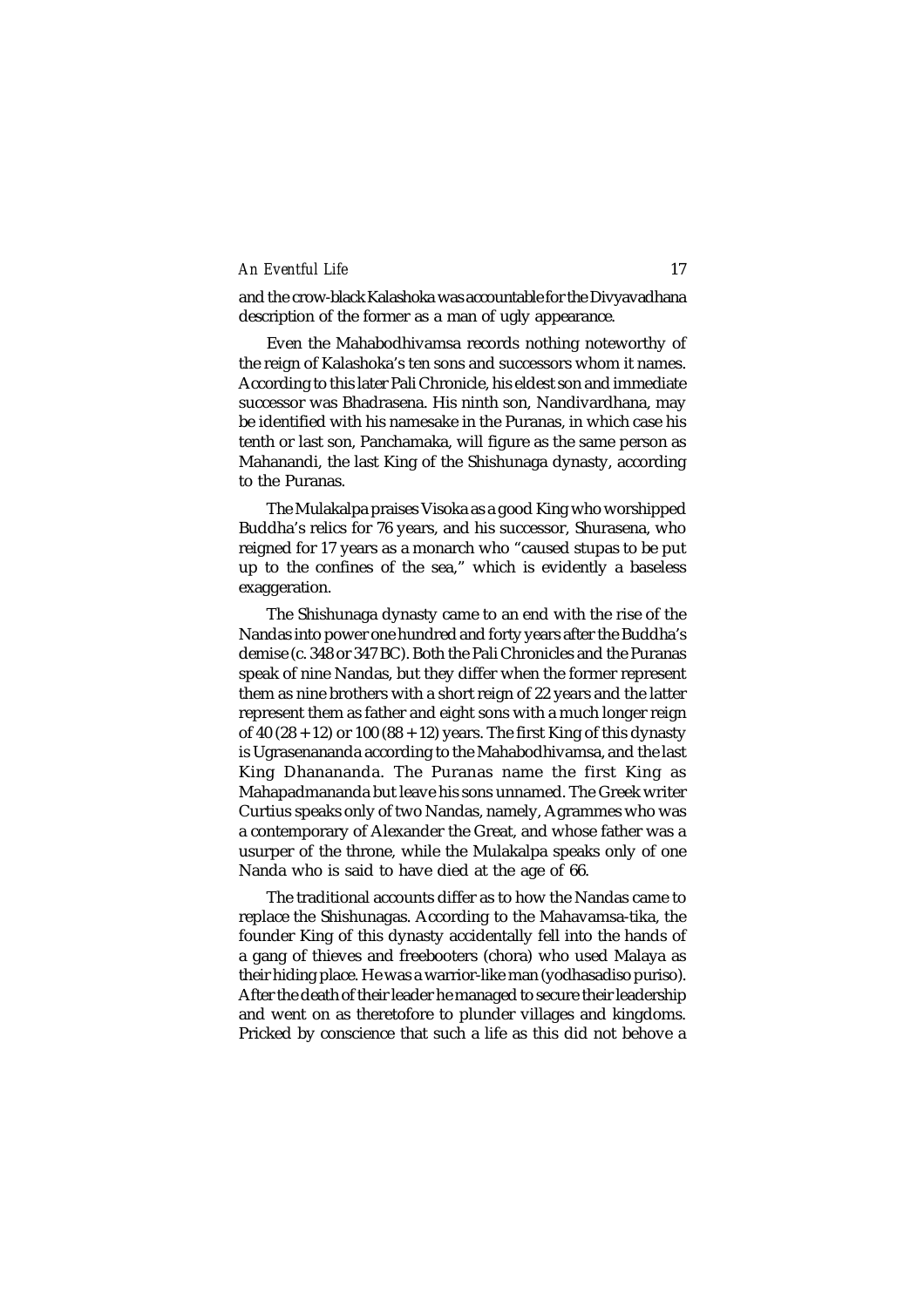and the crow-black Kalashoka was accountable for the Divyavadhana description of the former as a man of ugly appearance.

Even the Mahabodhivamsa records nothing noteworthy of the reign of Kalashoka's ten sons and successors whom it names. According to this later Pali Chronicle, his eldest son and immediate successor was Bhadrasena. His ninth son, Nandivardhana, may be identified with his namesake in the Puranas, in which case his tenth or last son, Panchamaka, will figure as the same person as Mahanandi, the last King of the Shishunaga dynasty, according to the Puranas.

The Mulakalpa praises Visoka as a good King who worshipped Buddha's relics for 76 years, and his successor, Shurasena, who reigned for 17 years as a monarch who "caused stupas to be put up to the confines of the sea," which is evidently a baseless exaggeration.

The Shishunaga dynasty came to an end with the rise of the Nandas into power one hundred and forty years after the Buddha's demise (c. 348 or 347 BC). Both the Pali Chronicles and the Puranas speak of nine Nandas, but they differ when the former represent them as nine brothers with a short reign of 22 years and the latter represent them as father and eight sons with a much longer reign of 40 (28 + 12) or 100 (88 + 12) years. The first King of this dynasty is Ugrasenananda according to the Mahabodhivamsa, and the last King Dhanananda. The Puranas name the first King as Mahapadmananda but leave his sons unnamed. The Greek writer Curtius speaks only of two Nandas, namely, Agrammes who was a contemporary of Alexander the Great, and whose father was a usurper of the throne, while the Mulakalpa speaks only of one Nanda who is said to have died at the age of 66.

The traditional accounts differ as to how the Nandas came to replace the Shishunagas. According to the Mahavamsa-tika, the founder King of this dynasty accidentally fell into the hands of a gang of thieves and freebooters (chora) who used Malaya as their hiding place. He was a warrior-like man (yodhasadiso puriso). After the death of their leader he managed to secure their leadership and went on as theretofore to plunder villages and kingdoms. Pricked by conscience that such a life as this did not behove a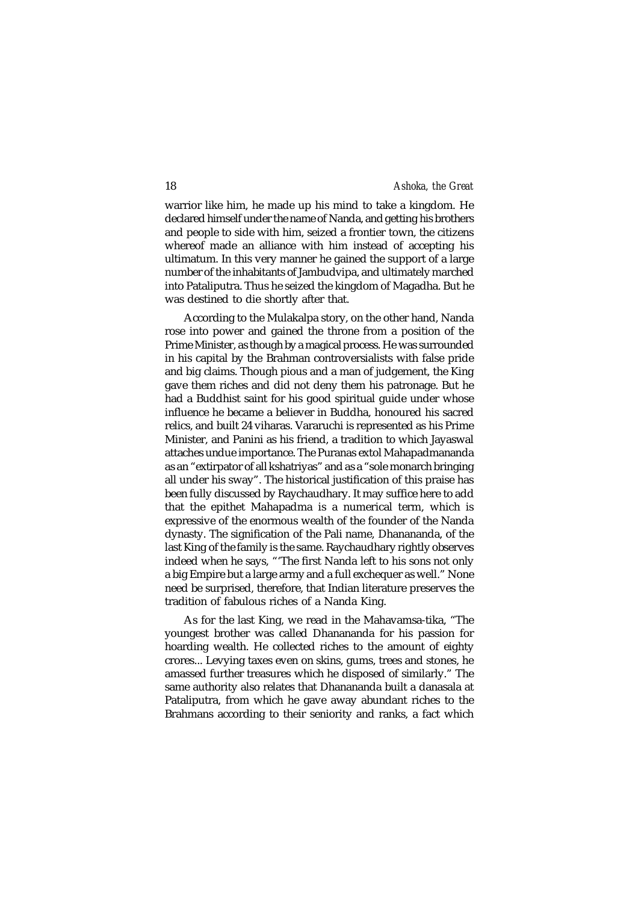warrior like him, he made up his mind to take a kingdom. He declared himself under the name of Nanda, and getting his brothers and people to side with him, seized a frontier town, the citizens whereof made an alliance with him instead of accepting his ultimatum. In this very manner he gained the support of a large number of the inhabitants of Jambudvipa, and ultimately marched into Pataliputra. Thus he seized the kingdom of Magadha. But he was destined to die shortly after that.

According to the Mulakalpa story, on the other hand, Nanda rose into power and gained the throne from a position of the Prime Minister, as though by a magical process. He was surrounded in his capital by the Brahman controversialists with false pride and big claims. Though pious and a man of judgement, the King gave them riches and did not deny them his patronage. But he had a Buddhist saint for his good spiritual guide under whose influence he became a believer in Buddha, honoured his sacred relics, and built 24 viharas. Vararuchi is represented as his Prime Minister, and Panini as his friend, a tradition to which Jayaswal attaches undue importance. The Puranas extol Mahapadmananda as an "extirpator of all kshatriyas" and as a "sole monarch bringing all under his sway". The historical justification of this praise has been fully discussed by Raychaudhary. It may suffice here to add that the epithet Mahapadma is a numerical term, which is expressive of the enormous wealth of the founder of the Nanda dynasty. The signification of the Pali name, Dhanananda, of the last King of the family is the same. Raychaudhary rightly observes indeed when he says, "'The first Nanda left to his sons not only a big Empire but a large army and a full exchequer as well." None need be surprised, therefore, that Indian literature preserves the tradition of fabulous riches of a Nanda King.

As for the last King, we read in the Mahavamsa-tika, "The youngest brother was called Dhanananda for his passion for hoarding wealth. He collected riches to the amount of eighty crores... Levying taxes even on skins, gums, trees and stones, he amassed further treasures which he disposed of similarly." The same authority also relates that Dhanananda built a danasala at Pataliputra, from which he gave away abundant riches to the Brahmans according to their seniority and ranks, a fact which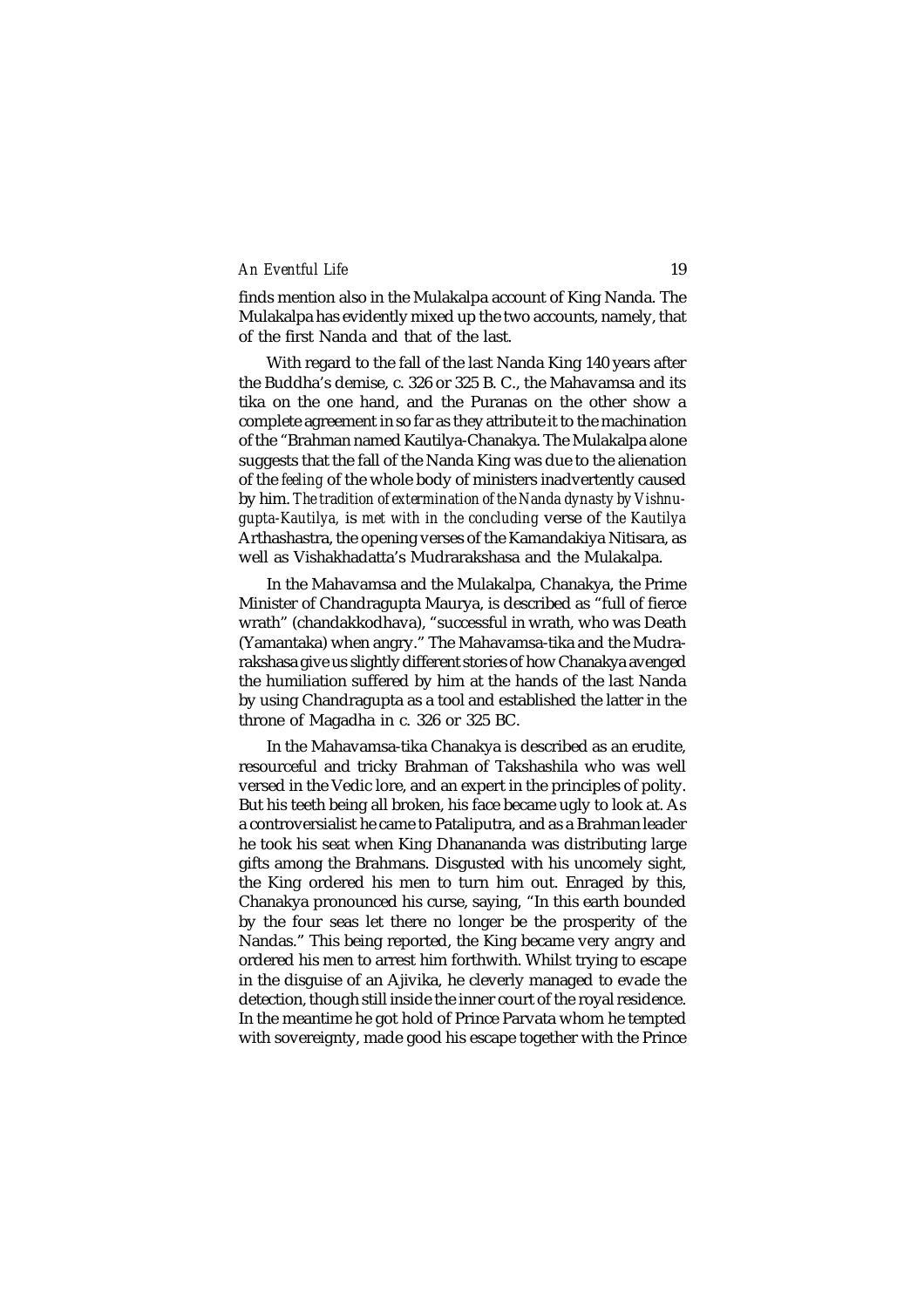finds mention also in the Mulakalpa account of King Nanda. The Mulakalpa has evidently mixed up the two accounts, namely, that of the first Nanda and that of the last.

With regard to the fall of the last Nanda King 140 years after the Buddha's demise, c. 326 or 325 B. C., the Mahavamsa and its tika on the one hand, and the Puranas on the other show a complete agreement in so far as they attribute it to the machination of the "Brahman named Kautilya-Chanakya. The Mulakalpa alone suggests that the fall of the Nanda King was due to the alienation of the *feeling* of the whole body of ministers inadvertently caused by him. *The tradition of extermination of the Nanda dynasty by Vishnugupta-Kautilya, is met with in the concluding* verse of *the Kautilya* Arthashastra, the opening verses of the Kamandakiya Nitisara, as well as Vishakhadatta's Mudrarakshasa and the Mulakalpa.

In the Mahavamsa and the Mulakalpa, Chanakya, the Prime Minister of Chandragupta Maurya, is described as "full of fierce wrath" (chandakkodhava), "successful in wrath, who was Death (Yamantaka) when angry." The Mahavamsa-tika and the Mudrarakshasa give us slightly different stories of how Chanakya avenged the humiliation suffered by him at the hands of the last Nanda by using Chandragupta as a tool and established the latter in the throne of Magadha in c. 326 or 325 BC.

In the Mahavamsa-tika Chanakya is described as an erudite, resourceful and tricky Brahman of Takshashila who was well versed in the Vedic lore, and an expert in the principles of polity. But his teeth being all broken, his face became ugly to look at. As a controversialist he came to Pataliputra, and as a Brahman leader he took his seat when King Dhanananda was distributing large gifts among the Brahmans. Disgusted with his uncomely sight, the King ordered his men to turn him out. Enraged by this, Chanakya pronounced his curse, saying, "In this earth bounded by the four seas let there no longer be the prosperity of the Nandas." This being reported, the King became very angry and ordered his men to arrest him forthwith. Whilst trying to escape in the disguise of an Ajivika, he cleverly managed to evade the detection, though still inside the inner court of the royal residence. In the meantime he got hold of Prince Parvata whom he tempted with sovereignty, made good his escape together with the Prince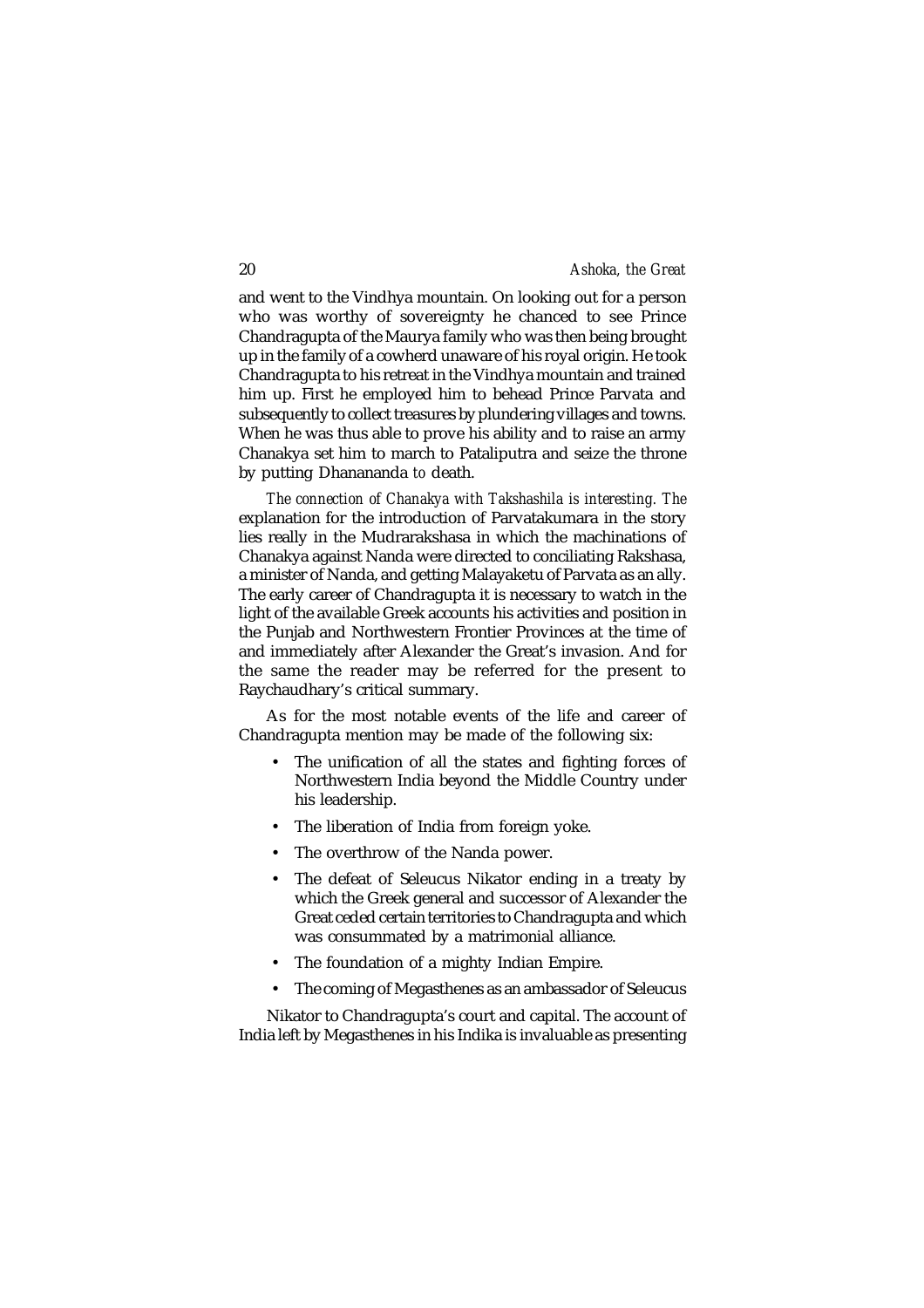and went to the Vindhya mountain. On looking out for a person who was worthy of sovereignty he chanced to see Prince Chandragupta of the Maurya family who was then being brought up in the family of a cowherd unaware of his royal origin. He took Chandragupta to his retreat in the Vindhya mountain and trained him up. First he employed him to behead Prince Parvata and subsequently to collect treasures by plundering villages and towns. When he was thus able to prove his ability and to raise an army Chanakya set him to march to Pataliputra and seize the throne by putting Dhanananda *to* death.

*The connection of Chanakya with Takshashila is interesting. The* explanation for the introduction of Parvatakumara in the story lies really in the Mudrarakshasa in which the machinations of Chanakya against Nanda were directed to conciliating Rakshasa, a minister of Nanda, and getting Malayaketu of Parvata as an ally. The early career of Chandragupta it is necessary to watch in the light of the available Greek accounts his activities and position in the Punjab and Northwestern Frontier Provinces at the time of and immediately after Alexander the Great's invasion. And for the same the reader may be referred for the present to Raychaudhary's critical summary.

As for the most notable events of the life and career of Chandragupta mention may be made of the following six:

- The unification of all the states and fighting forces of Northwestern India beyond the Middle Country under his leadership.
- The liberation of India from foreign yoke.
- The overthrow of the Nanda power.
- The defeat of Seleucus Nikator ending in a treaty by which the Greek general and successor of Alexander the Great ceded certain territories to Chandragupta and which was consummated by a matrimonial alliance.
- The foundation of a mighty Indian Empire.
- The coming of Megasthenes as an ambassador of Seleucus

Nikator to Chandragupta's court and capital. The account of India left by Megasthenes in his Indika is invaluable as presenting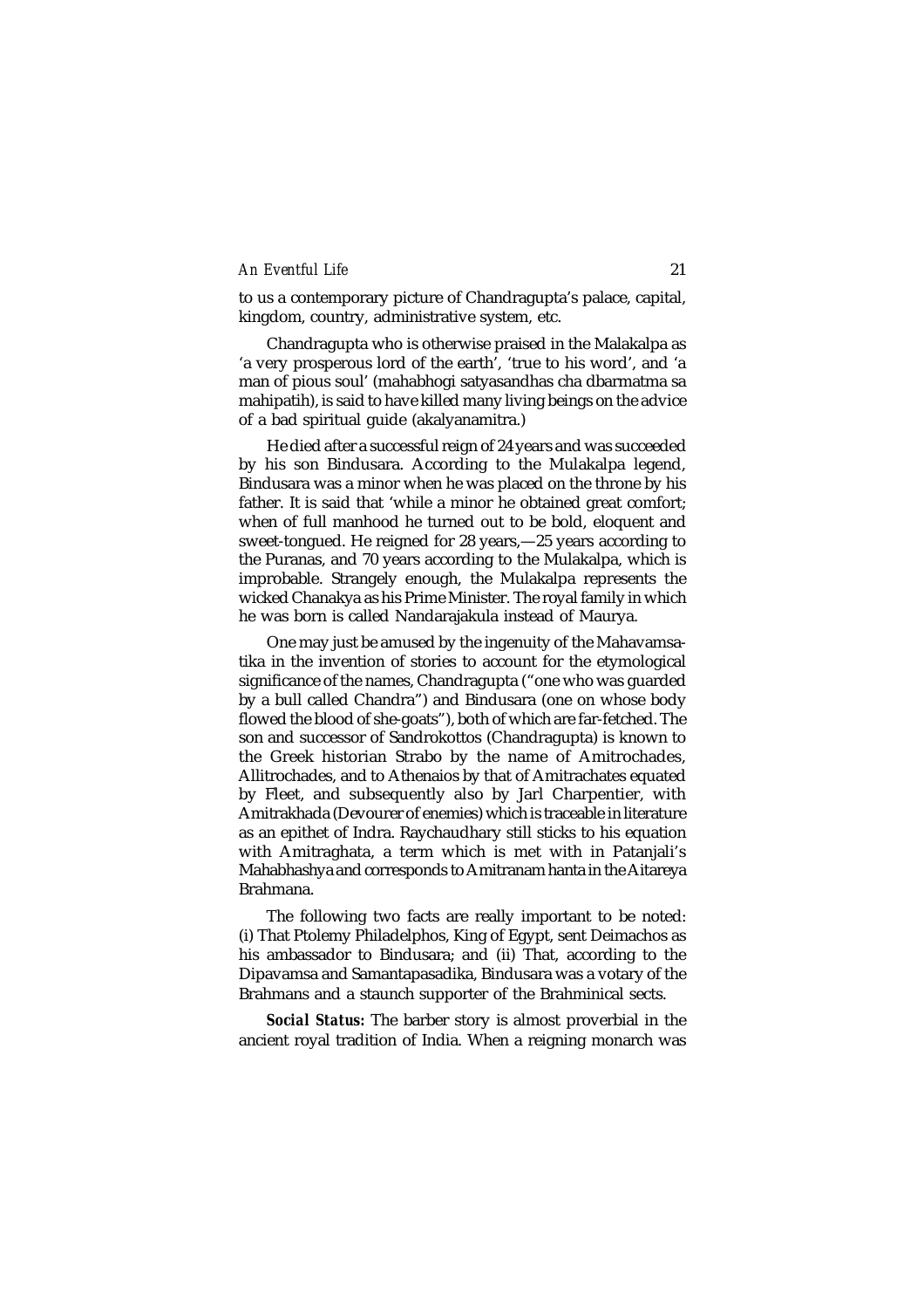to us a contemporary picture of Chandragupta's palace, capital, kingdom, country, administrative system, etc.

Chandragupta who is otherwise praised in the Malakalpa as 'a very prosperous lord of the earth', 'true to his word', and 'a man of pious soul' (mahabhogi satyasandhas cha dbarmatma sa mahipatih), is said to have killed many living beings on the advice of a bad spiritual guide (akalyanamitra.)

He died after a successful reign of 24 years and was succeeded by his son Bindusara. According to the Mulakalpa legend, Bindusara was a minor when he was placed on the throne by his father. It is said that 'while a minor he obtained great comfort; when of full manhood he turned out to be bold, eloquent and sweet-tongued. He reigned for 28 years,—25 years according to the Puranas, and 70 years according to the Mulakalpa, which is improbable. Strangely enough, the Mulakalpa represents the wicked Chanakya as his Prime Minister. The royal family in which he was born is called Nandarajakula instead of Maurya.

One may just be amused by the ingenuity of the Mahavamsa-tika in the invention of stories to account for the etymological significance of the names, Chandragupta ("one who was guarded by a bull called Chandra") and Bindusara (one on whose body flowed the blood of she-goats"), both of which are far-fetched. The son and successor of Sandrokottos (Chandragupta) is known to the Greek historian Strabo by the name of Amitrochades, Allitrochades, and to Athenaios by that of Amitrachates equated by Fleet, and subsequently also by Jarl Charpentier, with Amitrakhada (Devourer of enemies) which is traceable in literature as an epithet of Indra. Raychaudhary still sticks to his equation with Amitraghata, a term which is met with in Patanjali's Mahabhashya and corresponds to Amitranam hanta in the Aitareya Brahmana.

The following two facts are really important to be noted: (i) That Ptolemy Philadelphos, King of Egypt, sent Deimachos as his ambassador to Bindusara; and (ii) That, according to the Dipavamsa and Samantapasadika, Bindusara was a votary of the Brahmans and a staunch supporter of the Brahminical sects.

***Social Status:*** The barber story is almost proverbial in the ancient royal tradition of India. When a reigning monarch was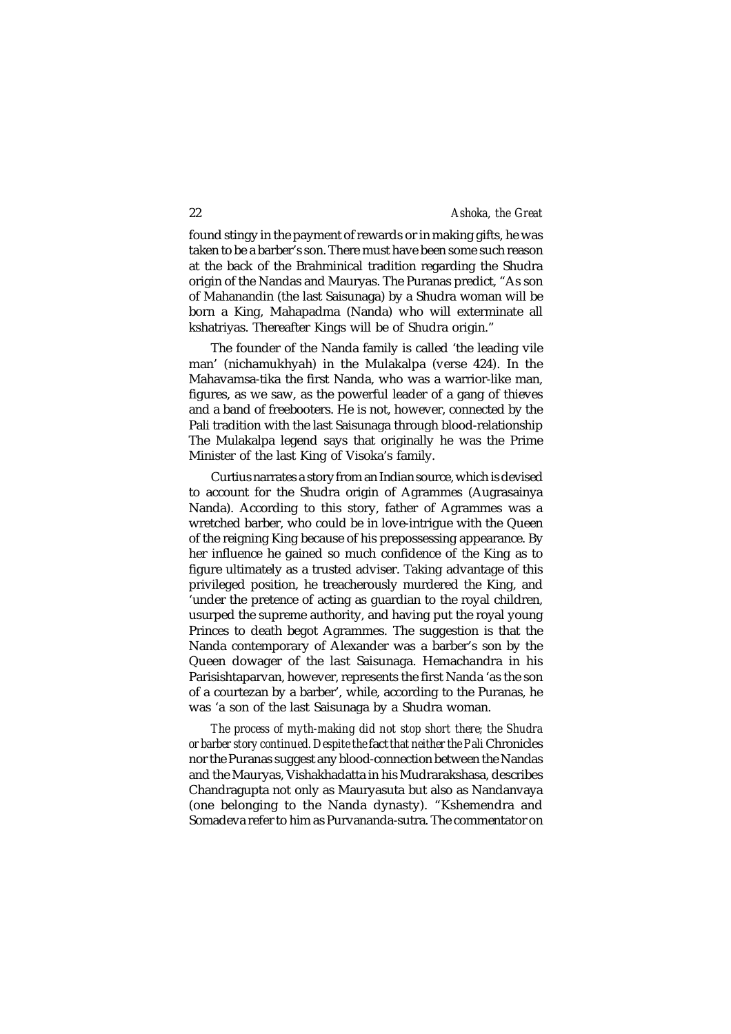found stingy in the payment of rewards or in making gifts, he was taken to be a barber's son. There must have been some such reason at the back of the Brahminical tradition regarding the Shudra origin of the Nandas and Mauryas. The Puranas predict, "As son of Mahanandin (the last Saisunaga) by a Shudra woman will be born a King, Mahapadma (Nanda) who will exterminate all kshatriyas. Thereafter Kings will be of Shudra origin."

The founder of the Nanda family is called 'the leading vile man' (nichamukhyah) in the Mulakalpa (verse 424). In the Mahavamsa-tika the first Nanda, who was a warrior-like man, figures, as we saw, as the powerful leader of a gang of thieves and a band of freebooters. He is not, however, connected by the Pali tradition with the last Saisunaga through blood-relationship The Mulakalpa legend says that originally he was the Prime Minister of the last King of Visoka's family.

Curtius narrates a story from an Indian source, which is devised to account for the Shudra origin of Agrammes (Augrasainya Nanda). According to this story, father of Agrammes was a wretched barber, who could be in love-intrigue with the Queen of the reigning King because of his prepossessing appearance. By her influence he gained so much confidence of the King as to figure ultimately as a trusted adviser. Taking advantage of this privileged position, he treacherously murdered the King, and 'under the pretence of acting as guardian to the royal children, usurped the supreme authority, and having put the royal young Princes to death begot Agrammes. The suggestion is that the Nanda contemporary of Alexander was a barber's son by the Queen dowager of the last Saisunaga. Hemachandra in his Parisishtaparvan, however, represents the first Nanda 'as the son of a courtezan by a barber', while, according to the Puranas, he was 'a son of the last Saisunaga by a Shudra woman.

*The process of myth-making did not stop short there; the Shudra or barber story continued. Despite the* fact *that neither the Pali* Chronicles nor the Puranas suggest any blood-connection between the Nandas and the Mauryas, Vishakhadatta in his Mudrarakshasa, describes Chandragupta not only as Mauryasuta but also as Nandanvaya (one belonging to the Nanda dynasty). "Kshemendra and Somadeva refer to him as Purvananda-sutra. The commentator on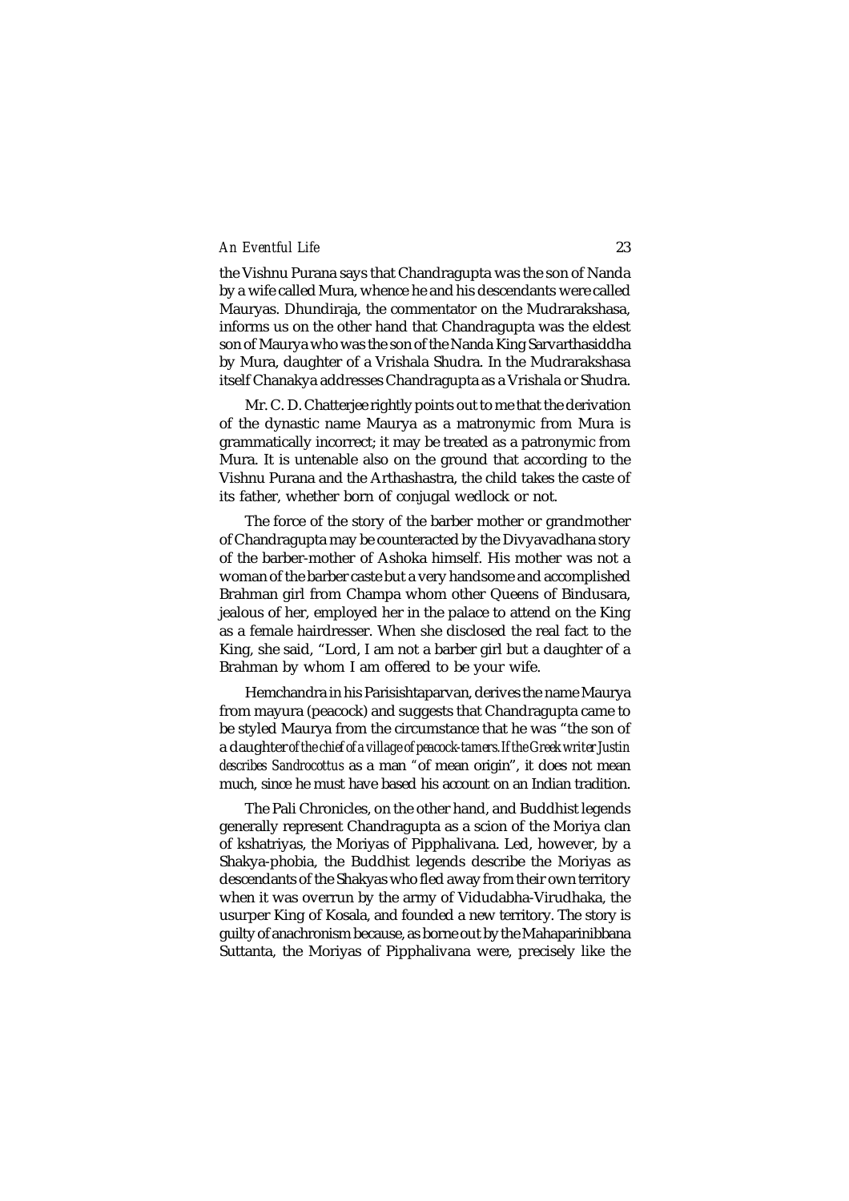the Vishnu Purana says that Chandragupta was the son of Nanda by a wife called Mura, whence he and his descendants were called Mauryas. Dhundiraja, the commentator on the Mudrarakshasa, informs us on the other hand that Chandragupta was the eldest son of Maurya who was the son of the Nanda King Sarvarthasiddha by Mura, daughter of a Vrishala Shudra. In the Mudrarakshasa itself Chanakya addresses Chandragupta as a Vrishala or Shudra.

Mr. C. D. Chatterjee rightly points out to me that the derivation of the dynastic name Maurya as a matronymic from Mura is grammatically incorrect; it may be treated as a patronymic from Mura. It is untenable also on the ground that according to the Vishnu Purana and the Arthashastra, the child takes the caste of its father, whether born of conjugal wedlock or not.

The force of the story of the barber mother or grandmother of Chandragupta may be counteracted by the Divyavadhana story of the barber-mother of Ashoka himself. His mother was not a woman of the barber caste but a very handsome and accomplished Brahman girl from Champa whom other Queens of Bindusara, jealous of her, employed her in the palace to attend on the King as a female hairdresser. When she disclosed the real fact to the King, she said, "Lord, I am not a barber girl but a daughter of a Brahman by whom I am offered to be your wife.

Hemchandra in his Parisishtaparvan, derives the name Maurya from mayura (peacock) and suggests that Chandragupta came to be styled Maurya from the circumstance that he was "the son of a daughter *of the chief of a village of peacock-tamers. If the Greek writer Justin describes Sandrocottus* as a man "of mean origin", it does not mean much, since he must have based his account on an Indian tradition.

The Pali Chronicles, on the other hand, and Buddhist legends generally represent Chandragupta as a scion of the Moriya clan of kshatriyas, the Moriyas of Pipphalivana. Led, however, by a Shakya-phobia, the Buddhist legends describe the Moriyas as descendants of the Shakyas who fled away from their own territory when it was overrun by the army of Vidudabha-Virudhaka, the usurper King of Kosala, and founded a new territory. The story is guilty of anachronism because, as borne out by the Mahaparinibbana Suttanta, the Moriyas of Pipphalivana were, precisely like the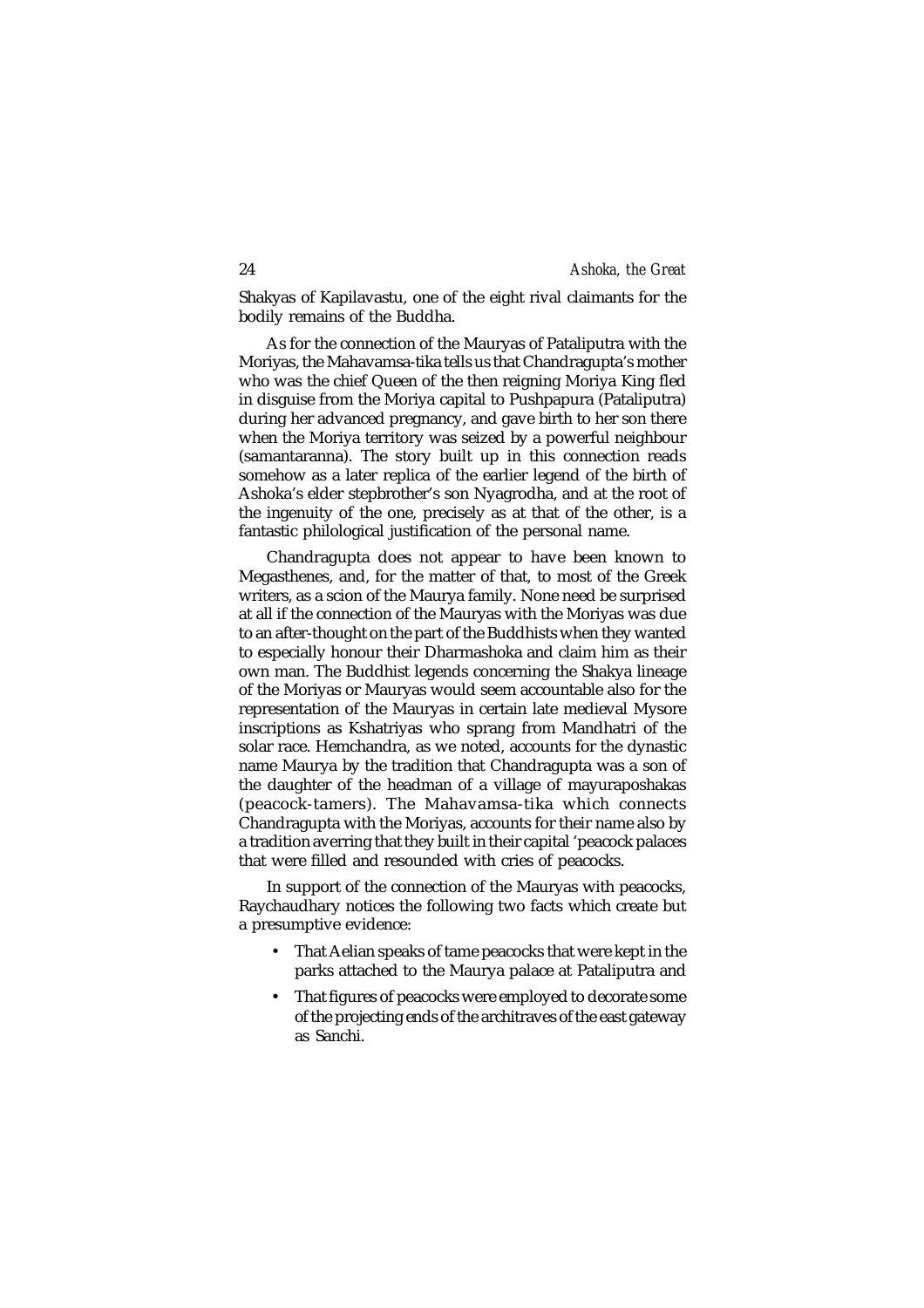Shakyas of Kapilavastu, one of the eight rival claimants for the bodily remains of the Buddha.

As for the connection of the Mauryas of Pataliputra with the Moriyas, the Mahavamsa-tika tells us that Chandragupta's mother who was the chief Queen of the then reigning Moriya King fled in disguise from the Moriya capital to Pushpapura (Pataliputra) during her advanced pregnancy, and gave birth to her son there when the Moriya territory was seized by a powerful neighbour (samantaranna). The story built up in this connection reads somehow as a later replica of the earlier legend of the birth of Ashoka's elder stepbrother's son Nyagrodha, and at the root of the ingenuity of the one, precisely as at that of the other, is a fantastic philological justification of the personal name.

Chandragupta does not appear to have been known to Megasthenes, and, for the matter of that, to most of the Greek writers, as a scion of the Maurya family. None need be surprised at all if the connection of the Mauryas with the Moriyas was due to an after-thought on the part of the Buddhists when they wanted to especially honour their Dharmashoka and claim him as their own man. The Buddhist legends concerning the Shakya lineage of the Moriyas or Mauryas would seem accountable also for the representation of the Mauryas in certain late medieval Mysore inscriptions as Kshatriyas who sprang from Mandhatri of the solar race. Hemchandra, as we noted, accounts for the dynastic name Maurya by the tradition that Chandragupta was a son of the daughter of the headman of a village of mayuraposhakas (peacock-tamers). The Mahavamsa-tika which connects Chandragupta with the Moriyas, accounts for their name also by a tradition averring that they built in their capital 'peacock palaces that were filled and resounded with cries of peacocks.

In support of the connection of the Mauryas with peacocks, Raychaudhary notices the following two facts which create but a presumptive evidence:

- That Aelian speaks of tame peacocks that were kept in the parks attached to the Maurya palace at Pataliputra and
- That figures of peacocks were employed to decorate some of the projecting ends of the architraves of the east gateway as Sanchi.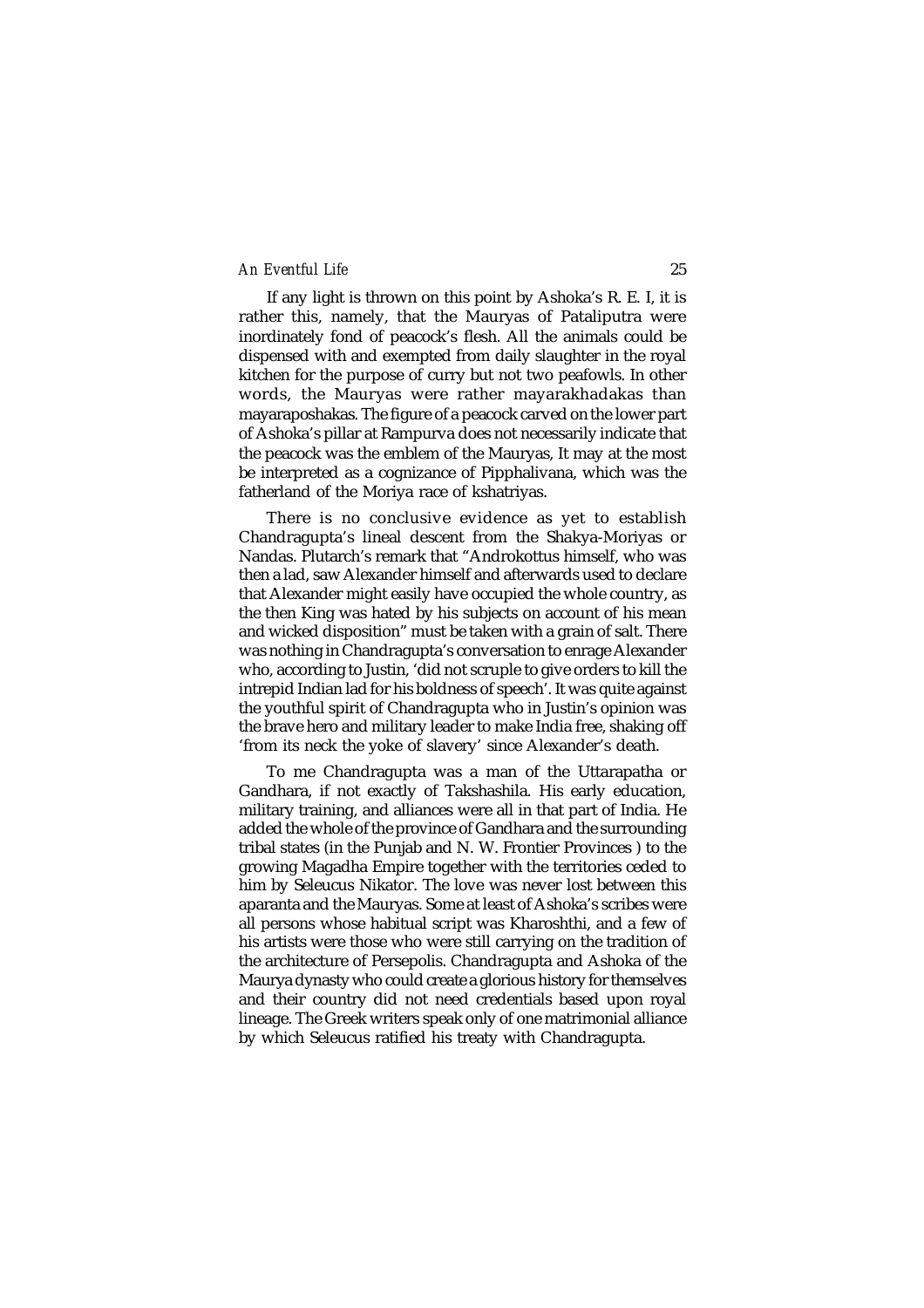If any light is thrown on this point by Ashoka's R. E. I, it is rather this, namely, that the Mauryas of Pataliputra were inordinately fond of peacock's flesh. All the animals could be dispensed with and exempted from daily slaughter in the royal kitchen for the purpose of curry but not two peafowls. In other words, the Mauryas were rather mayarakhadakas than mayaraposhakas. The figure of a peacock carved on the lower part of Ashoka's pillar at Rampurva does not necessarily indicate that the peacock was the emblem of the Mauryas, It may at the most be interpreted as a cognizance of Pipphalivana, which was the fatherland of the Moriya race of kshatriyas.

There is no conclusive evidence as yet to establish Chandragupta's lineal descent from the Shakya-Moriyas or Nandas. Plutarch's remark that "Androkottus himself, who was then a lad, saw Alexander himself and afterwards used to declare that Alexander might easily have occupied the whole country, as the then King was hated by his subjects on account of his mean and wicked disposition" must be taken with a grain of salt. There was nothing in Chandragupta's conversation to enrage Alexander who, according to Justin, 'did not scruple to give orders to kill the intrepid Indian lad for his boldness of speech'. It was quite against the youthful spirit of Chandragupta who in Justin's opinion was the brave hero and military leader to make India free, shaking off 'from its neck the yoke of slavery' since Alexander's death.

To me Chandragupta was a man of the Uttarapatha or Gandhara, if not exactly of Takshashila. His early education, military training, and alliances were all in that part of India. He added the whole of the province of Gandhara and the surrounding tribal states (in the Punjab and N. W. Frontier Provinces ) to the growing Magadha Empire together with the territories ceded to him by Seleucus Nikator. The love was never lost between this aparanta and the Mauryas. Some at least of Ashoka's scribes were all persons whose habitual script was Kharoshthi, and a few of his artists were those who were still carrying on the tradition of the architecture of Persepolis. Chandragupta and Ashoka of the Maurya dynasty who could create a glorious history for themselves and their country did not need credentials based upon royal lineage. The Greek writers speak only of one matrimonial alliance by which Seleucus ratified his treaty with Chandragupta.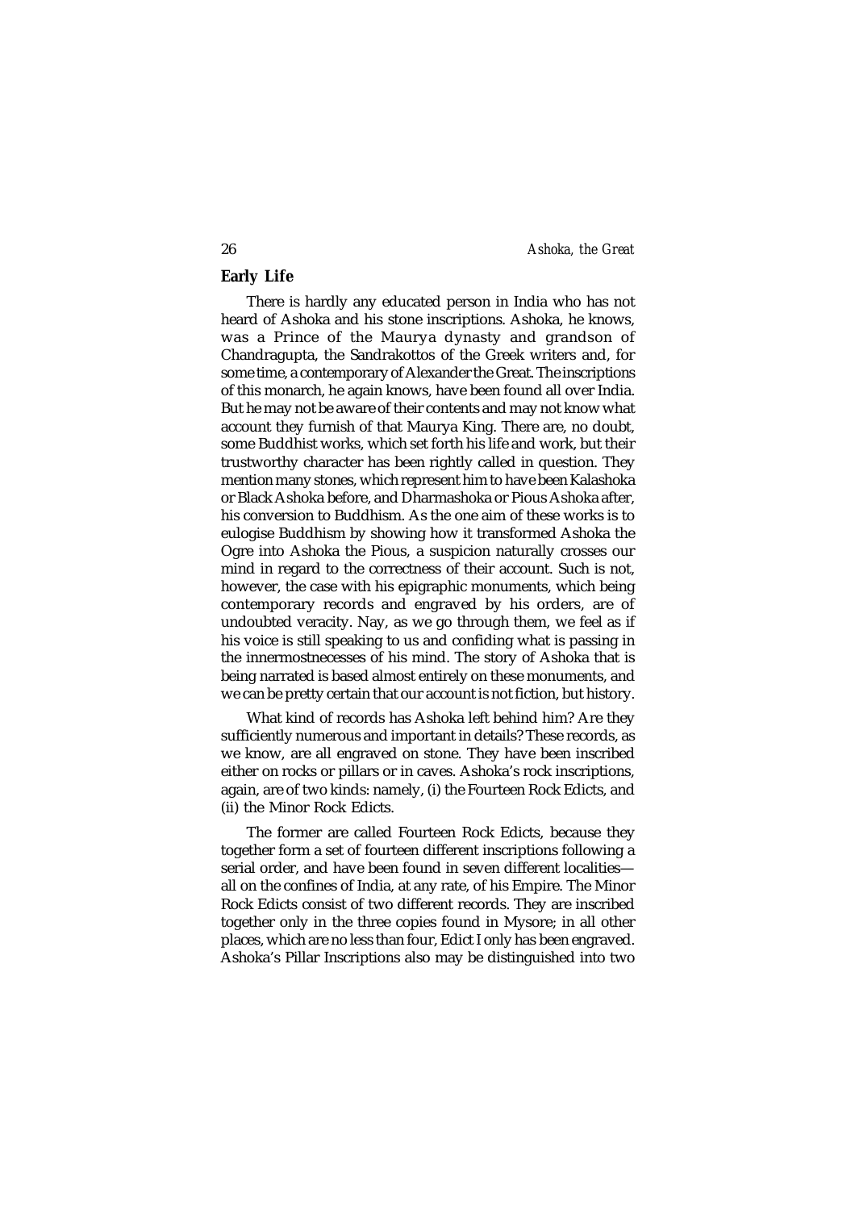## Early Life

There is hardly any educated person in India who has not heard of Ashoka and his stone inscriptions. Ashoka, he knows, was a Prince of the Maurya dynasty and grandson of Chandragupta, the Sandrakottos of the Greek writers and, for some time, a contemporary of Alexander the Great. The inscriptions of this monarch, he again knows, have been found all over India. But he may not be aware of their contents and may not know what account they furnish of that Maurya King. There are, no doubt, some Buddhist works, which set forth his life and work, but their trustworthy character has been rightly called in question. They mention many stones, which represent him to have been Kalashoka or Black Ashoka before, and Dharmashoka or Pious Ashoka after, his conversion to Buddhism. As the one aim of these works is to eulogise Buddhism by showing how it transformed Ashoka the Ogre into Ashoka the Pious, a suspicion naturally crosses our mind in regard to the correctness of their account. Such is not, however, the case with his epigraphic monuments, which being contemporary records and engraved by his orders, are of undoubted veracity. Nay, as we go through them, we feel as if his voice is still speaking to us and confiding what is passing in the innermostnecesses of his mind. The story of Ashoka that is being narrated is based almost entirely on these monuments, and we can be pretty certain that our account is not fiction, but history.

What kind of records has Ashoka left behind him? Are they sufficiently numerous and important in details? These records, as we know, are all engraved on stone. They have been inscribed either on rocks or pillars or in caves. Ashoka's rock inscriptions, again, are of two kinds: namely, (i) the Fourteen Rock Edicts, and (ii) the Minor Rock Edicts.

The former are called Fourteen Rock Edicts, because they together form a set of fourteen different inscriptions following a serial order, and have been found in seven different localities—all on the confines of India, at any rate, of his Empire. The Minor Rock Edicts consist of two different records. They are inscribed together only in the three copies found in Mysore; in all other places, which are no less than four, Edict I only has been engraved. Ashoka's Pillar Inscriptions also may be distinguished into two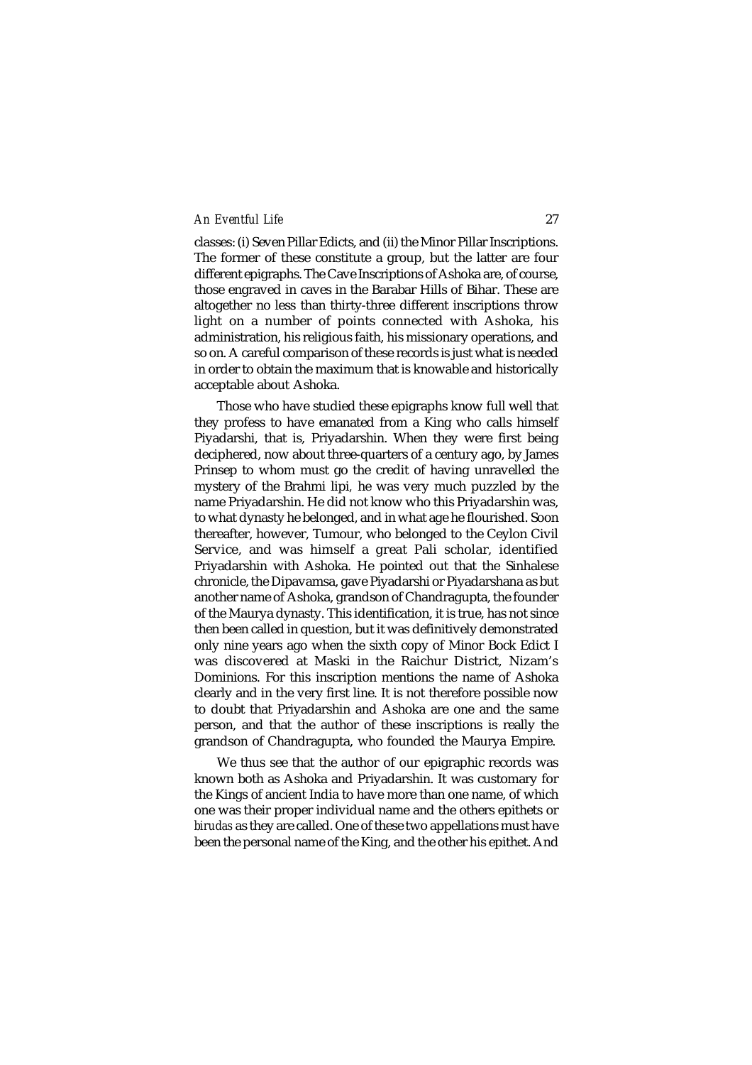classes: (i) Seven Pillar Edicts, and (ii) the Minor Pillar Inscriptions. The former of these constitute a group, but the latter are four different epigraphs. The Cave Inscriptions of Ashoka are, of course, those engraved in caves in the Barabar Hills of Bihar. These are altogether no less than thirty-three different inscriptions throw light on a number of points connected with Ashoka, his administration, his religious faith, his missionary operations, and so on. A careful comparison of these records is just what is needed in order to obtain the maximum that is knowable and historically acceptable about Ashoka.

Those who have studied these epigraphs know full well that they profess to have emanated from a King who calls himself Piyadarshi, that is, Priyadarshin. When they were first being deciphered, now about three-quarters of a century ago, by James Prinsep to whom must go the credit of having unravelled the mystery of the Brahmi lipi, he was very much puzzled by the name Priyadarshin. He did not know who this Priyadarshin was, to what dynasty he belonged, and in what age he flourished. Soon thereafter, however, Tumour, who belonged to the Ceylon Civil Service, and was himself a great Pali scholar, identified Priyadarshin with Ashoka. He pointed out that the Sinhalese chronicle, the Dipavamsa, gave Piyadarshi or Piyadarshana as but another name of Ashoka, grandson of Chandragupta, the founder of the Maurya dynasty. This identification, it is true, has not since then been called in question, but it was definitively demonstrated only nine years ago when the sixth copy of Minor Bock Edict I was discovered at Maski in the Raichur District, Nizam's Dominions. For this inscription mentions the name of Ashoka clearly and in the very first line. It is not therefore possible now to doubt that Priyadarshin and Ashoka are one and the same person, and that the author of these inscriptions is really the grandson of Chandragupta, who founded the Maurya Empire.

We thus see that the author of our epigraphic records was known both as Ashoka and Priyadarshin. It was customary for the Kings of ancient India to have more than one name, of which one was their proper individual name and the others epithets or *birudas* as they are called. One of these two appellations must have been the personal name of the King, and the other his epithet. And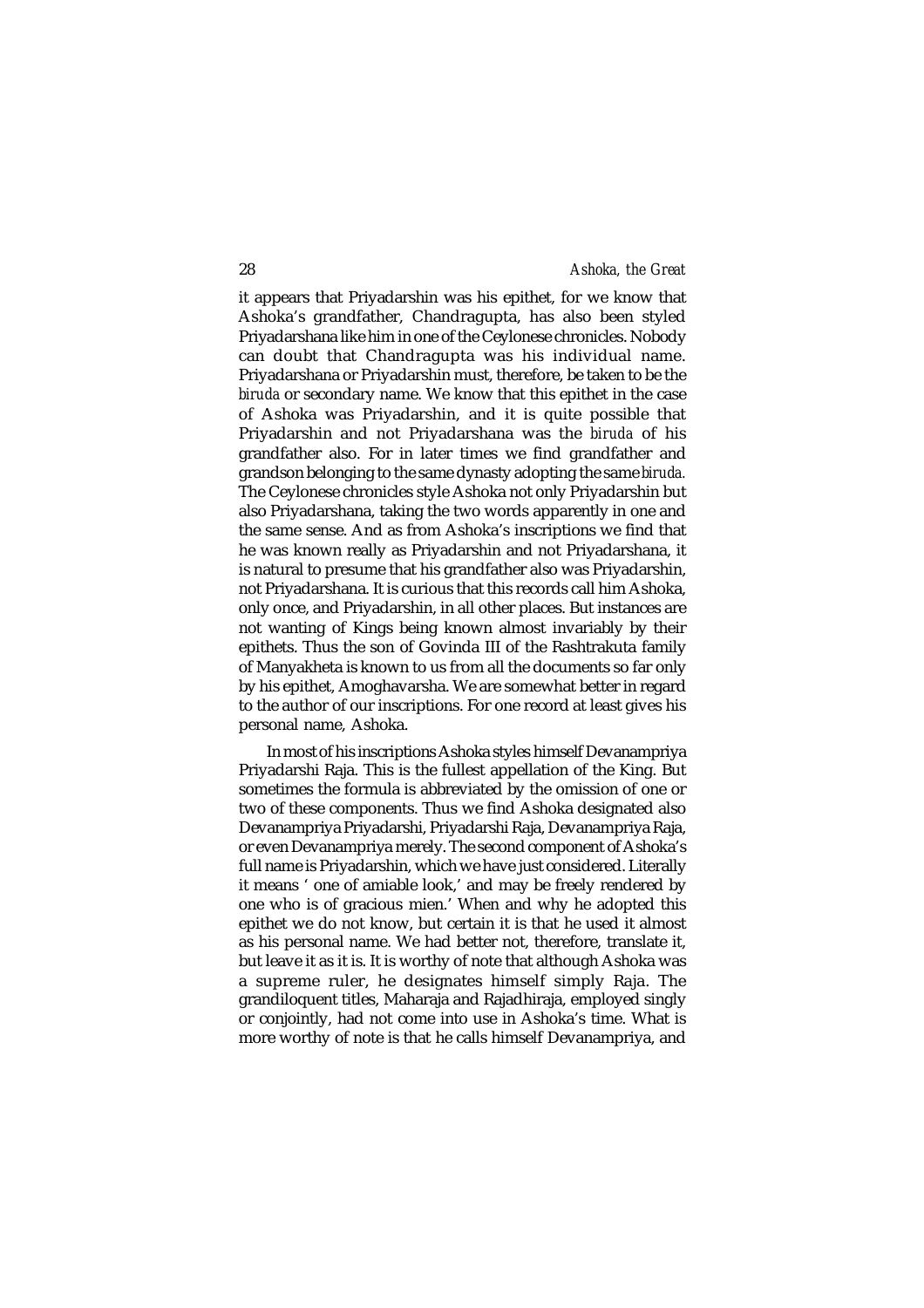it appears that Priyadarshin was his epithet, for we know that Ashoka's grandfather, Chandragupta, has also been styled Priyadarshana like him in one of the Ceylonese chronicles. Nobody can doubt that Chandragupta was his individual name. Priyadarshana or Priyadarshin must, therefore, be taken to be the *biruda* or secondary name. We know that this epithet in the case of Ashoka was Priyadarshin, and it is quite possible that Priyadarshin and not Priyadarshana was the *biruda* of his grandfather also. For in later times we find grandfather and grandson belonging to the same dynasty adopting the same *biruda.* The Ceylonese chronicles style Ashoka not only Priyadarshin but also Priyadarshana, taking the two words apparently in one and the same sense. And as from Ashoka's inscriptions we find that he was known really as Priyadarshin and not Priyadarshana, it is natural to presume that his grandfather also was Priyadarshin, not Priyadarshana. It is curious that this records call him Ashoka, only once, and Priyadarshin, in all other places. But instances are not wanting of Kings being known almost invariably by their epithets. Thus the son of Govinda III of the Rashtrakuta family of Manyakheta is known to us from all the documents so far only by his epithet, Amoghavarsha. We are somewhat better in regard to the author of our inscriptions. For one record at least gives his personal name, Ashoka.

In most of his inscriptions Ashoka styles himself Devanampriya Priyadarshi Raja. This is the fullest appellation of the King. But sometimes the formula is abbreviated by the omission of one or two of these components. Thus we find Ashoka designated also Devanampriya Priyadarshi, Priyadarshi Raja, Devanampriya Raja, or even Devanampriya merely. The second component of Ashoka's full name is Priyadarshin, which we have just considered. Literally it means ' one of amiable look,' and may be freely rendered by one who is of gracious mien.' When and why he adopted this epithet we do not know, but certain it is that he used it almost as his personal name. We had better not, therefore, translate it, but leave it as it is. It is worthy of note that although Ashoka was a supreme ruler, he designates himself simply Raja. The grandiloquent titles, Maharaja and Rajadhiraja, employed singly or conjointly, had not come into use in Ashoka's time. What is more worthy of note is that he calls himself Devanampriya, and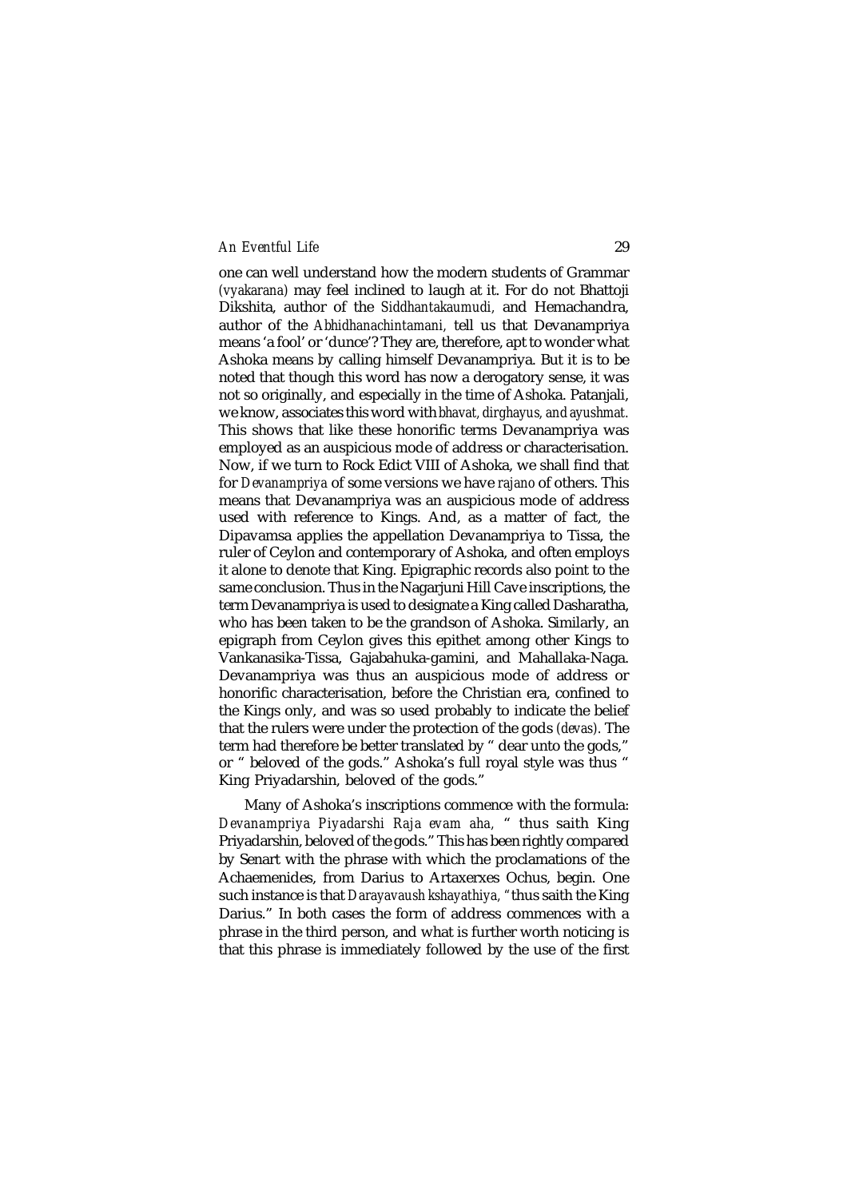one can well understand how the modern students of Grammar *(vyakarana)* may feel inclined to laugh at it. For do not Bhattoji Dikshita, author of the *Siddhantakaumudi,* and Hemachandra, author of the *Abhidhanachintamani,* tell us that Devanampriya means 'a fool' or 'dunce'? They are, therefore, apt to wonder what Ashoka means by calling himself Devanampriya. But it is to be noted that though this word has now a derogatory sense, it was not so originally, and especially in the time of Ashoka. Patanjali, we know, associates this word with *bhavat, dirghayus, and ayushmat.* This shows that like these honorific terms Devanampriya was employed as an auspicious mode of address or characterisation. Now, if we turn to Rock Edict VIII of Ashoka, we shall find that for *Devanampriya* of some versions we have *rajano* of others. This means that Devanampriya was an auspicious mode of address used with reference to Kings. And, as a matter of fact, the Dipavamsa applies the appellation Devanampriya to Tissa, the ruler of Ceylon and contemporary of Ashoka, and often employs it alone to denote that King. Epigraphic records also point to the same conclusion. Thus in the Nagarjuni Hill Cave inscriptions, the term Devanampriya is used to designate a King called Dasharatha, who has been taken to be the grandson of Ashoka. Similarly, an epigraph from Ceylon gives this epithet among other Kings to Vankanasika-Tissa, Gajabahuka-gamini, and Mahallaka-Naga. Devanampriya was thus an auspicious mode of address or honorific characterisation, before the Christian era, confined to the Kings only, and was so used probably to indicate the belief that the rulers were under the protection of the gods *(devas).* The term had therefore be better translated by " dear unto the gods," or " beloved of the gods." Ashoka's full royal style was thus " King Priyadarshin, beloved of the gods."

Many of Ashoka's inscriptions commence with the formula: *Devanampriya Piyadarshi Raja evam aha,* " thus saith King Priyadarshin, beloved of the gods." This has been rightly compared by Senart with the phrase with which the proclamations of the Achaemenides, from Darius to Artaxerxes Ochus, begin. One such instance is that *Darayavaush kshayathiya, "* thus saith the King Darius." In both cases the form of address commences with a phrase in the third person, and what is further worth noticing is that this phrase is immediately followed by the use of the first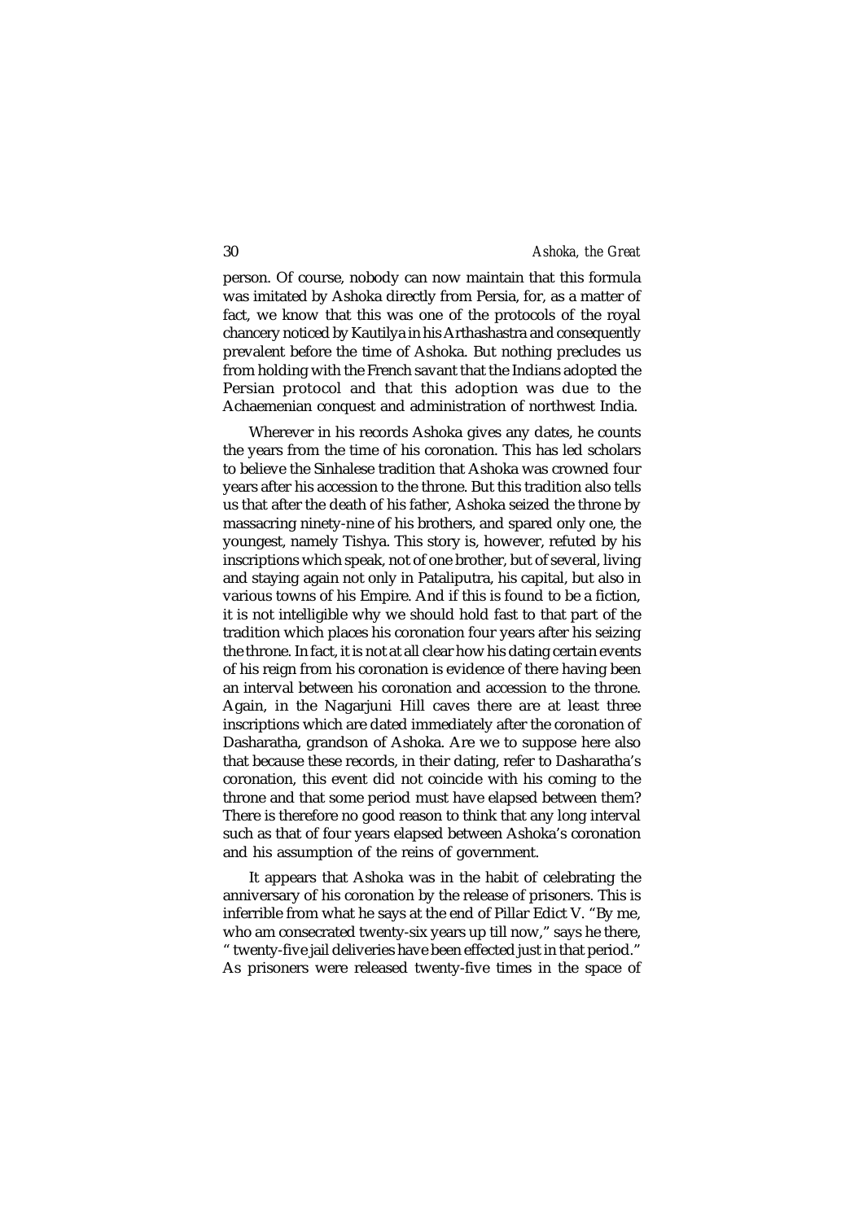person. Of course, nobody can now maintain that this formula was imitated by Ashoka directly from Persia, for, as a matter of fact, we know that this was one of the protocols of the royal chancery noticed by Kautilya in his Arthashastra and consequently prevalent before the time of Ashoka. But nothing precludes us from holding with the French savant that the Indians adopted the Persian protocol and that this adoption was due to the Achaemenian conquest and administration of northwest India.

Wherever in his records Ashoka gives any dates, he counts the years from the time of his coronation. This has led scholars to believe the Sinhalese tradition that Ashoka was crowned four years after his accession to the throne. But this tradition also tells us that after the death of his father, Ashoka seized the throne by massacring ninety-nine of his brothers, and spared only one, the youngest, namely Tishya. This story is, however, refuted by his inscriptions which speak, not of one brother, but of several, living and staying again not only in Pataliputra, his capital, but also in various towns of his Empire. And if this is found to be a fiction, it is not intelligible why we should hold fast to that part of the tradition which places his coronation four years after his seizing the throne. In fact, it is not at all clear how his dating certain events of his reign from his coronation is evidence of there having been an interval between his coronation and accession to the throne. Again, in the Nagarjuni Hill caves there are at least three inscriptions which are dated immediately after the coronation of Dasharatha, grandson of Ashoka. Are we to suppose here also that because these records, in their dating, refer to Dasharatha's coronation, this event did not coincide with his coming to the throne and that some period must have elapsed between them? There is therefore no good reason to think that any long interval such as that of four years elapsed between Ashoka's coronation and his assumption of the reins of government.

It appears that Ashoka was in the habit of celebrating the anniversary of his coronation by the release of prisoners. This is inferrible from what he says at the end of Pillar Edict V. "By me, who am consecrated twenty-six years up till now," says he there, " twenty-five jail deliveries have been effected just in that period." As prisoners were released twenty-five times in the space of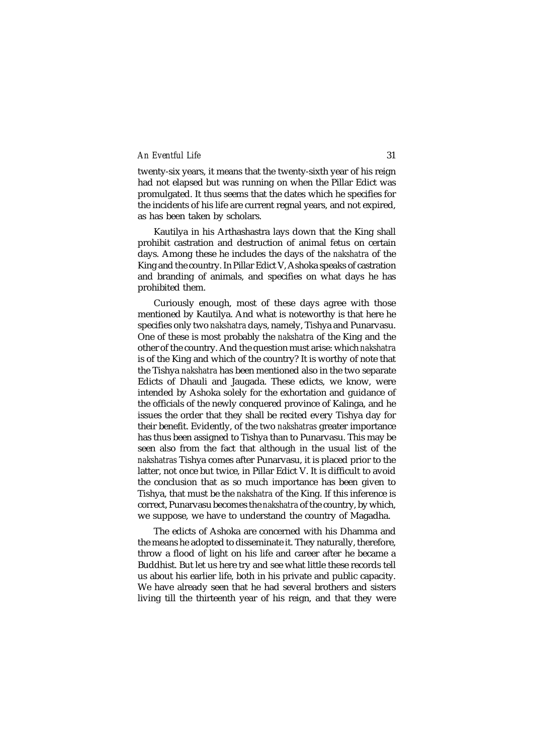twenty-six years, it means that the twenty-sixth year of his reign had not elapsed but was running on when the Pillar Edict was promulgated. It thus seems that the dates which he specifies for the incidents of his life are current regnal years, and not expired, as has been taken by scholars.

Kautilya in his Arthashastra lays down that the King shall prohibit castration and destruction of animal fetus on certain days. Among these he includes the days of the *nakshatra* of the King and the country. In Pillar Edict V, Ashoka speaks of castration and branding of animals, and specifies on what days he has prohibited them.

Curiously enough, most of these days agree with those mentioned by Kautilya. And what is noteworthy is that here he specifies only two *nakshatra* days, namely, Tishya and Punarvasu. One of these is most probably the *nakshatra* of the King and the other of the country. And the question must arise: which *nakshatra* is of the King and which of the country? It is worthy of note that the Tishya *nakshatra* has been mentioned also in the two separate Edicts of Dhauli and Jaugada. These edicts, we know, were intended by Ashoka solely for the exhortation and guidance of the officials of the newly conquered province of Kalinga, and he issues the order that they shall be recited every Tishya day for their benefit. Evidently, of the two *nakshatras* greater importance has thus been assigned to Tishya than to Punarvasu. This may be seen also from the fact that although in the usual list of the *nakshatras* Tishya comes after Punarvasu, it is placed prior to the latter, not once but twice, in Pillar Edict V. It is difficult to avoid the conclusion that as so much importance has been given to Tishya, that must be the *nakshatra* of the King. If this inference is correct, Punarvasu becomes the *nakshatra* of the country, by which, we suppose, we have to understand the country of Magadha.

The edicts of Ashoka are concerned with his Dhamma and the means he adopted to disseminate it. They naturally, therefore, throw a flood of light on his life and career after he became a Buddhist. But let us here try and see what little these records tell us about his earlier life, both in his private and public capacity. We have already seen that he had several brothers and sisters living till the thirteenth year of his reign, and that they were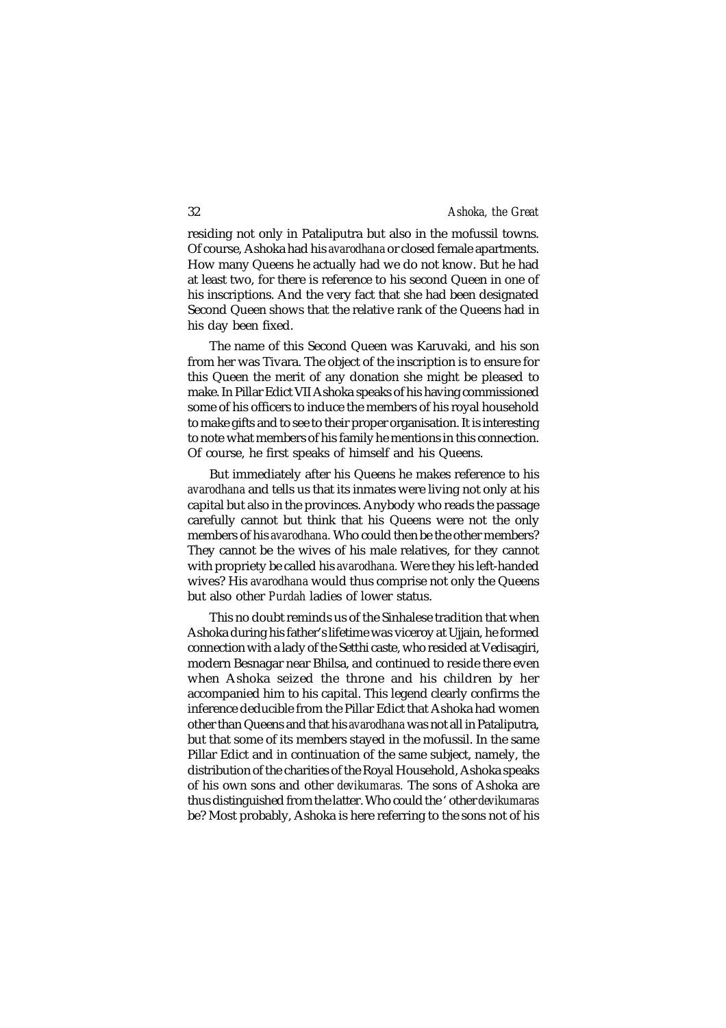residing not only in Pataliputra but also in the mofussil towns. Of course, Ashoka had his *avarodhana* or closed female apartments. How many Queens he actually had we do not know. But he had at least two, for there is reference to his second Queen in one of his inscriptions. And the very fact that she had been designated Second Queen shows that the relative rank of the Queens had in his day been fixed.

The name of this Second Queen was Karuvaki, and his son from her was Tivara. The object of the inscription is to ensure for this Queen the merit of any donation she might be pleased to make. In Pillar Edict VII Ashoka speaks of his having commissioned some of his officers to induce the members of his royal household to make gifts and to see to their proper organisation. It is interesting to note what members of his family he mentions in this connection. Of course, he first speaks of himself and his Queens.

But immediately after his Queens he makes reference to his *avarodhana* and tells us that its inmates were living not only at his capital but also in the provinces. Anybody who reads the passage carefully cannot but think that his Queens were not the only members of his *avarodhana*. Who could then be the other members? They cannot be the wives of his male relatives, for they cannot with propriety be called his *avarodhana*. Were they his left-handed wives? His *avarodhana* would thus comprise not only the Queens but also other *Purdah* ladies of lower status.

This no doubt reminds us of the Sinhalese tradition that when Ashoka during his father's lifetime was viceroy at Ujjain, he formed connection with a lady of the Setthi caste, who resided at Vedisagiri, modern Besnagar near Bhilsa, and continued to reside there even when Ashoka seized the throne and his children by her accompanied him to his capital. This legend clearly confirms the inference deducible from the Pillar Edict that Ashoka had women other than Queens and that his *avarodhana* was not all in Pataliputra, but that some of its members stayed in the mofussil. In the same Pillar Edict and in continuation of the same subject, namely, the distribution of the charities of the Royal Household, Ashoka speaks of his own sons and other *devikumaras*. The sons of Ashoka are thus distinguished from the latter. Who could the ' other *devikumaras* be? Most probably, Ashoka is here referring to the sons not of his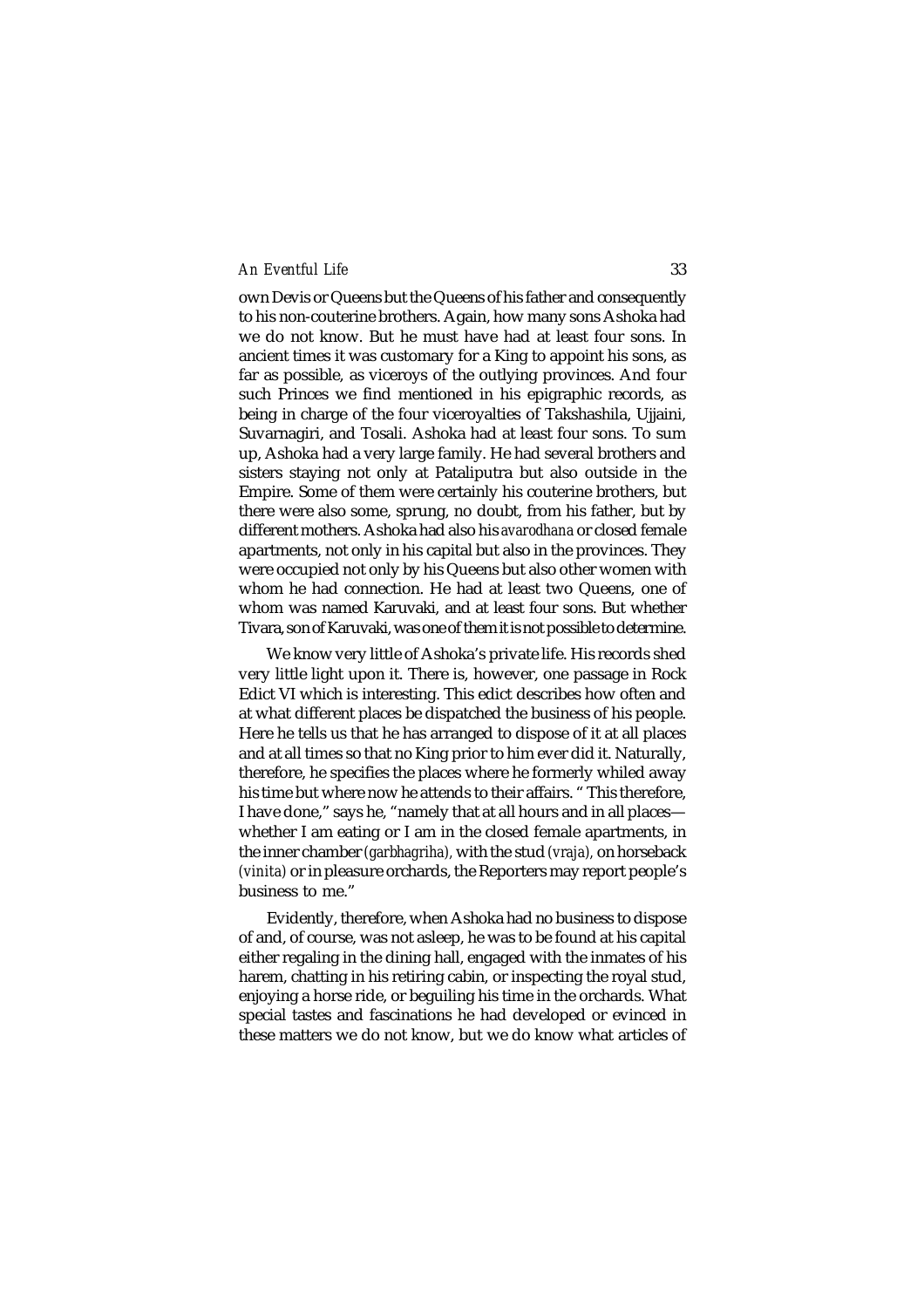own Devis or Queens but the Queens of his father and consequently to his non-couterine brothers. Again, how many sons Ashoka had we do not know. But he must have had at least four sons. In ancient times it was customary for a King to appoint his sons, as far as possible, as viceroys of the outlying provinces. And four such Princes we find mentioned in his epigraphic records, as being in charge of the four viceroyalties of Takshashila, Ujjaini, Suvarnagiri, and Tosali. Ashoka had at least four sons. To sum up, Ashoka had a very large family. He had several brothers and sisters staying not only at Pataliputra but also outside in the Empire. Some of them were certainly his couterine brothers, but there were also some, sprung, no doubt, from his father, but by different mothers. Ashoka had also his *avarodhana* or closed female apartments, not only in his capital but also in the provinces. They were occupied not only by his Queens but also other women with whom he had connection. He had at least two Queens, one of whom was named Karuvaki, and at least four sons. But whether Tivara, son of Karuvaki, was one of them it is not possible to determine.

We know very little of Ashoka's private life. His records shed very little light upon it. There is, however, one passage in Rock Edict VI which is interesting. This edict describes how often and at what different places be dispatched the business of his people. Here he tells us that he has arranged to dispose of it at all places and at all times so that no King prior to him ever did it. Naturally, therefore, he specifies the places where he formerly whiled away his time but where now he attends to their affairs. " This therefore, I have done," says he, "namely that at all hours and in all places—whether I am eating or I am in the closed female apartments, in the inner chamber *(garbhagriha)*, with the stud *(vraja)*, on horseback *(vinita)* or in pleasure orchards, the Reporters may report people's business to me."

Evidently, therefore, when Ashoka had no business to dispose of and, of course, was not asleep, he was to be found at his capital either regaling in the dining hall, engaged with the inmates of his harem, chatting in his retiring cabin, or inspecting the royal stud, enjoying a horse ride, or beguiling his time in the orchards. What special tastes and fascinations he had developed or evinced in these matters we do not know, but we do know what articles of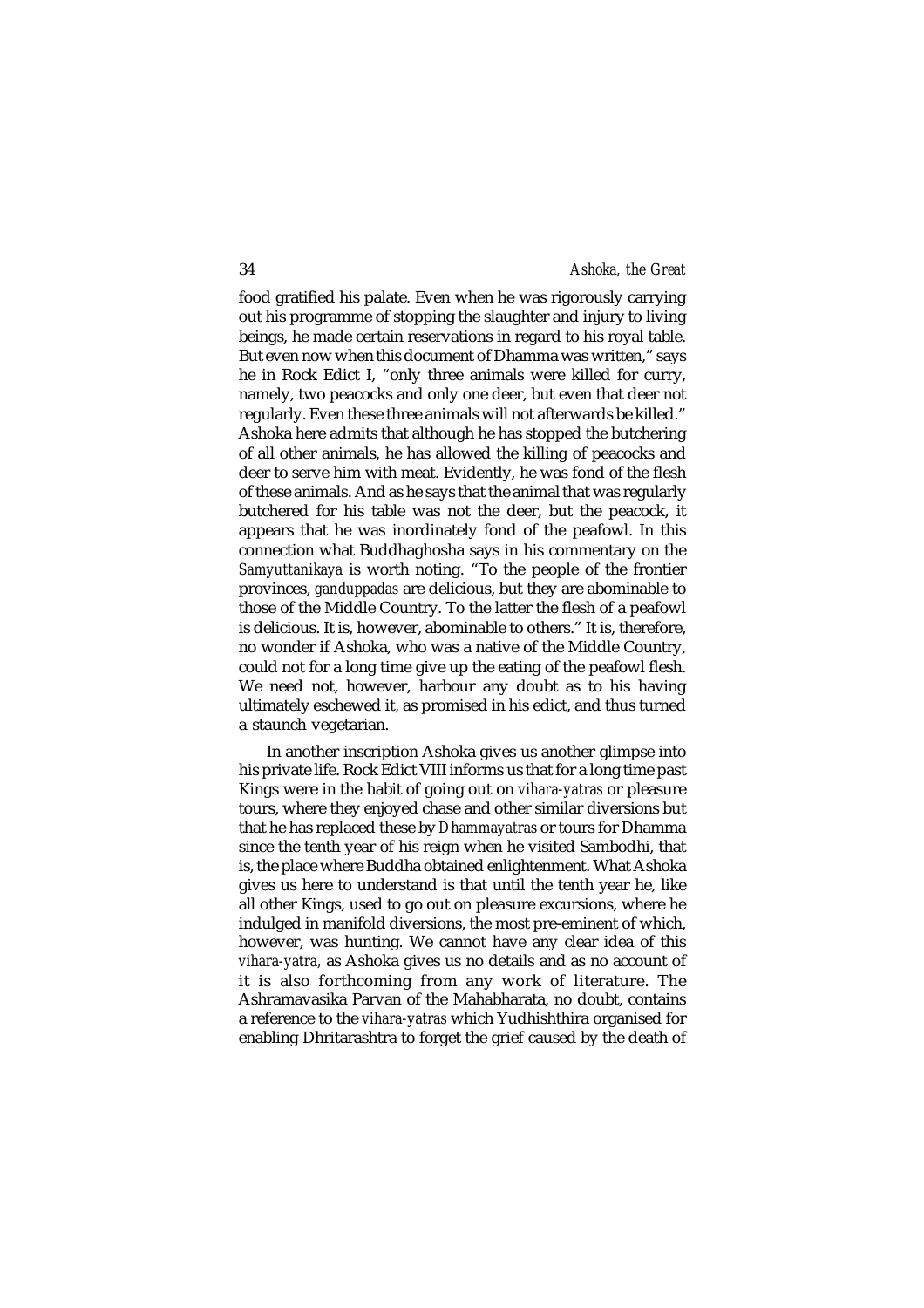food gratified his palate. Even when he was rigorously carrying out his programme of stopping the slaughter and injury to living beings, he made certain reservations in regard to his royal table. But even now when this document of Dhamma was written," says he in Rock Edict I, "only three animals were killed for curry, namely, two peacocks and only one deer, but even that deer not regularly. Even these three animals will not afterwards be killed." Ashoka here admits that although he has stopped the butchering of all other animals, he has allowed the killing of peacocks and deer to serve him with meat. Evidently, he was fond of the flesh of these animals. And as he says that the animal that was regularly butchered for his table was not the deer, but the peacock, it appears that he was inordinately fond of the peafowl. In this connection what Buddhaghosha says in his commentary on the *Samyuttanikaya* is worth noting. "To the people of the frontier provinces, *ganduppadas* are delicious, but they are abominable to those of the Middle Country. To the latter the flesh of a peafowl is delicious. It is, however, abominable to others." It is, therefore, no wonder if Ashoka, who was a native of the Middle Country, could not for a long time give up the eating of the peafowl flesh. We need not, however, harbour any doubt as to his having ultimately eschewed it, as promised in his edict, and thus turned a staunch vegetarian.

In another inscription Ashoka gives us another glimpse into his private life. Rock Edict VIII informs us that for a long time past Kings were in the habit of going out on *vihara-yatras* or pleasure tours, where they enjoyed chase and other similar diversions but that he has replaced these by *Dhammayatras* or tours for Dhamma since the tenth year of his reign when he visited Sambodhi, that is, the place where Buddha obtained enlightenment. What Ashoka gives us here to understand is that until the tenth year he, like all other Kings, used to go out on pleasure excursions, where he indulged in manifold diversions, the most pre-eminent of which, however, was hunting. We cannot have any clear idea of this *vihara-yatra,* as Ashoka gives us no details and as no account of it is also forthcoming from any work of literature. The Ashramavasika Parvan of the Mahabharata, no doubt, contains a reference to the *vihara-yatras* which Yudhishthira organised for enabling Dhritarashtra to forget the grief caused by the death of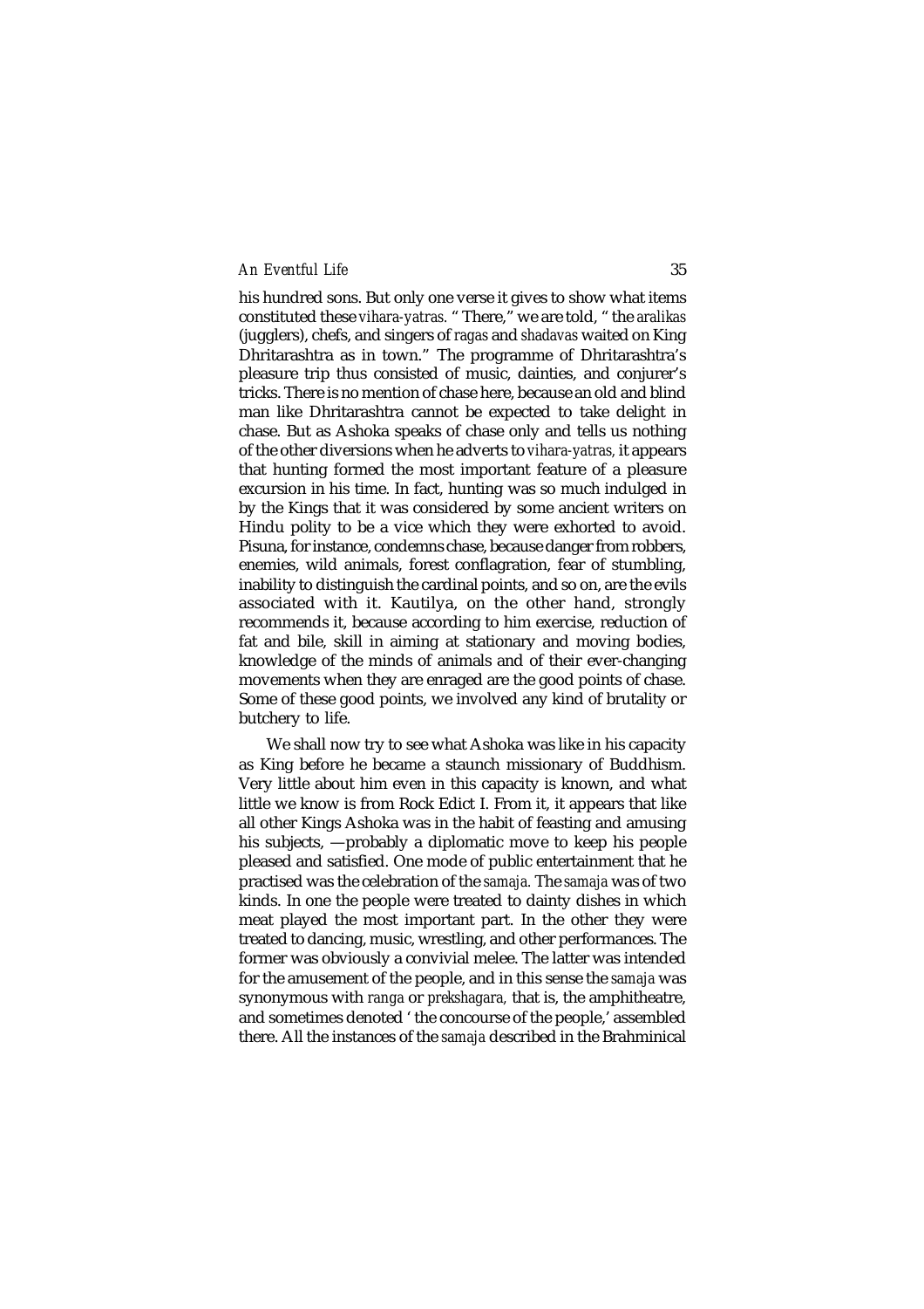his hundred sons. But only one verse it gives to show what items constituted these *vihara-yatras*. " There," we are told, " the *aralikas* (jugglers), chefs, and singers of *ragas* and *shadavas* waited on King Dhritarashtra as in town." The programme of Dhritarashtra's pleasure trip thus consisted of music, dainties, and conjurer's tricks. There is no mention of chase here, because an old and blind man like Dhritarashtra cannot be expected to take delight in chase. But as Ashoka speaks of chase only and tells us nothing of the other diversions when he adverts to *vihara-yatras,* it appears that hunting formed the most important feature of a pleasure excursion in his time. In fact, hunting was so much indulged in by the Kings that it was considered by some ancient writers on Hindu polity to be a vice which they were exhorted to avoid. Pisuna, for instance, condemns chase, because danger from robbers, enemies, wild animals, forest conflagration, fear of stumbling, inability to distinguish the cardinal points, and so on, are the evils associated with it. Kautilya, on the other hand, strongly recommends it, because according to him exercise, reduction of fat and bile, skill in aiming at stationary and moving bodies, knowledge of the minds of animals and of their ever-changing movements when they are enraged are the good points of chase. Some of these good points, we involved any kind of brutality or butchery to life.

We shall now try to see what Ashoka was like in his capacity as King before he became a staunch missionary of Buddhism. Very little about him even in this capacity is known, and what little we know is from Rock Edict I. From it, it appears that like all other Kings Ashoka was in the habit of feasting and amusing his subjects, —probably a diplomatic move to keep his people pleased and satisfied. One mode of public entertainment that he practised was the celebration of the *samaja.* The *samaja* was of two kinds. In one the people were treated to dainty dishes in which meat played the most important part. In the other they were treated to dancing, music, wrestling, and other performances. The former was obviously a convivial melee. The latter was intended for the amusement of the people, and in this sense the *samaja* was synonymous with *ranga* or *prekshagara,* that is, the amphitheatre, and sometimes denoted ' the concourse of the people,' assembled there. All the instances of the *samaja* described in the Brahminical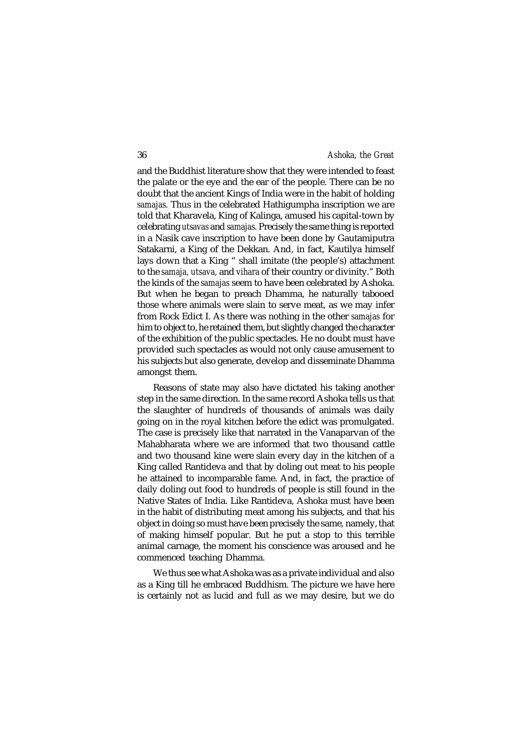and the Buddhist literature show that they were intended to feast the palate or the eye and the ear of the people. There can be no doubt that the ancient Kings of India were in the habit of holding *samajas*. Thus in the celebrated Hathigumpha inscription we are told that Kharavela, King of Kalinga, amused his capital-town by celebrating *utsavas* and *samajas*. Precisely the same thing is reported in a Nasik cave inscription to have been done by Gautamiputra Satakarni, a King of the Dekkan. And, in fact, Kautilya himself lays down that a King " shall imitate (the people's) attachment to the *samaja, utsava,* and *vihara* of their country or divinity." Both the kinds of the *samajas* seem to have been celebrated by Ashoka. But when he began to preach Dhamma, he naturally tabooed those where animals were slain to serve meat, as we may infer from Rock Edict I. As there was nothing in the other *samajas* for him to object to, he retained them, but slightly changed the character of the exhibition of the public spectacles. He no doubt must have provided such spectacles as would not only cause amusement to his subjects but also generate, develop and disseminate Dhamma amongst them.

Reasons of state may also have dictated his taking another step in the same direction. In the same record Ashoka tells us that the slaughter of hundreds of thousands of animals was daily going on in the royal kitchen before the edict was promulgated. The case is precisely like that narrated in the Vanaparvan of the Mahabharata where we are informed that two thousand cattle and two thousand kine were slain every day in the kitchen of a King called Rantideva and that by doling out meat to his people he attained to incomparable fame. And, in fact, the practice of daily doling out food to hundreds of people is still found in the Native States of India. Like Rantideva, Ashoka must have been in the habit of distributing meat among his subjects, and that his object in doing so must have been precisely the same, namely, that of making himself popular. But he put a stop to this terrible animal carnage, the moment his conscience was aroused and he commenced teaching Dhamma.

We thus see what Ashoka was as a private individual and also as a King till he embraced Buddhism. The picture we have here is certainly not as lucid and full as we may desire, but we do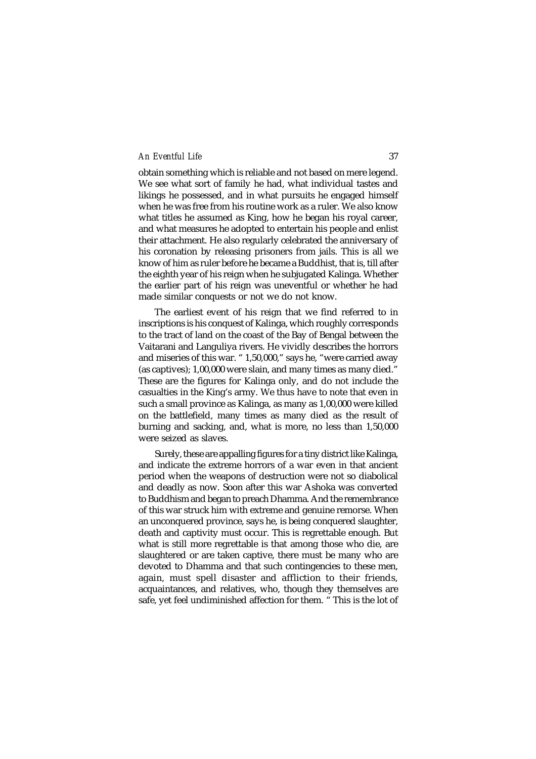obtain something which is reliable and not based on mere legend. We see what sort of family he had, what individual tastes and likings he possessed, and in what pursuits he engaged himself when he was free from his routine work as a ruler. We also know what titles he assumed as King, how he began his royal career, and what measures he adopted to entertain his people and enlist their attachment. He also regularly celebrated the anniversary of his coronation by releasing prisoners from jails. This is all we know of him as ruler before he became a Buddhist, that is, till after the eighth year of his reign when he subjugated Kalinga. Whether the earlier part of his reign was uneventful or whether he had made similar conquests or not we do not know.

The earliest event of his reign that we find referred to in inscriptions is his conquest of Kalinga, which roughly corresponds to the tract of land on the coast of the Bay of Bengal between the Vaitarani and Languliya rivers. He vividly describes the horrors and miseries of this war. " 1,50,000," says he, "were carried away (as captives); 1,00,000 were slain, and many times as many died." These are the figures for Kalinga only, and do not include the casualties in the King's army. We thus have to note that even in such a small province as Kalinga, as many as 1,00,000 were killed on the battlefield, many times as many died as the result of burning and sacking, and, what is more, no less than 1,50,000 were seized as slaves.

Surely, these are appalling figures for a tiny district like Kalinga, and indicate the extreme horrors of a war even in that ancient period when the weapons of destruction were not so diabolical and deadly as now. Soon after this war Ashoka was converted to Buddhism and began to preach Dhamma. And the remembrance of this war struck him with extreme and genuine remorse. When an unconquered province, says he, is being conquered slaughter, death and captivity must occur. This is regrettable enough. But what is still more regrettable is that among those who die, are slaughtered or are taken captive, there must be many who are devoted to Dhamma and that such contingencies to these men, again, must spell disaster and affliction to their friends, acquaintances, and relatives, who, though they themselves are safe, yet feel undiminished affection for them. " This is the lot of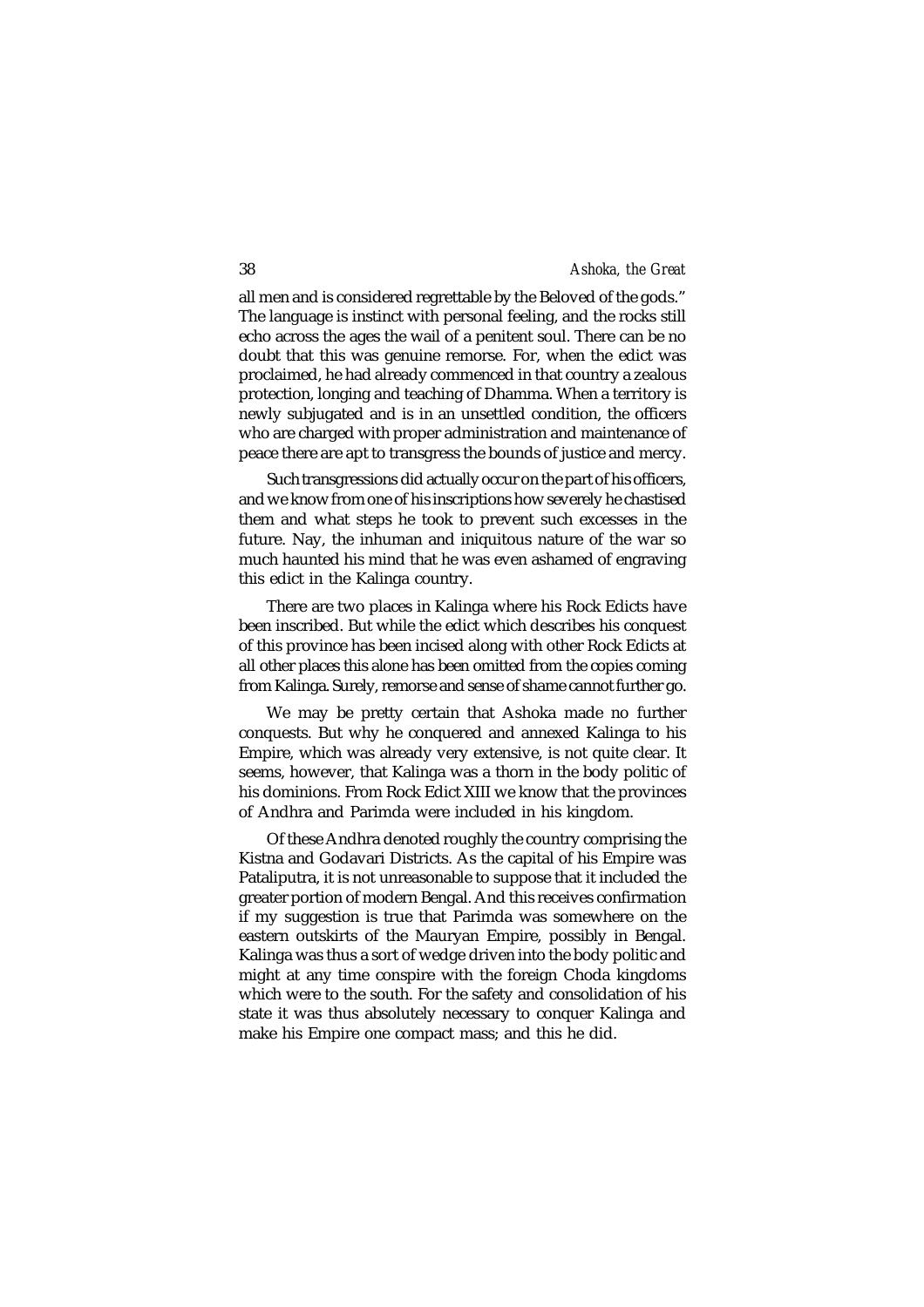all men and is considered regrettable by the Beloved of the gods." The language is instinct with personal feeling, and the rocks still echo across the ages the wail of a penitent soul. There can be no doubt that this was genuine remorse. For, when the edict was proclaimed, he had already commenced in that country a zealous protection, longing and teaching of Dhamma. When a territory is newly subjugated and is in an unsettled condition, the officers who are charged with proper administration and maintenance of peace there are apt to transgress the bounds of justice and mercy.

Such transgressions did actually occur on the part of his officers, and we know from one of his inscriptions how severely he chastised them and what steps he took to prevent such excesses in the future. Nay, the inhuman and iniquitous nature of the war so much haunted his mind that he was even ashamed of engraving this edict in the Kalinga country.

There are two places in Kalinga where his Rock Edicts have been inscribed. But while the edict which describes his conquest of this province has been incised along with other Rock Edicts at all other places this alone has been omitted from the copies coming from Kalinga. Surely, remorse and sense of shame cannot further go.

We may be pretty certain that Ashoka made no further conquests. But why he conquered and annexed Kalinga to his Empire, which was already very extensive, is not quite clear. It seems, however, that Kalinga was a thorn in the body politic of his dominions. From Rock Edict XIII we know that the provinces of Andhra and Parimda were included in his kingdom.

Of these Andhra denoted roughly the country comprising the Kistna and Godavari Districts. As the capital of his Empire was Pataliputra, it is not unreasonable to suppose that it included the greater portion of modern Bengal. And this receives confirmation if my suggestion is true that Parimda was somewhere on the eastern outskirts of the Mauryan Empire, possibly in Bengal. Kalinga was thus a sort of wedge driven into the body politic and might at any time conspire with the foreign Choda kingdoms which were to the south. For the safety and consolidation of his state it was thus absolutely necessary to conquer Kalinga and make his Empire one compact mass; and this he did.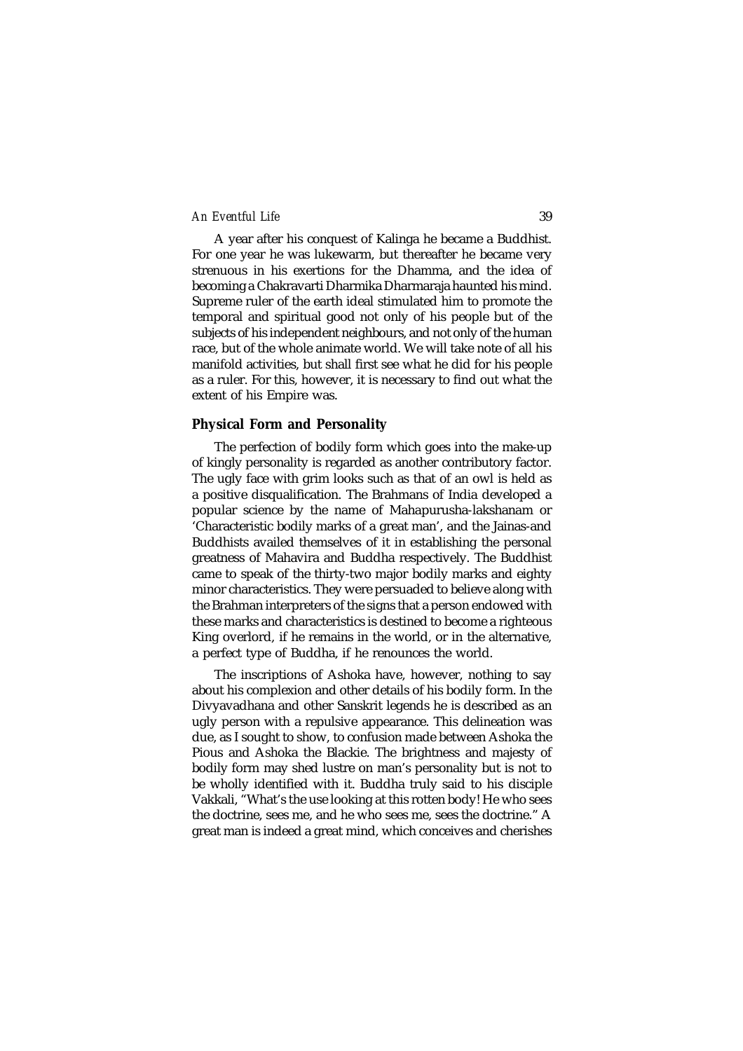A year after his conquest of Kalinga he became a Buddhist. For one year he was lukewarm, but thereafter he became very strenuous in his exertions for the Dhamma, and the idea of becoming a Chakravarti Dharmika Dharmaraja haunted his mind. Supreme ruler of the earth ideal stimulated him to promote the temporal and spiritual good not only of his people but of the subjects of his independent neighbours, and not only of the human race, but of the whole animate world. We will take note of all his manifold activities, but shall first see what he did for his people as a ruler. For this, however, it is necessary to find out what the extent of his Empire was.

## Physical Form and Personality

The perfection of bodily form which goes into the make-up of kingly personality is regarded as another contributory factor. The ugly face with grim looks such as that of an owl is held as a positive disqualification. The Brahmans of India developed a popular science by the name of Mahapurusha-lakshanam or 'Characteristic bodily marks of a great man', and the Jainas-and Buddhists availed themselves of it in establishing the personal greatness of Mahavira and Buddha respectively. The Buddhist came to speak of the thirty-two major bodily marks and eighty minor characteristics. They were persuaded to believe along with the Brahman interpreters of the signs that a person endowed with these marks and characteristics is destined to become a righteous King overlord, if he remains in the world, or in the alternative, a perfect type of Buddha, if he renounces the world.

The inscriptions of Ashoka have, however, nothing to say about his complexion and other details of his bodily form. In the Divyavadhana and other Sanskrit legends he is described as an ugly person with a repulsive appearance. This delineation was due, as I sought to show, to confusion made between Ashoka the Pious and Ashoka the Blackie. The brightness and majesty of bodily form may shed lustre on man's personality but is not to be wholly identified with it. Buddha truly said to his disciple Vakkali, "What's the use looking at this rotten body! He who sees the doctrine, sees me, and he who sees me, sees the doctrine." A great man is indeed a great mind, which conceives and cherishes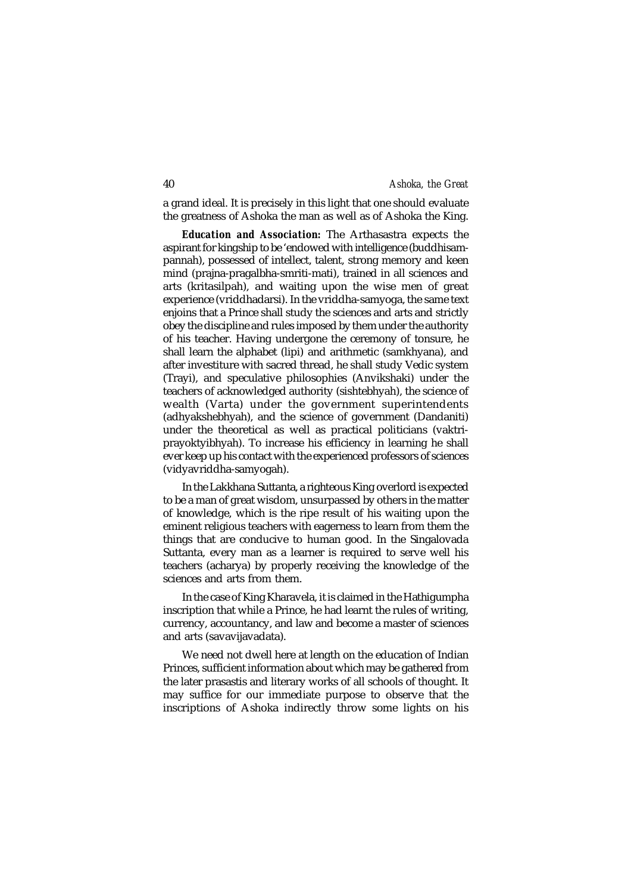a grand ideal. It is precisely in this light that one should evaluate the greatness of Ashoka the man as well as of Ashoka the King.

***Education and Association:*** The Arthasastra expects the aspirant for kingship to be 'endowed with intelligence (buddhisampannah), possessed of intellect, talent, strong memory and keen mind (prajna-pragalbha-smriti-mati), trained in all sciences and arts (kritasilpah), and waiting upon the wise men of great experience (vriddhadarsi). In the vriddha-samyoga, the same text enjoins that a Prince shall study the sciences and arts and strictly obey the discipline and rules imposed by them under the authority of his teacher. Having undergone the ceremony of tonsure, he shall learn the alphabet (lipi) and arithmetic (samkhyana), and after investiture with sacred thread, he shall study Vedic system (Trayi), and speculative philosophies (Anvikshaki) under the teachers of acknowledged authority (sishtebhyah), the science of wealth (Varta) under the government superintendents (adhyakshebhyah), and the science of government (Dandaniti) under the theoretical as well as practical politicians (vaktri-prayoktyibhyah). To increase his efficiency in learning he shall ever keep up his contact with the experienced professors of sciences (vidyavriddha-samyogah).

In the Lakkhana Suttanta, a righteous King overlord is expected to be a man of great wisdom, unsurpassed by others in the matter of knowledge, which is the ripe result of his waiting upon the eminent religious teachers with eagerness to learn from them the things that are conducive to human good. In the Singalovada Suttanta, every man as a learner is required to serve well his teachers (acharya) by properly receiving the knowledge of the sciences and arts from them.

In the case of King Kharavela, it is claimed in the Hathigumpha inscription that while a Prince, he had learnt the rules of writing, currency, accountancy, and law and become a master of sciences and arts (savavijavadata).

We need not dwell here at length on the education of Indian Princes, sufficient information about which may be gathered from the later prasastis and literary works of all schools of thought. It may suffice for our immediate purpose to observe that the inscriptions of Ashoka indirectly throw some lights on his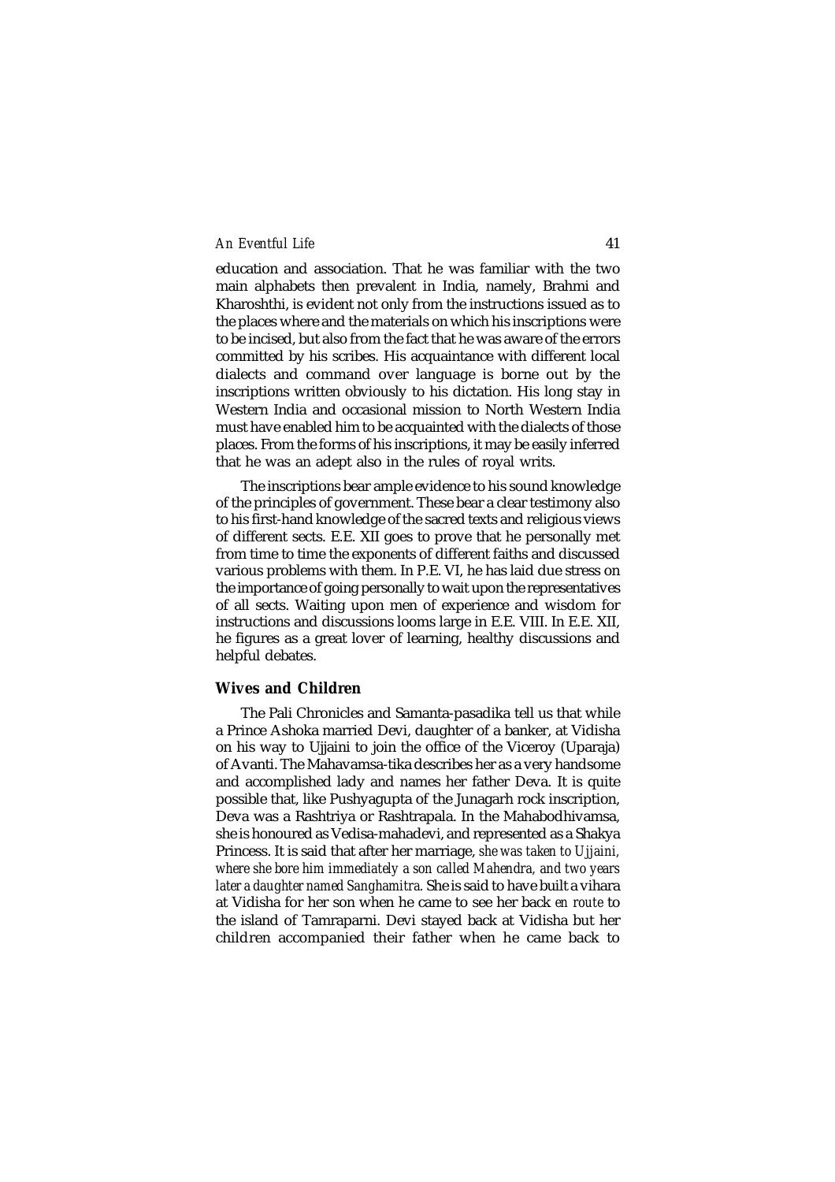education and association. That he was familiar with the two main alphabets then prevalent in India, namely, Brahmi and Kharoshthi, is evident not only from the instructions issued as to the places where and the materials on which his inscriptions were to be incised, but also from the fact that he was aware of the errors committed by his scribes. His acquaintance with different local dialects and command over language is borne out by the inscriptions written obviously to his dictation. His long stay in Western India and occasional mission to North Western India must have enabled him to be acquainted with the dialects of those places. From the forms of his inscriptions, it may be easily inferred that he was an adept also in the rules of royal writs.

The inscriptions bear ample evidence to his sound knowledge of the principles of government. These bear a clear testimony also to his first-hand knowledge of the sacred texts and religious views of different sects. E.E. XII goes to prove that he personally met from time to time the exponents of different faiths and discussed various problems with them. In P.E. VI, he has laid due stress on the importance of going personally to wait upon the representatives of all sects. Waiting upon men of experience and wisdom for instructions and discussions looms large in E.E. VIII. In E.E. XII, he figures as a great lover of learning, healthy discussions and helpful debates.

## Wives and Children

The Pali Chronicles and Samanta-pasadika tell us that while a Prince Ashoka married Devi, daughter of a banker, at Vidisha on his way to Ujjaini to join the office of the Viceroy (Uparaja) of Avanti. The Mahavamsa-tika describes her as a very handsome and accomplished lady and names her father Deva. It is quite possible that, like Pushyagupta of the Junagarh rock inscription, Deva was a Rashtriya or Rashtrapala. In the Mahabodhivamsa, she is honoured as Vedisa-mahadevi, and represented as a Shakya Princess. It is said that after her marriage, *she was taken to Ujjaini, where she bore him immediately a son called Mahendra, and two years later a daughter named Sanghamitra*. She is said to have built a vihara at Vidisha for her son when he came to see her back *en route* to the island of Tamraparni. Devi stayed back at Vidisha but her children accompanied their father when he came back to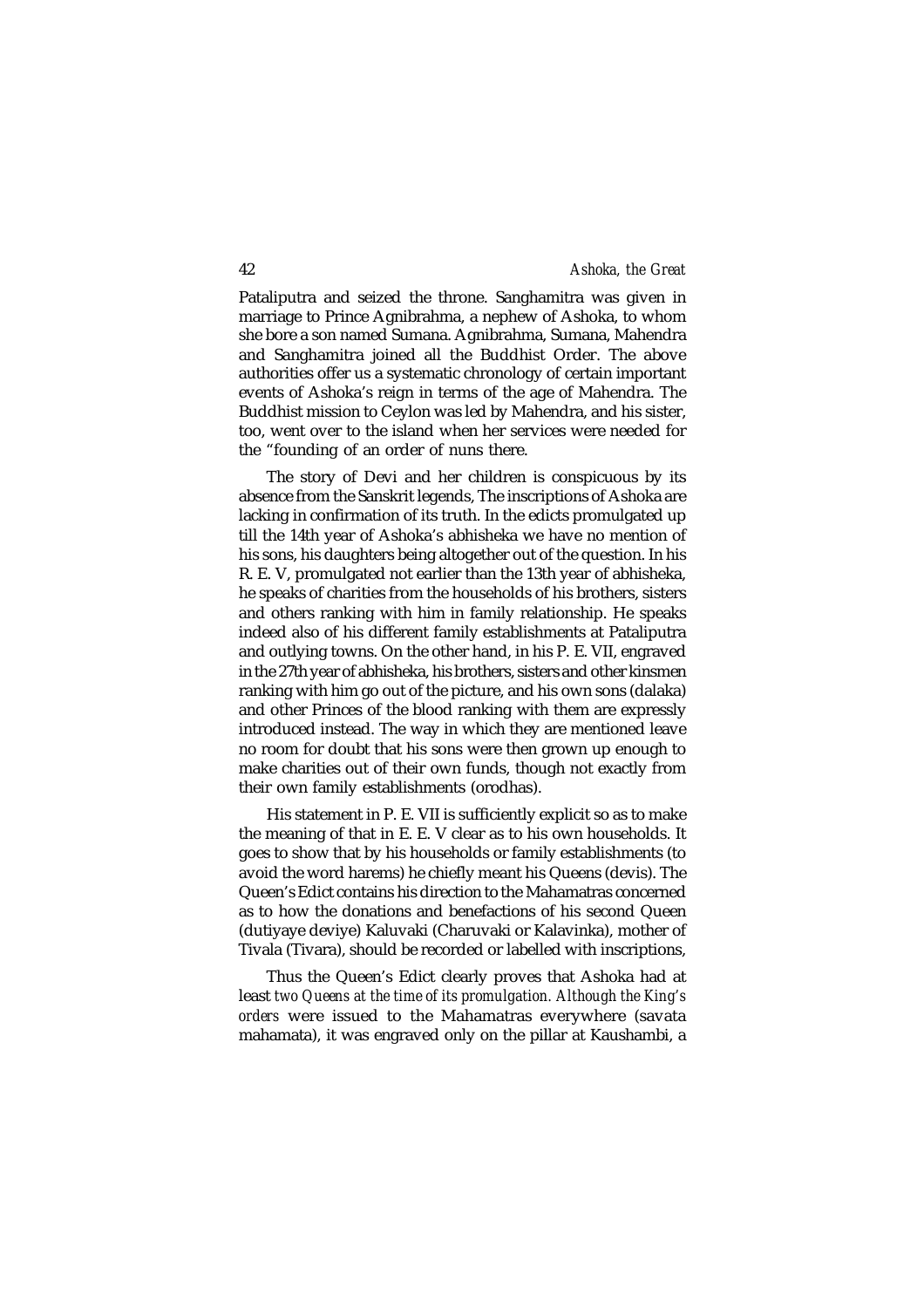Pataliputra and seized the throne. Sanghamitra was given in marriage to Prince Agnibrahma, a nephew of Ashoka, to whom she bore a son named Sumana. Agnibrahma, Sumana, Mahendra and Sanghamitra joined all the Buddhist Order. The above authorities offer us a systematic chronology of certain important events of Ashoka's reign in terms of the age of Mahendra. The Buddhist mission to Ceylon was led by Mahendra, and his sister, too, went over to the island when her services were needed for the "founding of an order of nuns there.

The story of Devi and her children is conspicuous by its absence from the Sanskrit legends, The inscriptions of Ashoka are lacking in confirmation of its truth. In the edicts promulgated up till the 14th year of Ashoka's abhisheka we have no mention of his sons, his daughters being altogether out of the question. In his R. E. V, promulgated not earlier than the 13th year of abhisheka, he speaks of charities from the households of his brothers, sisters and others ranking with him in family relationship. He speaks indeed also of his different family establishments at Pataliputra and outlying towns. On the other hand, in his P. E. VII, engraved in the 27th year of abhisheka, his brothers, sisters and other kinsmen ranking with him go out of the picture, and his own sons (dalaka) and other Princes of the blood ranking with them are expressly introduced instead. The way in which they are mentioned leave no room for doubt that his sons were then grown up enough to make charities out of their own funds, though not exactly from their own family establishments (orodhas).

His statement in P. E. VII is sufficiently explicit so as to make the meaning of that in E. E. V clear as to his own households. It goes to show that by his households or family establishments (to avoid the word harems) he chiefly meant his Queens (devis). The Queen's Edict contains his direction to the Mahamatras concerned as to how the donations and benefactions of his second Queen (dutiyaye deviye) Kaluvaki (Charuvaki or Kalavinka), mother of Tivala (Tivara), should be recorded or labelled with inscriptions,

Thus the Queen's Edict clearly proves that Ashoka had at least *two Queens at the time of its promulgation. Although the King's orders* were issued to the Mahamatras everywhere (savata mahamata), it was engraved only on the pillar at Kaushambi, a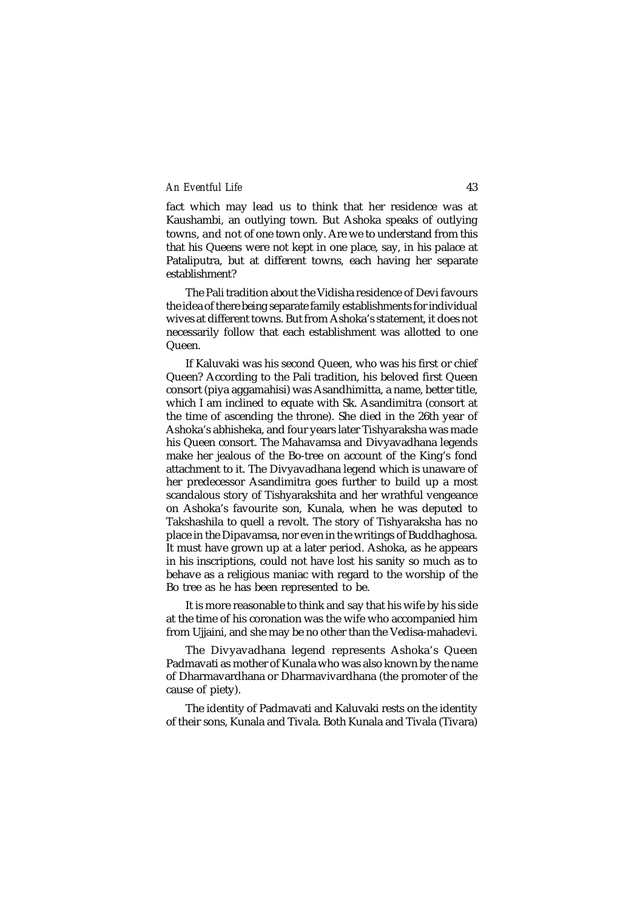fact which may lead us to think that her residence was at Kaushambi, an outlying town. But Ashoka speaks of outlying towns, and not of one town only. Are we to understand from this that his Queens were not kept in one place, say, in his palace at Pataliputra, but at different towns, each having her separate establishment?

The Pali tradition about the Vidisha residence of Devi favours the idea of there being separate family establishments for individual wives at different towns. But from Ashoka's statement, it does not necessarily follow that each establishment was allotted to one Queen.

If Kaluvaki was his second Queen, who was his first or chief Queen? According to the Pali tradition, his beloved first Queen consort (piya aggamahisi) was Asandhimitta, a name, better title, which I am inclined to equate with Sk. Asandimitra (consort at the time of ascending the throne). She died in the 26th year of Ashoka's abhisheka, and four years later Tishyaraksha was made his Queen consort. The Mahavamsa and Divyavadhana legends make her jealous of the Bo-tree on account of the King's fond attachment to it. The Divyavadhana legend which is unaware of her predecessor Asandimitra goes further to build up a most scandalous story of Tishyarakshita and her wrathful vengeance on Ashoka's favourite son, Kunala, when he was deputed to Takshashila to quell a revolt. The story of Tishyaraksha has no place in the Dipavamsa, nor even in the writings of Buddhaghosa. It must have grown up at a later period. Ashoka, as he appears in his inscriptions, could not have lost his sanity so much as to behave as a religious maniac with regard to the worship of the Bo tree as he has been represented to be.

It is more reasonable to think and say that his wife by his side at the time of his coronation was the wife who accompanied him from Ujjaini, and she may be no other than the Vedisa-mahadevi.

The Divyavadhana legend represents Ashoka's Queen Padmavati as mother of Kunala who was also known by the name of Dharmavardhana or Dharmavivardhana (the promoter of the cause of piety).

The identity of Padmavati and Kaluvaki rests on the identity of their sons, Kunala and Tivala. Both Kunala and Tivala (Tivara)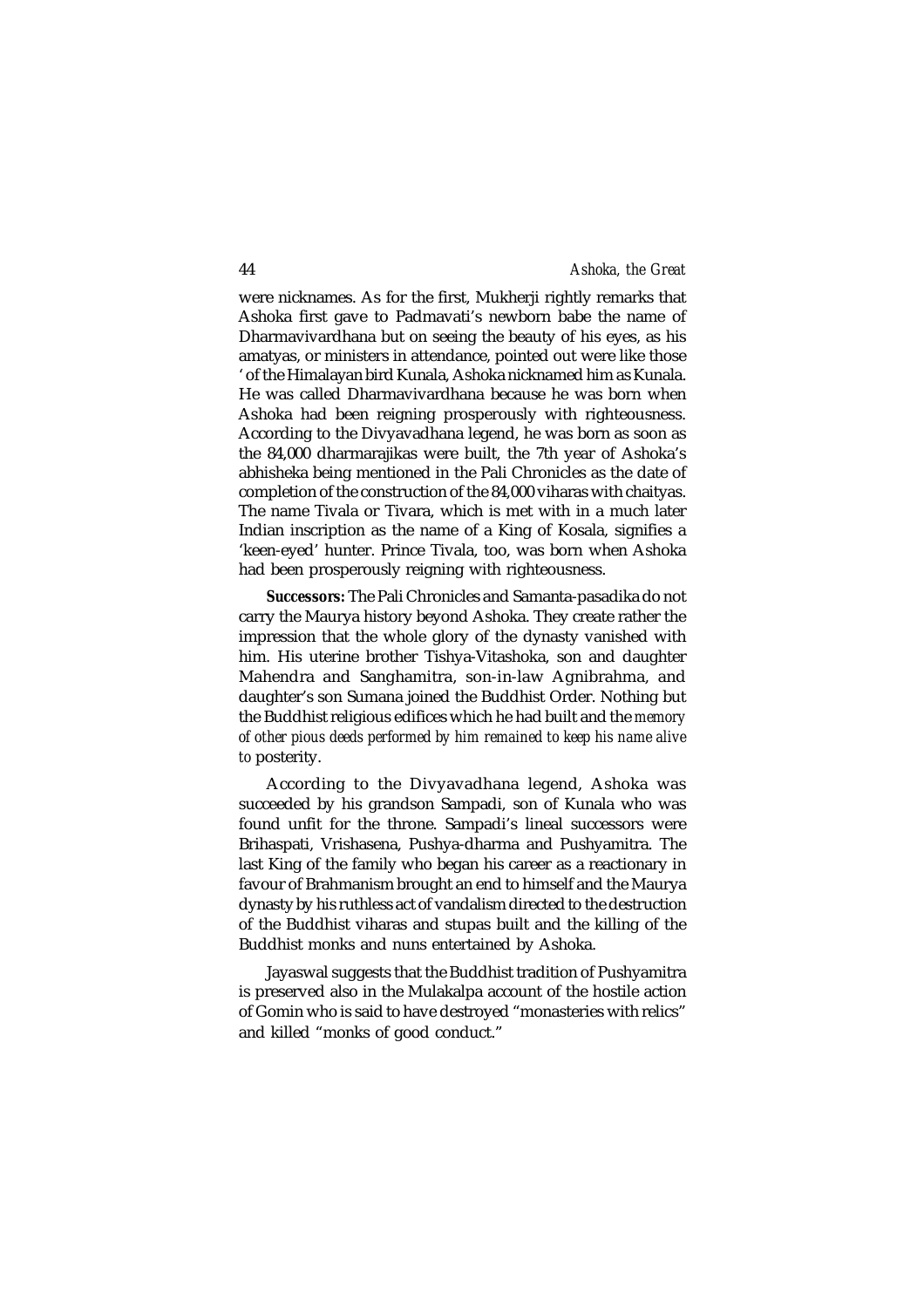were nicknames. As for the first, Mukherji rightly remarks that Ashoka first gave to Padmavati's newborn babe the name of Dharmavivardhana but on seeing the beauty of his eyes, as his amatyas, or ministers in attendance, pointed out were like those ' of the Himalayan bird Kunala, Ashoka nicknamed him as Kunala. He was called Dharmavivardhana because he was born when Ashoka had been reigning prosperously with righteousness. According to the Divyavadhana legend, he was born as soon as the 84,000 dharmarajikas were built, the 7th year of Ashoka's abhisheka being mentioned in the Pali Chronicles as the date of completion of the construction of the 84,000 viharas with chaityas. The name Tivala or Tivara, which is met with in a much later Indian inscription as the name of a King of Kosala, signifies a 'keen-eyed' hunter. Prince Tivala, too, was born when Ashoka had been prosperously reigning with righteousness.

**Successors:** The Pali Chronicles and Samanta-pasadika do not carry the Maurya history beyond Ashoka. They create rather the impression that the whole glory of the dynasty vanished with him. His uterine brother Tishya-Vitashoka, son and daughter Mahendra and Sanghamitra, son-in-law Agnibrahma, and daughter's son Sumana joined the Buddhist Order. Nothing but the Buddhist religious edifices which he had built and the *memory of other pious deeds performed by him remained to keep his name alive to* posterity.

According to the Divyavadhana legend, Ashoka was succeeded by his grandson Sampadi, son of Kunala who was found unfit for the throne. Sampadi's lineal successors were Brihaspati, Vrishasena, Pushya-dharma and Pushyamitra. The last King of the family who began his career as a reactionary in favour of Brahmanism brought an end to himself and the Maurya dynasty by his ruthless act of vandalism directed to the destruction of the Buddhist viharas and stupas built and the killing of the Buddhist monks and nuns entertained by Ashoka.

Jayaswal suggests that the Buddhist tradition of Pushyamitra is preserved also in the Mulakalpa account of the hostile action of Gomin who is said to have destroyed "monasteries with relics" and killed "monks of good conduct."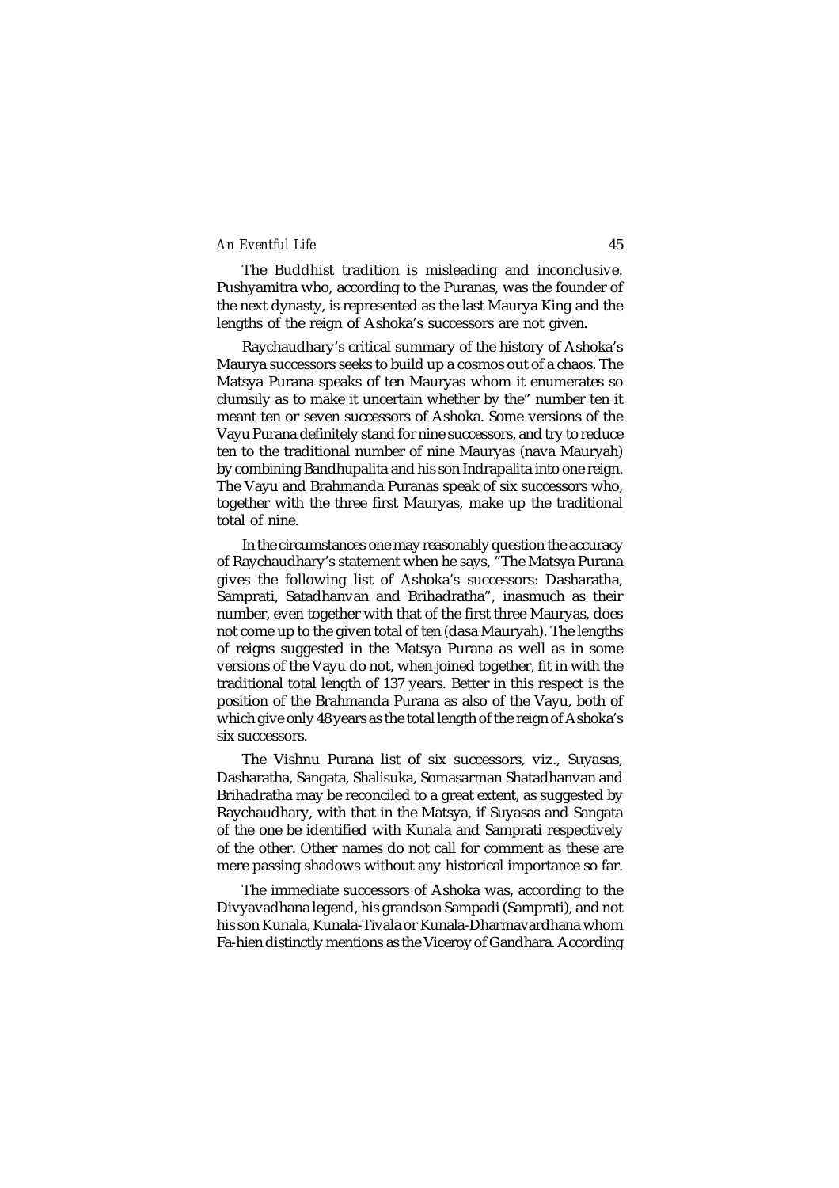The Buddhist tradition is misleading and inconclusive. Pushyamitra who, according to the Puranas, was the founder of the next dynasty, is represented as the last Maurya King and the lengths of the reign of Ashoka's successors are not given.

Raychaudhary's critical summary of the history of Ashoka's Maurya successors seeks to build up a cosmos out of a chaos. The Matsya Purana speaks of ten Mauryas whom it enumerates so clumsily as to make it uncertain whether by the" number ten it meant ten or seven successors of Ashoka. Some versions of the Vayu Purana definitely stand for nine successors, and try to reduce ten to the traditional number of nine Mauryas (nava Mauryah) by combining Bandhupalita and his son Indrapalita into one reign. The Vayu and Brahmanda Puranas speak of six successors who, together with the three first Mauryas, make up the traditional total of nine.

In the circumstances one may reasonably question the accuracy of Raychaudhary's statement when he says, "The Matsya Purana gives the following list of Ashoka's successors: Dasharatha, Samprati, Satadhanvan and Brihadratha", inasmuch as their number, even together with that of the first three Mauryas, does not come up to the given total of ten (dasa Mauryah). The lengths of reigns suggested in the Matsya Purana as well as in some versions of the Vayu do not, when joined together, fit in with the traditional total length of 137 years. Better in this respect is the position of the Brahmanda Purana as also of the Vayu, both of which give only 48 years as the total length of the reign of Ashoka's six successors.

The Vishnu Purana list of six successors, viz., Suyasas, Dasharatha, Sangata, Shalisuka, Somasarman Shatadhanvan and Brihadratha may be reconciled to a great extent, as suggested by Raychaudhary, with that in the Matsya, if Suyasas and Sangata of the one be identified with Kunala and Samprati respectively of the other. Other names do not call for comment as these are mere passing shadows without any historical importance so far.

The immediate successors of Ashoka was, according to the Divyavadhana legend, his grandson Sampadi (Samprati), and not his son Kunala, Kunala-Tivala or Kunala-Dharmavardhana whom Fa-hien distinctly mentions as the Viceroy of Gandhara. According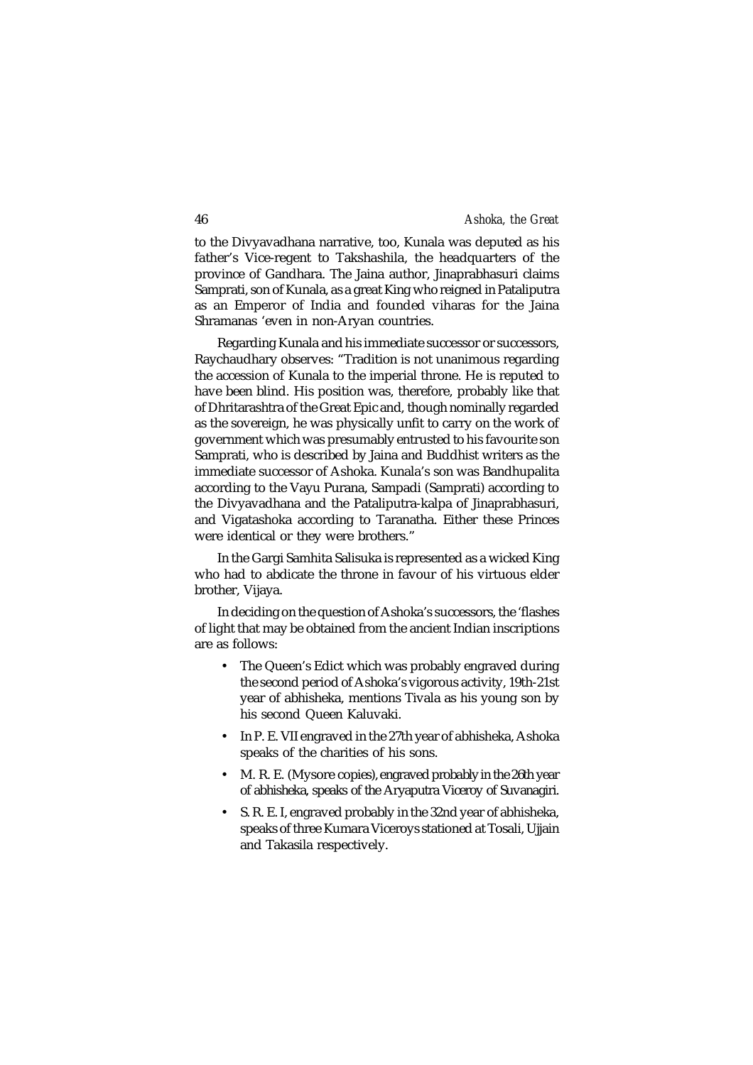to the Divyavadhana narrative, too, Kunala was deputed as his father's Vice-regent to Takshashila, the headquarters of the province of Gandhara. The Jaina author, Jinaprabhasuri claims Samprati, son of Kunala, as a great King who reigned in Pataliputra as an Emperor of India and founded viharas for the Jaina Shramanas 'even in non-Aryan countries.

Regarding Kunala and his immediate successor or successors, Raychaudhary observes: "Tradition is not unanimous regarding the accession of Kunala to the imperial throne. He is reputed to have been blind. His position was, therefore, probably like that of Dhritarashtra of the Great Epic and, though nominally regarded as the sovereign, he was physically unfit to carry on the work of government which was presumably entrusted to his favourite son Samprati, who is described by Jaina and Buddhist writers as the immediate successor of Ashoka. Kunala's son was Bandhupalita according to the Vayu Purana, Sampadi (Samprati) according to the Divyavadhana and the Pataliputra-kalpa of Jinaprabhasuri, and Vigatashoka according to Taranatha. Either these Princes were identical or they were brothers."

In the Gargi Samhita Salisuka is represented as a wicked King who had to abdicate the throne in favour of his virtuous elder brother, Vijaya.

In deciding on the question of Ashoka's successors, the 'flashes of light that may be obtained from the ancient Indian inscriptions are as follows:

- The Queen's Edict which was probably engraved during the second period of Ashoka's vigorous activity, 19th-21st year of abhisheka, mentions Tivala as his young son by his second Queen Kaluvaki.
- In P. E. VII engraved in the 27th year of abhisheka, Ashoka speaks of the charities of his sons.
- M. R. E. (Mysore copies), engraved probably in the 26th year of abhisheka, speaks of the Aryaputra Viceroy of Suvanagiri.
- S. R. E. I, engraved probably in the 32nd year of abhisheka, speaks of three Kumara Viceroys stationed at Tosali, Ujjain and Takasila respectively.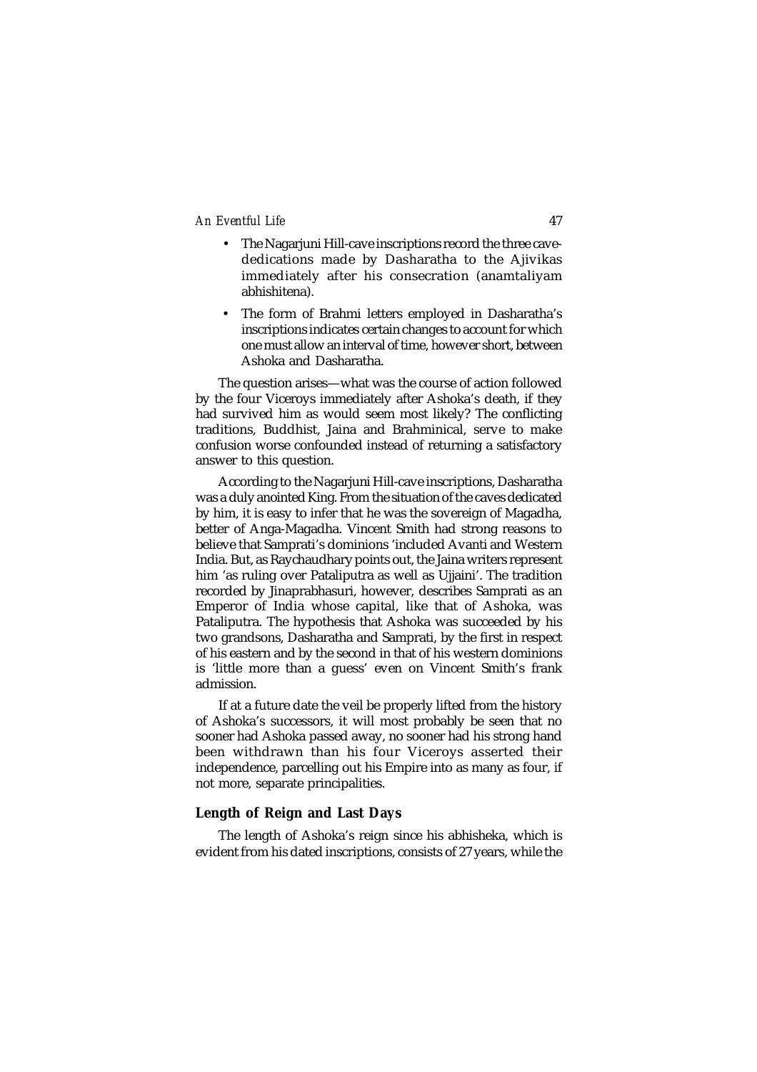- The Nagarjuni Hill-cave inscriptions record the three cave-dedications made by Dasharatha to the Ajivikas immediately after his consecration (anamtaliyam abhishitena).
- The form of Brahmi letters employed in Dasharatha's inscriptions indicates certain changes to account for which one must allow an interval of time, however short, between Ashoka and Dasharatha.

The question arises—what was the course of action followed by the four Viceroys immediately after Ashoka's death, if they had survived him as would seem most likely? The conflicting traditions, Buddhist, Jaina and Brahminical, serve to make confusion worse confounded instead of returning a satisfactory answer to this question.

According to the Nagarjuni Hill-cave inscriptions, Dasharatha was a duly anointed King. From the situation of the caves dedicated by him, it is easy to infer that he was the sovereign of Magadha, better of Anga-Magadha. Vincent Smith had strong reasons to believe that Samprati's dominions 'included Avanti and Western India. But, as Raychaudhary points out, the Jaina writers represent him 'as ruling over Pataliputra as well as Ujjaini'. The tradition recorded by Jinaprabhasuri, however, describes Samprati as an Emperor of India whose capital, like that of Ashoka, was Pataliputra. The hypothesis that Ashoka was succeeded by his two grandsons, Dasharatha and Samprati, by the first in respect of his eastern and by the second in that of his western dominions is 'little more than a guess' even on Vincent Smith's frank admission.

If at a future date the veil be properly lifted from the history of Ashoka's successors, it will most probably be seen that no sooner had Ashoka passed away, no sooner had his strong hand been withdrawn than his four Viceroys asserted their independence, parcelling out his Empire into as many as four, if not more, separate principalities.

## Length of Reign and Last Days

The length of Ashoka's reign since his abhisheka, which is evident from his dated inscriptions, consists of 27 years, while the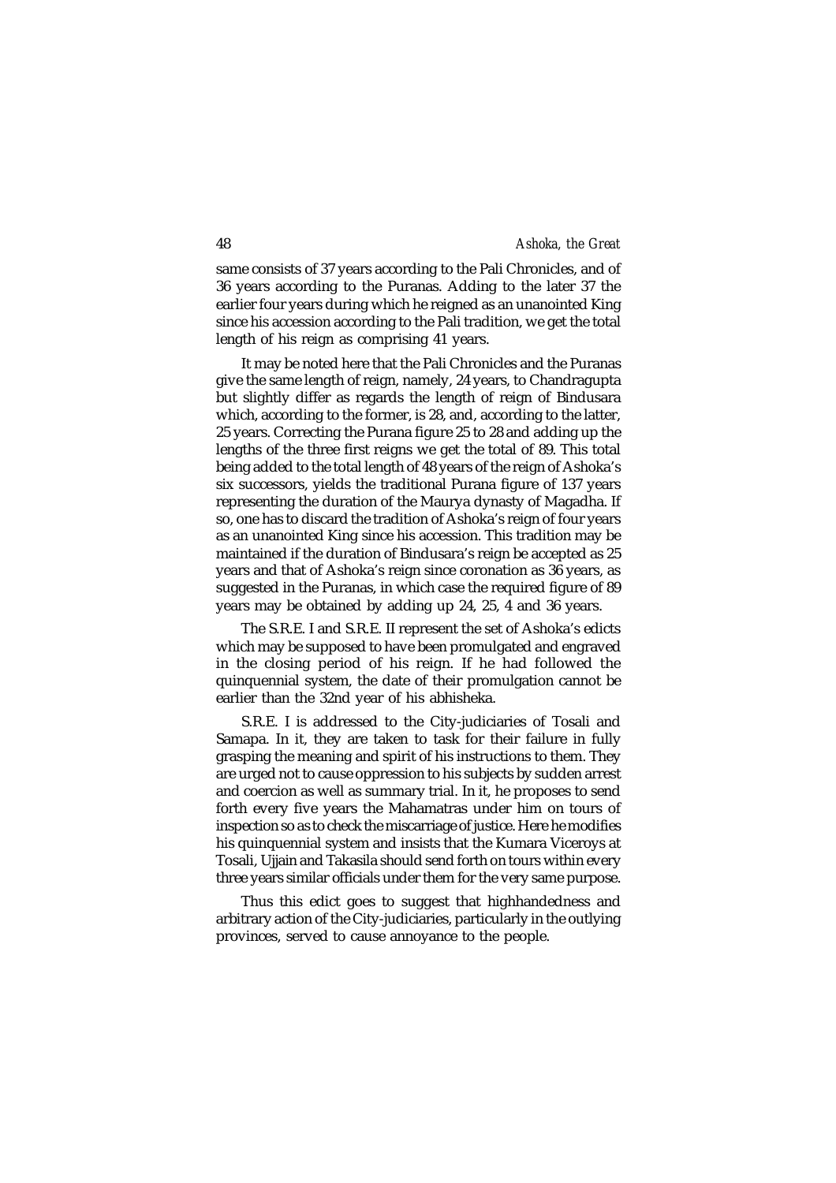same consists of 37 years according to the Pali Chronicles, and of 36 years according to the Puranas. Adding to the later 37 the earlier four years during which he reigned as an unanointed King since his accession according to the Pali tradition, we get the total length of his reign as comprising 41 years.

It may be noted here that the Pali Chronicles and the Puranas give the same length of reign, namely, 24 years, to Chandragupta but slightly differ as regards the length of reign of Bindusara which, according to the former, is 28, and, according to the latter, 25 years. Correcting the Purana figure 25 to 28 and adding up the lengths of the three first reigns we get the total of 89. This total being added to the total length of 48 years of the reign of Ashoka's six successors, yields the traditional Purana figure of 137 years representing the duration of the Maurya dynasty of Magadha. If so, one has to discard the tradition of Ashoka's reign of four years as an unanointed King since his accession. This tradition may be maintained if the duration of Bindusara's reign be accepted as 25 years and that of Ashoka's reign since coronation as 36 years, as suggested in the Puranas, in which case the required figure of 89 years may be obtained by adding up 24, 25, 4 and 36 years.

The S.R.E. I and S.R.E. II represent the set of Ashoka's edicts which may be supposed to have been promulgated and engraved in the closing period of his reign. If he had followed the quinquennial system, the date of their promulgation cannot be earlier than the 32nd year of his abhisheka.

S.R.E. I is addressed to the City-judiciaries of Tosali and Samapa. In it, they are taken to task for their failure in fully grasping the meaning and spirit of his instructions to them. They are urged not to cause oppression to his subjects by sudden arrest and coercion as well as summary trial. In it, he proposes to send forth every five years the Mahamatras under him on tours of inspection so as to check the miscarriage of justice. Here he modifies his quinquennial system and insists that the Kumara Viceroys at Tosali, Ujjain and Takasila should send forth on tours within every three years similar officials under them for the very same purpose.

Thus this edict goes to suggest that highhandedness and arbitrary action of the City-judiciaries, particularly in the outlying provinces, served to cause annoyance to the people.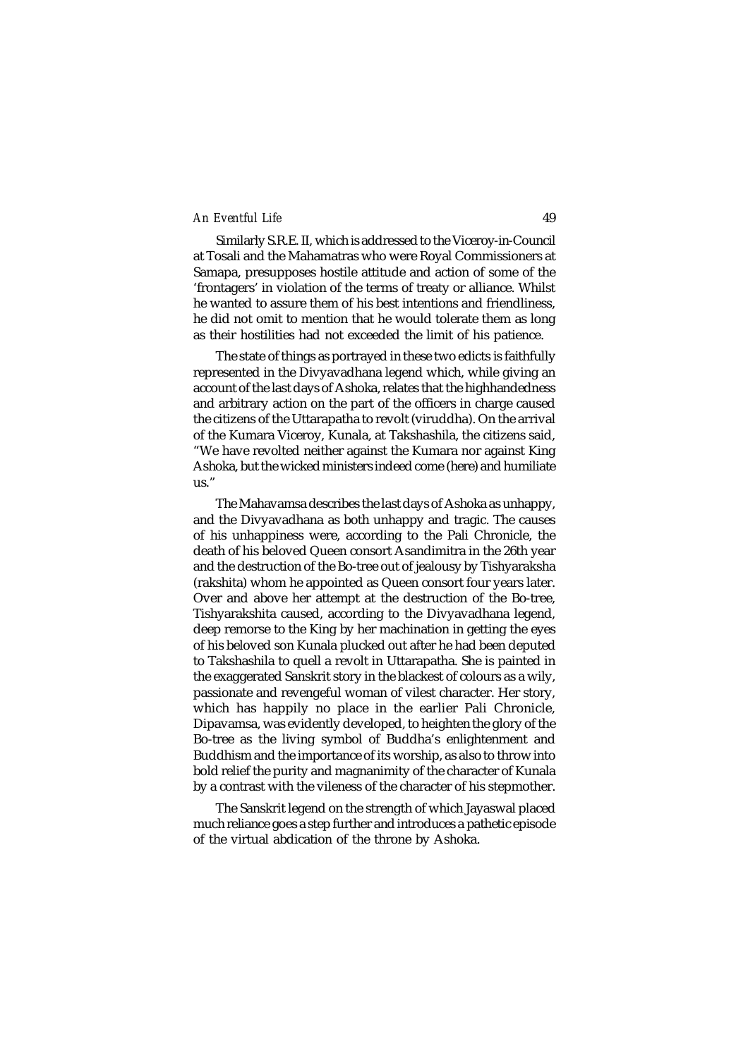Similarly S.R.E. II, which is addressed to the Viceroy-in-Council at Tosali and the Mahamatras who were Royal Commissioners at Samapa, presupposes hostile attitude and action of some of the 'frontagers' in violation of the terms of treaty or alliance. Whilst he wanted to assure them of his best intentions and friendliness, he did not omit to mention that he would tolerate them as long as their hostilities had not exceeded the limit of his patience.

The state of things as portrayed in these two edicts is faithfully represented in the Divyavadhana legend which, while giving an account of the last days of Ashoka, relates that the highhandedness and arbitrary action on the part of the officers in charge caused the citizens of the Uttarapatha to revolt (viruddha). On the arrival of the Kumara Viceroy, Kunala, at Takshashila, the citizens said, "We have revolted neither against the Kumara nor against King Ashoka, but the wicked ministers indeed come (here) and humiliate us."

The Mahavamsa describes the last days of Ashoka as unhappy, and the Divyavadhana as both unhappy and tragic. The causes of his unhappiness were, according to the Pali Chronicle, the death of his beloved Queen consort Asandimitra in the 26th year and the destruction of the Bo-tree out of jealousy by Tishyaraksha (rakshita) whom he appointed as Queen consort four years later. Over and above her attempt at the destruction of the Bo-tree, Tishyarakshita caused, according to the Divyavadhana legend, deep remorse to the King by her machination in getting the eyes of his beloved son Kunala plucked out after he had been deputed to Takshashila to quell a revolt in Uttarapatha. She is painted in the exaggerated Sanskrit story in the blackest of colours as a wily, passionate and revengeful woman of vilest character. Her story, which has happily no place in the earlier Pali Chronicle, Dipavamsa, was evidently developed, to heighten the glory of the Bo-tree as the living symbol of Buddha's enlightenment and Buddhism and the importance of its worship, as also to throw into bold relief the purity and magnanimity of the character of Kunala by a contrast with the vileness of the character of his stepmother.

The Sanskrit legend on the strength of which Jayaswal placed much reliance goes a step further and introduces a pathetic episode of the virtual abdication of the throne by Ashoka.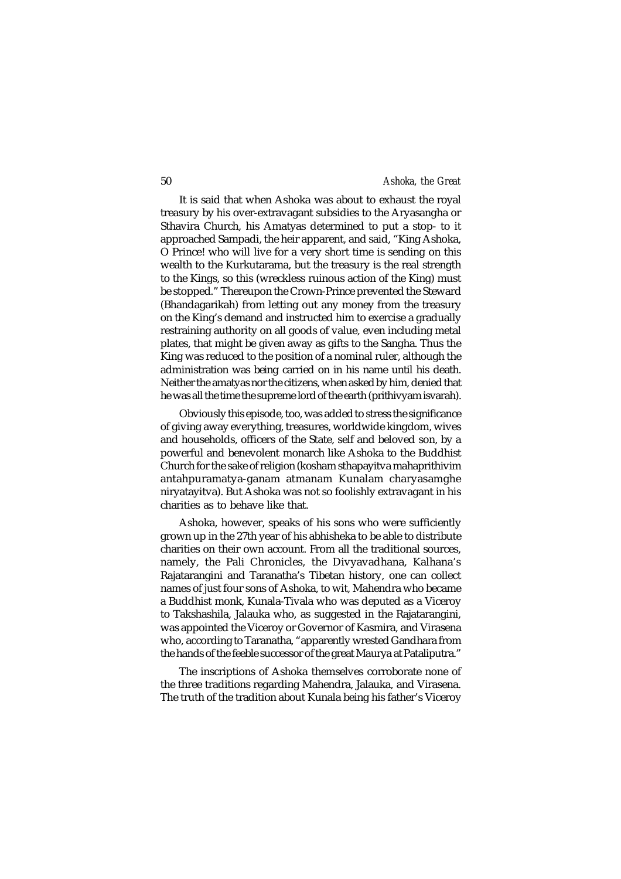It is said that when Ashoka was about to exhaust the royal treasury by his over-extravagant subsidies to the Aryasangha or Sthavira Church, his Amatyas determined to put a stop- to it approached Sampadi, the heir apparent, and said, "King Ashoka, O Prince! who will live for a very short time is sending on this wealth to the Kurkutarama, but the treasury is the real strength to the Kings, so this (wreckless ruinous action of the King) must be stopped." Thereupon the Crown-Prince prevented the Steward (Bhandagarikah) from letting out any money from the treasury on the King's demand and instructed him to exercise a gradually restraining authority on all goods of value, even including metal plates, that might be given away as gifts to the Sangha. Thus the King was reduced to the position of a nominal ruler, although the administration was being carried on in his name until his death. Neither the amatyas nor the citizens, when asked by him, denied that he was all the time the supreme lord of the earth (prithivyam isvarah).

Obviously this episode, too, was added to stress the significance of giving away everything, treasures, worldwide kingdom, wives and households, officers of the State, self and beloved son, by a powerful and benevolent monarch like Ashoka to the Buddhist Church for the sake of religion (kosham sthapayitva mahaprithivim antahpuramatya-ganam atmanam Kunalam charyasamghe niryatayitva). But Ashoka was not so foolishly extravagant in his charities as to behave like that.

Ashoka, however, speaks of his sons who were sufficiently grown up in the 27th year of his abhisheka to be able to distribute charities on their own account. From all the traditional sources, namely, the Pali Chronicles, the Divyavadhana, Kalhana's Rajatarangini and Taranatha's Tibetan history, one can collect names of just four sons of Ashoka, to wit, Mahendra who became a Buddhist monk, Kunala-Tivala who was deputed as a Viceroy to Takshashila, Jalauka who, as suggested in the Rajatarangini, was appointed the Viceroy or Governor of Kasmira, and Virasena who, according to Taranatha, "apparently wrested Gandhara from the hands of the feeble successor of the great Maurya at Pataliputra."

The inscriptions of Ashoka themselves corroborate none of the three traditions regarding Mahendra, Jalauka, and Virasena. The truth of the tradition about Kunala being his father's Viceroy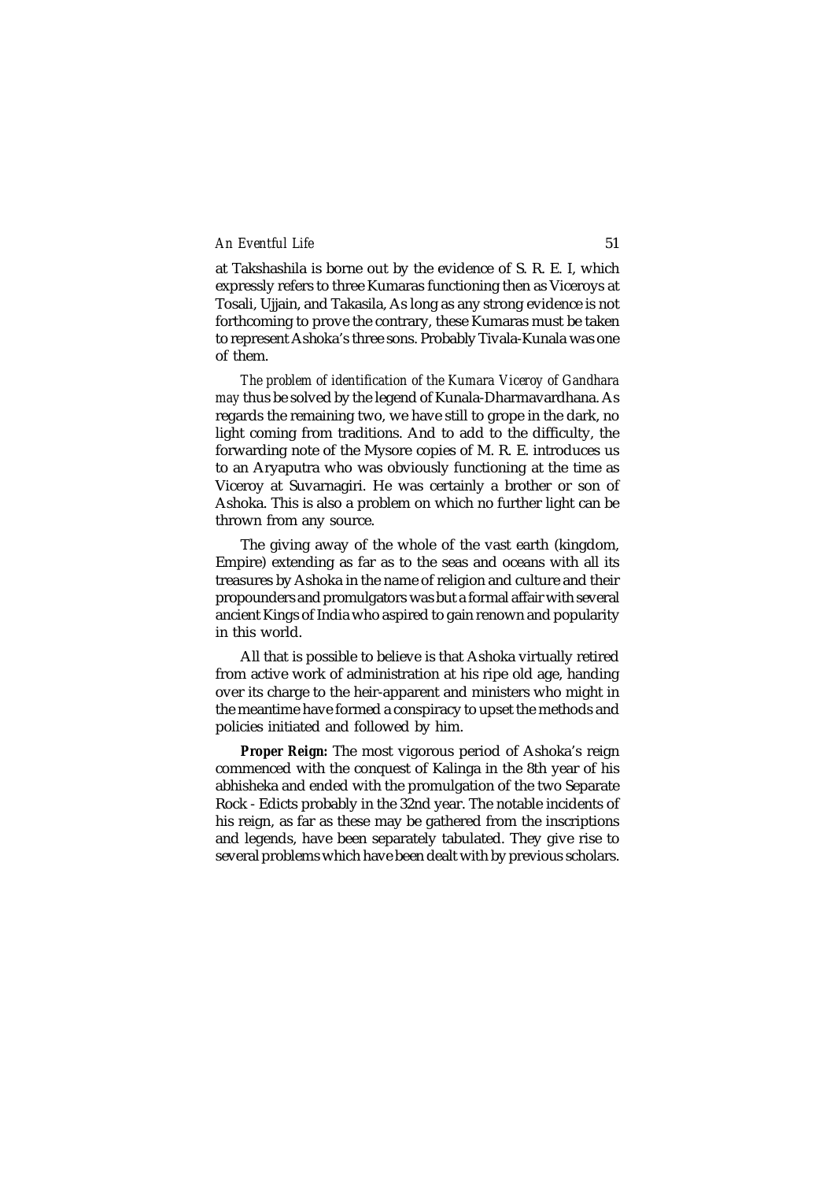at Takshashila is borne out by the evidence of S. R. E. I, which expressly refers to three Kumaras functioning then as Viceroys at Tosali, Ujjain, and Takasila, As long as any strong evidence is not forthcoming to prove the contrary, these Kumaras must be taken to represent Ashoka's three sons. Probably Tivala-Kunala was one of them.

*The problem of identification of the Kumara Viceroy of Gandhara may* thus be solved by the legend of Kunala-Dharmavardhana. As regards the remaining two, we have still to grope in the dark, no light coming from traditions. And to add to the difficulty, the forwarding note of the Mysore copies of M. R. E. introduces us to an Aryaputra who was obviously functioning at the time as Viceroy at Suvarnagiri. He was certainly a brother or son of Ashoka. This is also a problem on which no further light can be thrown from any source.

The giving away of the whole of the vast earth (kingdom, Empire) extending as far as to the seas and oceans with all its treasures by Ashoka in the name of religion and culture and their propounders and promulgators was but a formal affair with several ancient Kings of India who aspired to gain renown and popularity in this world.

All that is possible to believe is that Ashoka virtually retired from active work of administration at his ripe old age, handing over its charge to the heir-apparent and ministers who might in the meantime have formed a conspiracy to upset the methods and policies initiated and followed by him.

**Proper Reign:** The most vigorous period of Ashoka's reign commenced with the conquest of Kalinga in the 8th year of his abhisheka and ended with the promulgation of the two Separate Rock - Edicts probably in the 32nd year. The notable incidents of his reign, as far as these may be gathered from the inscriptions and legends, have been separately tabulated. They give rise to several problems which have been dealt with by previous scholars.